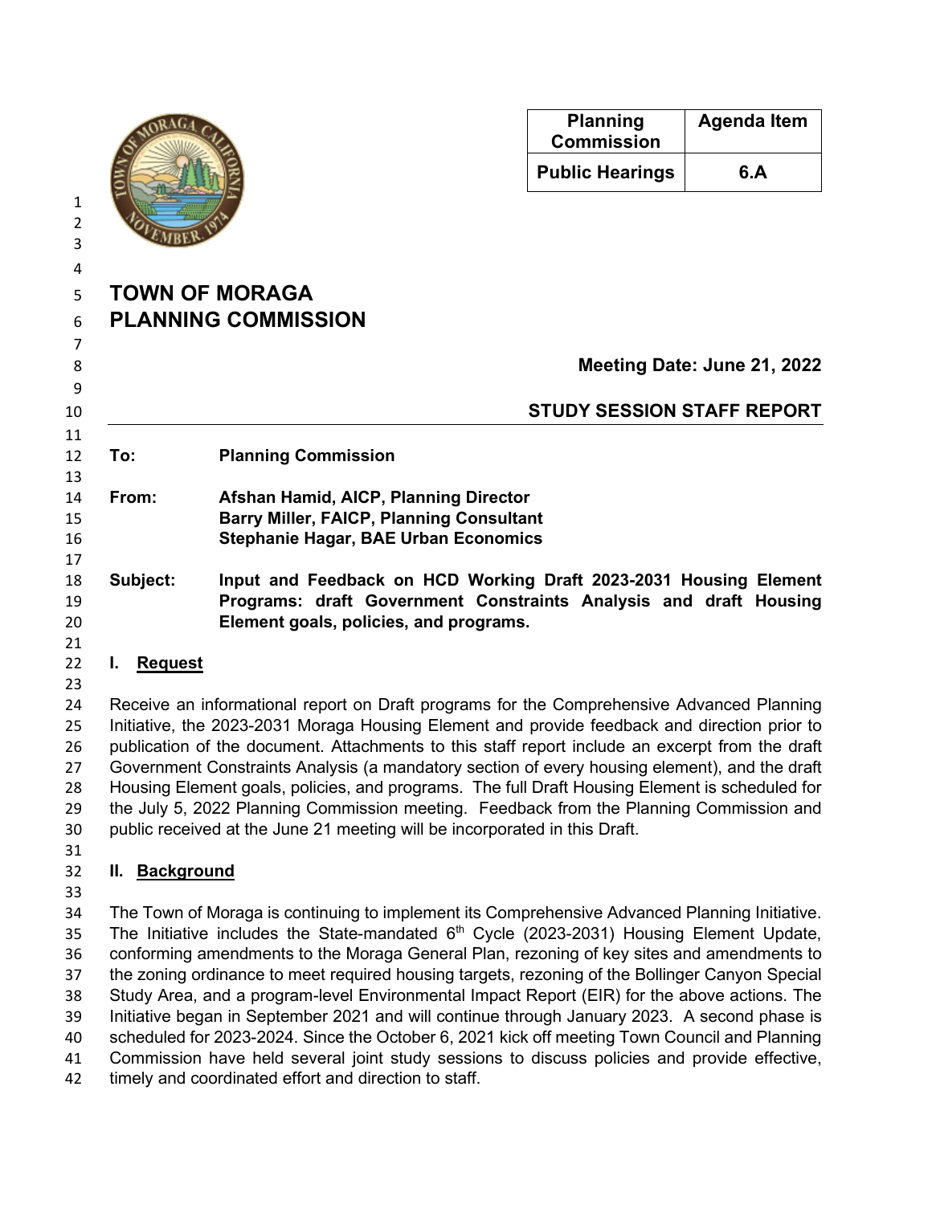| Planning Commission | Agenda Item |
| --- | --- |
| Public Hearings | 6.A |

# TOWN OF MORAGA
# PLANNING COMMISSION

**Meeting Date: June 21, 2022**

**STUDY SESSION STAFF REPORT**

---

**To:** **Planning Commission**

**From:** **Afshan Hamid, AICP, Planning Director**
**Barry Miller, FAICP, Planning Consultant**
**Stephanie Hagar, BAE Urban Economics**

**Subject:** **Input and Feedback on HCD Working Draft 2023-2031 Housing Element Programs: draft Government Constraints Analysis and draft Housing Element goals, policies, and programs.**

## I. Request

Receive an informational report on Draft programs for the Comprehensive Advanced Planning Initiative, the 2023-2031 Moraga Housing Element and provide feedback and direction prior to publication of the document. Attachments to this staff report include an excerpt from the draft Government Constraints Analysis (a mandatory section of every housing element), and the draft Housing Element goals, policies, and programs. The full Draft Housing Element is scheduled for the July 5, 2022 Planning Commission meeting. Feedback from the Planning Commission and public received at the June 21 meeting will be incorporated in this Draft.

## II. Background

The Town of Moraga is continuing to implement its Comprehensive Advanced Planning Initiative. The Initiative includes the State-mandated 6th Cycle (2023-2031) Housing Element Update, conforming amendments to the Moraga General Plan, rezoning of key sites and amendments to the zoning ordinance to meet required housing targets, rezoning of the Bollinger Canyon Special Study Area, and a program-level Environmental Impact Report (EIR) for the above actions. The Initiative began in September 2021 and will continue through January 2023. A second phase is scheduled for 2023-2024. Since the October 6, 2021 kick off meeting Town Council and Planning Commission have held several joint study sessions to discuss policies and provide effective, timely and coordinated effort and direction to staff.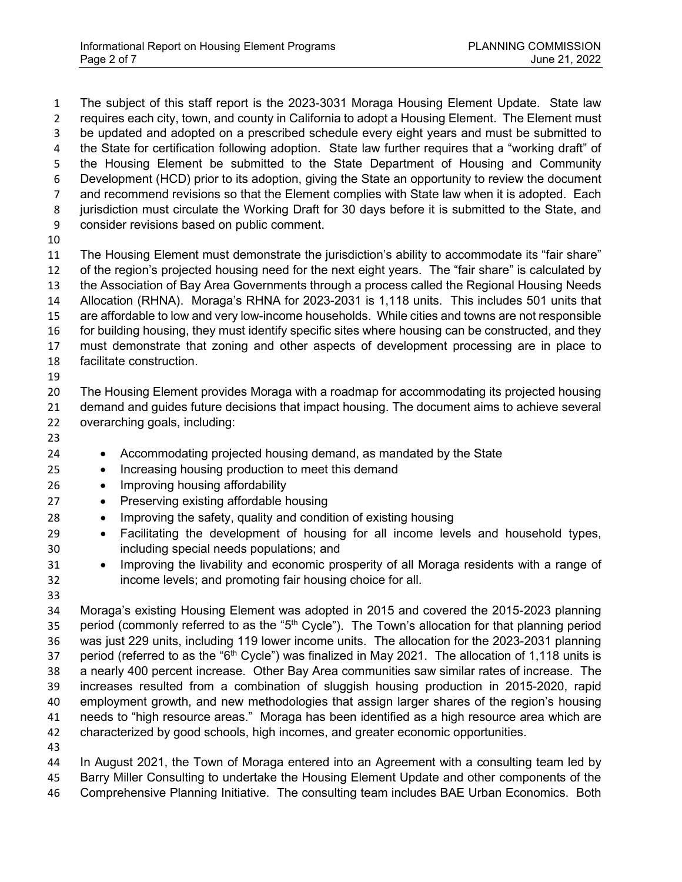The subject of this staff report is the 2023-3031 Moraga Housing Element Update. State law requires each city, town, and county in California to adopt a Housing Element. The Element must be updated and adopted on a prescribed schedule every eight years and must be submitted to the State for certification following adoption. State law further requires that a "working draft" of the Housing Element be submitted to the State Department of Housing and Community Development (HCD) prior to its adoption, giving the State an opportunity to review the document and recommend revisions so that the Element complies with State law when it is adopted. Each jurisdiction must circulate the Working Draft for 30 days before it is submitted to the State, and consider revisions based on public comment.

The Housing Element must demonstrate the jurisdiction's ability to accommodate its "fair share" of the region's projected housing need for the next eight years. The "fair share" is calculated by the Association of Bay Area Governments through a process called the Regional Housing Needs Allocation (RHNA). Moraga's RHNA for 2023-2031 is 1,118 units. This includes 501 units that are affordable to low and very low-income households. While cities and towns are not responsible for building housing, they must identify specific sites where housing can be constructed, and they must demonstrate that zoning and other aspects of development processing are in place to facilitate construction.

The Housing Element provides Moraga with a roadmap for accommodating its projected housing demand and guides future decisions that impact housing. The document aims to achieve several overarching goals, including:

- Accommodating projected housing demand, as mandated by the State
- Increasing housing production to meet this demand
- Improving housing affordability
- Preserving existing affordable housing
- Improving the safety, quality and condition of existing housing
- Facilitating the development of housing for all income levels and household types, including special needs populations; and
- Improving the livability and economic prosperity of all Moraga residents with a range of income levels; and promoting fair housing choice for all.

Moraga's existing Housing Element was adopted in 2015 and covered the 2015-2023 planning period (commonly referred to as the "5th Cycle"). The Town's allocation for that planning period was just 229 units, including 119 lower income units. The allocation for the 2023-2031 planning period (referred to as the "6th Cycle") was finalized in May 2021. The allocation of 1,118 units is a nearly 400 percent increase. Other Bay Area communities saw similar rates of increase. The increases resulted from a combination of sluggish housing production in 2015-2020, rapid employment growth, and new methodologies that assign larger shares of the region's housing needs to "high resource areas." Moraga has been identified as a high resource area which are characterized by good schools, high incomes, and greater economic opportunities.

In August 2021, the Town of Moraga entered into an Agreement with a consulting team led by Barry Miller Consulting to undertake the Housing Element Update and other components of the Comprehensive Planning Initiative. The consulting team includes BAE Urban Economics. Both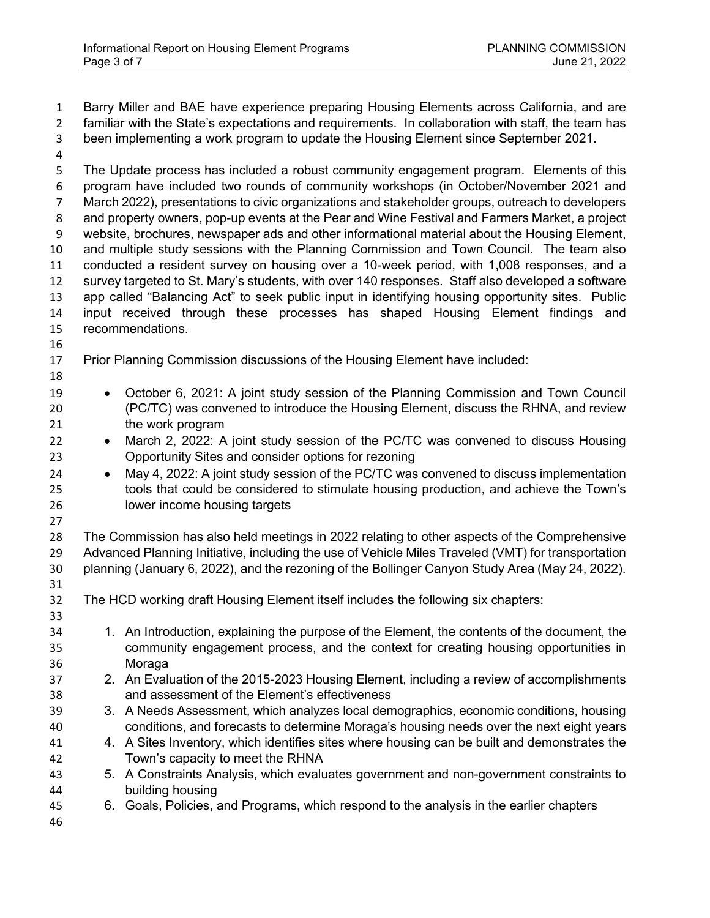Barry Miller and BAE have experience preparing Housing Elements across California, and are familiar with the State's expectations and requirements. In collaboration with staff, the team has been implementing a work program to update the Housing Element since September 2021.

The Update process has included a robust community engagement program. Elements of this program have included two rounds of community workshops (in October/November 2021 and March 2022), presentations to civic organizations and stakeholder groups, outreach to developers and property owners, pop-up events at the Pear and Wine Festival and Farmers Market, a project website, brochures, newspaper ads and other informational material about the Housing Element, and multiple study sessions with the Planning Commission and Town Council. The team also conducted a resident survey on housing over a 10-week period, with 1,008 responses, and a survey targeted to St. Mary's students, with over 140 responses. Staff also developed a software app called "Balancing Act" to seek public input in identifying housing opportunity sites. Public input received through these processes has shaped Housing Element findings and recommendations.

Prior Planning Commission discussions of the Housing Element have included:

- October 6, 2021: A joint study session of the Planning Commission and Town Council (PC/TC) was convened to introduce the Housing Element, discuss the RHNA, and review the work program
- March 2, 2022: A joint study session of the PC/TC was convened to discuss Housing Opportunity Sites and consider options for rezoning
- May 4, 2022: A joint study session of the PC/TC was convened to discuss implementation tools that could be considered to stimulate housing production, and achieve the Town's lower income housing targets

The Commission has also held meetings in 2022 relating to other aspects of the Comprehensive Advanced Planning Initiative, including the use of Vehicle Miles Traveled (VMT) for transportation planning (January 6, 2022), and the rezoning of the Bollinger Canyon Study Area (May 24, 2022).

The HCD working draft Housing Element itself includes the following six chapters:

1. An Introduction, explaining the purpose of the Element, the contents of the document, the community engagement process, and the context for creating housing opportunities in Moraga
2. An Evaluation of the 2015-2023 Housing Element, including a review of accomplishments and assessment of the Element's effectiveness
3. A Needs Assessment, which analyzes local demographics, economic conditions, housing conditions, and forecasts to determine Moraga's housing needs over the next eight years
4. A Sites Inventory, which identifies sites where housing can be built and demonstrates the Town's capacity to meet the RHNA
5. A Constraints Analysis, which evaluates government and non-government constraints to building housing
6. Goals, Policies, and Programs, which respond to the analysis in the earlier chapters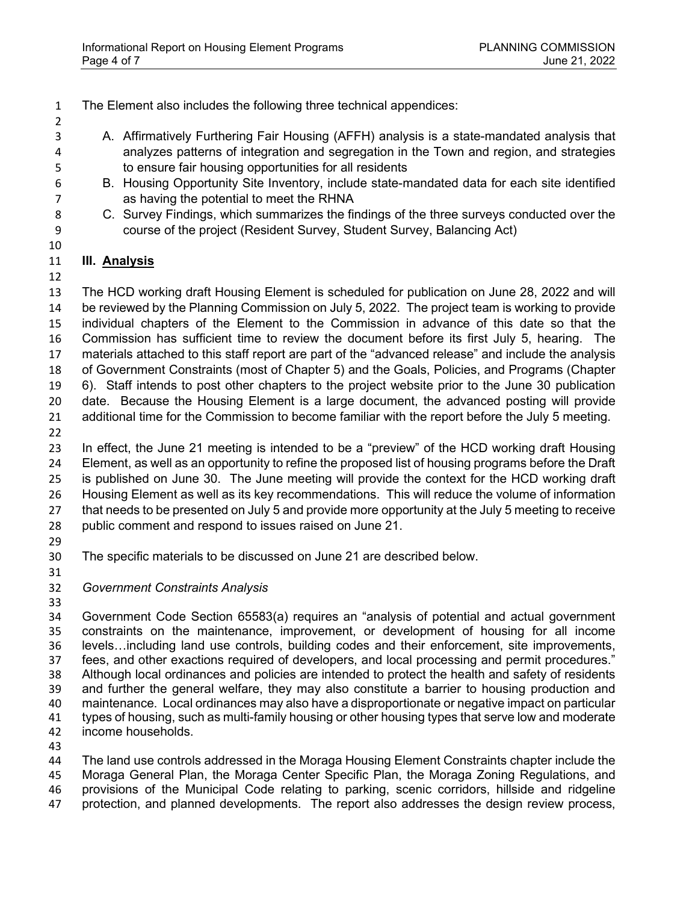The Element also includes the following three technical appendices:

A. Affirmatively Furthering Fair Housing (AFFH) analysis is a state-mandated analysis that analyzes patterns of integration and segregation in the Town and region, and strategies to ensure fair housing opportunities for all residents
B. Housing Opportunity Site Inventory, include state-mandated data for each site identified as having the potential to meet the RHNA
C. Survey Findings, which summarizes the findings of the three surveys conducted over the course of the project (Resident Survey, Student Survey, Balancing Act)

## III. Analysis

The HCD working draft Housing Element is scheduled for publication on June 28, 2022 and will be reviewed by the Planning Commission on July 5, 2022. The project team is working to provide individual chapters of the Element to the Commission in advance of this date so that the Commission has sufficient time to review the document before its first July 5, hearing. The materials attached to this staff report are part of the "advanced release" and include the analysis of Government Constraints (most of Chapter 5) and the Goals, Policies, and Programs (Chapter 6). Staff intends to post other chapters to the project website prior to the June 30 publication date. Because the Housing Element is a large document, the advanced posting will provide additional time for the Commission to become familiar with the report before the July 5 meeting.

In effect, the June 21 meeting is intended to be a "preview" of the HCD working draft Housing Element, as well as an opportunity to refine the proposed list of housing programs before the Draft is published on June 30. The June meeting will provide the context for the HCD working draft Housing Element as well as its key recommendations. This will reduce the volume of information that needs to be presented on July 5 and provide more opportunity at the July 5 meeting to receive public comment and respond to issues raised on June 21.

The specific materials to be discussed on June 21 are described below.

*Government Constraints Analysis*

Government Code Section 65583(a) requires an "analysis of potential and actual government constraints on the maintenance, improvement, or development of housing for all income levels…including land use controls, building codes and their enforcement, site improvements, fees, and other exactions required of developers, and local processing and permit procedures." Although local ordinances and policies are intended to protect the health and safety of residents and further the general welfare, they may also constitute a barrier to housing production and maintenance. Local ordinances may also have a disproportionate or negative impact on particular types of housing, such as multi-family housing or other housing types that serve low and moderate income households.

The land use controls addressed in the Moraga Housing Element Constraints chapter include the Moraga General Plan, the Moraga Center Specific Plan, the Moraga Zoning Regulations, and provisions of the Municipal Code relating to parking, scenic corridors, hillside and ridgeline protection, and planned developments. The report also addresses the design review process,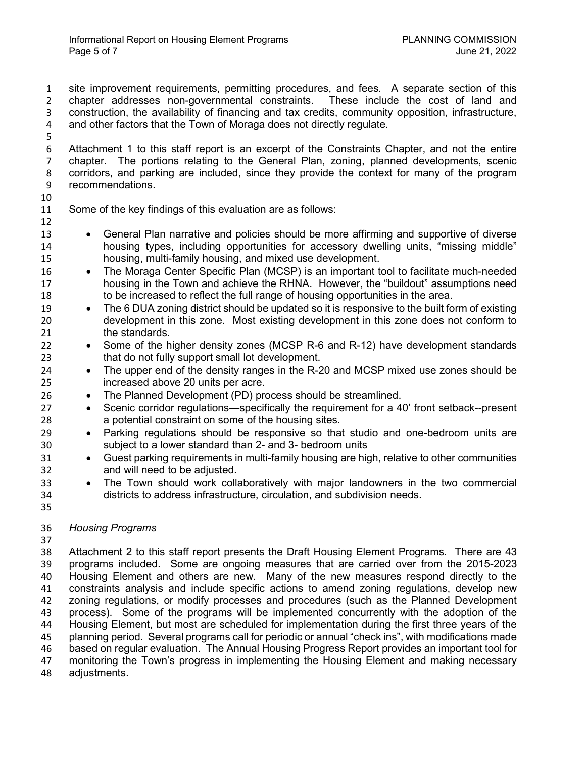site improvement requirements, permitting procedures, and fees. A separate section of this chapter addresses non-governmental constraints. These include the cost of land and construction, the availability of financing and tax credits, community opposition, infrastructure, and other factors that the Town of Moraga does not directly regulate.

Attachment 1 to this staff report is an excerpt of the Constraints Chapter, and not the entire chapter. The portions relating to the General Plan, zoning, planned developments, scenic corridors, and parking are included, since they provide the context for many of the program recommendations.

Some of the key findings of this evaluation are as follows:

- General Plan narrative and policies should be more affirming and supportive of diverse housing types, including opportunities for accessory dwelling units, "missing middle" housing, multi-family housing, and mixed use development.
- The Moraga Center Specific Plan (MCSP) is an important tool to facilitate much-needed housing in the Town and achieve the RHNA. However, the "buildout" assumptions need to be increased to reflect the full range of housing opportunities in the area.
- The 6 DUA zoning district should be updated so it is responsive to the built form of existing development in this zone. Most existing development in this zone does not conform to the standards.
- Some of the higher density zones (MCSP R-6 and R-12) have development standards that do not fully support small lot development.
- The upper end of the density ranges in the R-20 and MCSP mixed use zones should be increased above 20 units per acre.
- The Planned Development (PD) process should be streamlined.
- Scenic corridor regulations—specifically the requirement for a 40' front setback--present a potential constraint on some of the housing sites.
- Parking regulations should be responsive so that studio and one-bedroom units are subject to a lower standard than 2- and 3- bedroom units
- Guest parking requirements in multi-family housing are high, relative to other communities and will need to be adjusted.
- The Town should work collaboratively with major landowners in the two commercial districts to address infrastructure, circulation, and subdivision needs.

*Housing Programs*

Attachment 2 to this staff report presents the Draft Housing Element Programs. There are 43 programs included. Some are ongoing measures that are carried over from the 2015-2023 Housing Element and others are new. Many of the new measures respond directly to the constraints analysis and include specific actions to amend zoning regulations, develop new zoning regulations, or modify processes and procedures (such as the Planned Development process). Some of the programs will be implemented concurrently with the adoption of the Housing Element, but most are scheduled for implementation during the first three years of the planning period. Several programs call for periodic or annual "check ins", with modifications made based on regular evaluation. The Annual Housing Progress Report provides an important tool for monitoring the Town's progress in implementing the Housing Element and making necessary adjustments.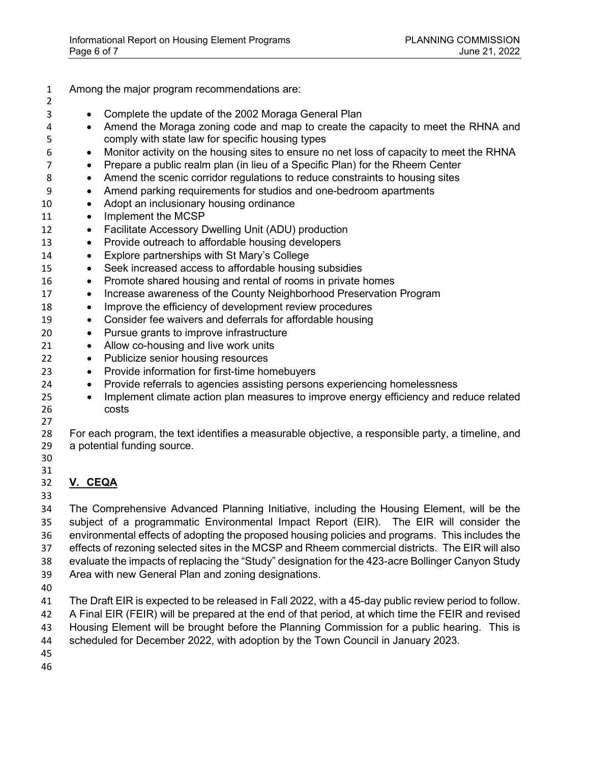Among the major program recommendations are:

- Complete the update of the 2002 Moraga General Plan
- Amend the Moraga zoning code and map to create the capacity to meet the RHNA and comply with state law for specific housing types
- Monitor activity on the housing sites to ensure no net loss of capacity to meet the RHNA
- Prepare a public realm plan (in lieu of a Specific Plan) for the Rheem Center
- Amend the scenic corridor regulations to reduce constraints to housing sites
- Amend parking requirements for studios and one-bedroom apartments
- Adopt an inclusionary housing ordinance
- Implement the MCSP
- Facilitate Accessory Dwelling Unit (ADU) production
- Provide outreach to affordable housing developers
- Explore partnerships with St Mary's College
- Seek increased access to affordable housing subsidies
- Promote shared housing and rental of rooms in private homes
- Increase awareness of the County Neighborhood Preservation Program
- Improve the efficiency of development review procedures
- Consider fee waivers and deferrals for affordable housing
- Pursue grants to improve infrastructure
- Allow co-housing and live work units
- Publicize senior housing resources
- Provide information for first-time homebuyers
- Provide referrals to agencies assisting persons experiencing homelessness
- Implement climate action plan measures to improve energy efficiency and reduce related costs

For each program, the text identifies a measurable objective, a responsible party, a timeline, and a potential funding source.

## V. CEQA

The Comprehensive Advanced Planning Initiative, including the Housing Element, will be the subject of a programmatic Environmental Impact Report (EIR). The EIR will consider the environmental effects of adopting the proposed housing policies and programs. This includes the effects of rezoning selected sites in the MCSP and Rheem commercial districts. The EIR will also evaluate the impacts of replacing the "Study" designation for the 423-acre Bollinger Canyon Study Area with new General Plan and zoning designations.

The Draft EIR is expected to be released in Fall 2022, with a 45-day public review period to follow. A Final EIR (FEIR) will be prepared at the end of that period, at which time the FEIR and revised Housing Element will be brought before the Planning Commission for a public hearing. This is scheduled for December 2022, with adoption by the Town Council in January 2023.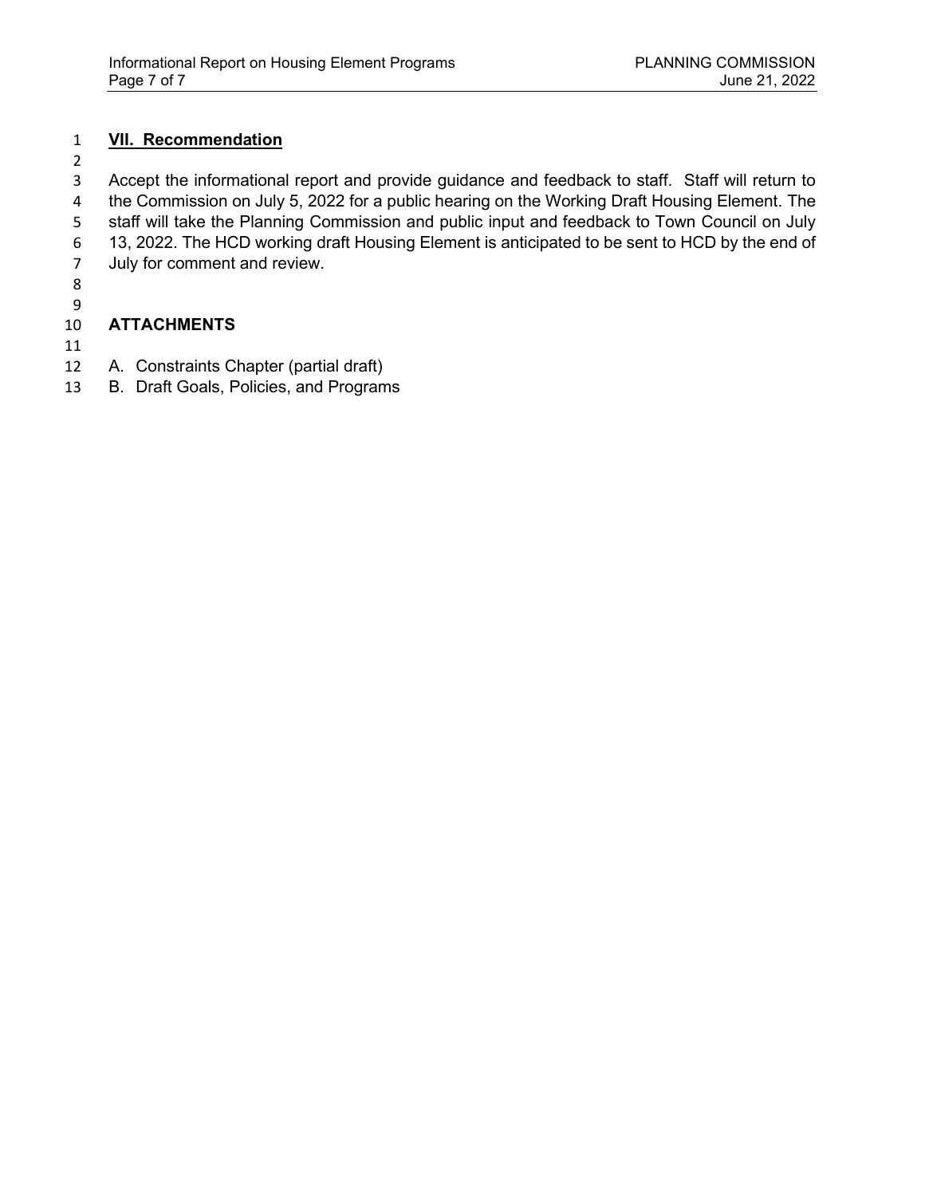## VII. Recommendation

Accept the informational report and provide guidance and feedback to staff. Staff will return to the Commission on July 5, 2022 for a public hearing on the Working Draft Housing Element. The staff will take the Planning Commission and public input and feedback to Town Council on July 13, 2022. The HCD working draft Housing Element is anticipated to be sent to HCD by the end of July for comment and review.

## ATTACHMENTS

A. Constraints Chapter (partial draft)
B. Draft Goals, Policies, and Programs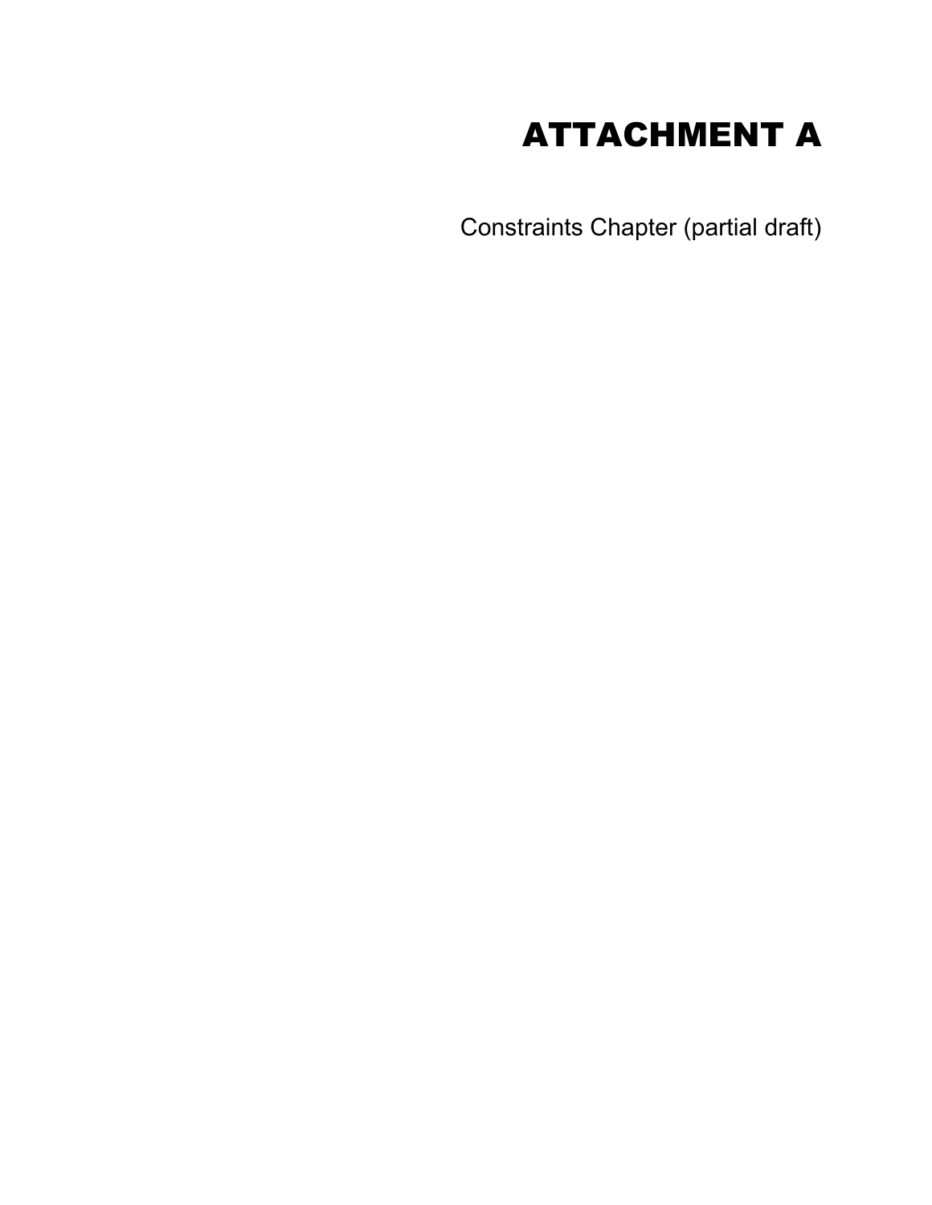# ATTACHMENT A

Constraints Chapter (partial draft)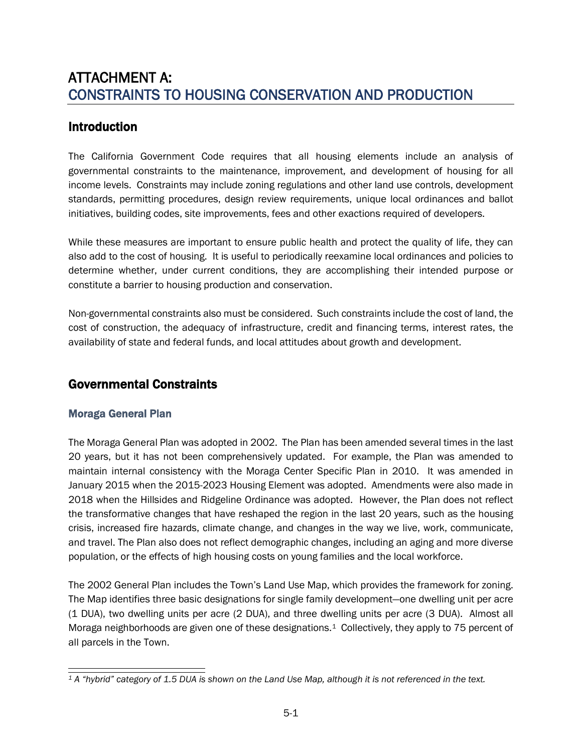# ATTACHMENT A: CONSTRAINTS TO HOUSING CONSERVATION AND PRODUCTION

## Introduction

The California Government Code requires that all housing elements include an analysis of governmental constraints to the maintenance, improvement, and development of housing for all income levels. Constraints may include zoning regulations and other land use controls, development standards, permitting procedures, design review requirements, unique local ordinances and ballot initiatives, building codes, site improvements, fees and other exactions required of developers.

While these measures are important to ensure public health and protect the quality of life, they can also add to the cost of housing. It is useful to periodically reexamine local ordinances and policies to determine whether, under current conditions, they are accomplishing their intended purpose or constitute a barrier to housing production and conservation.

Non-governmental constraints also must be considered. Such constraints include the cost of land, the cost of construction, the adequacy of infrastructure, credit and financing terms, interest rates, the availability of state and federal funds, and local attitudes about growth and development.

## Governmental Constraints

### Moraga General Plan

The Moraga General Plan was adopted in 2002. The Plan has been amended several times in the last 20 years, but it has not been comprehensively updated. For example, the Plan was amended to maintain internal consistency with the Moraga Center Specific Plan in 2010. It was amended in January 2015 when the 2015-2023 Housing Element was adopted. Amendments were also made in 2018 when the Hillsides and Ridgeline Ordinance was adopted. However, the Plan does not reflect the transformative changes that have reshaped the region in the last 20 years, such as the housing crisis, increased fire hazards, climate change, and changes in the way we live, work, communicate, and travel. The Plan also does not reflect demographic changes, including an aging and more diverse population, or the effects of high housing costs on young families and the local workforce.

The 2002 General Plan includes the Town's Land Use Map, which provides the framework for zoning. The Map identifies three basic designations for single family development—one dwelling unit per acre (1 DUA), two dwelling units per acre (2 DUA), and three dwelling units per acre (3 DUA). Almost all Moraga neighborhoods are given one of these designations.[1] Collectively, they apply to 75 percent of all parcels in the Town.

---

[1] *A "hybrid" category of 1.5 DUA is shown on the Land Use Map, although it is not referenced in the text.*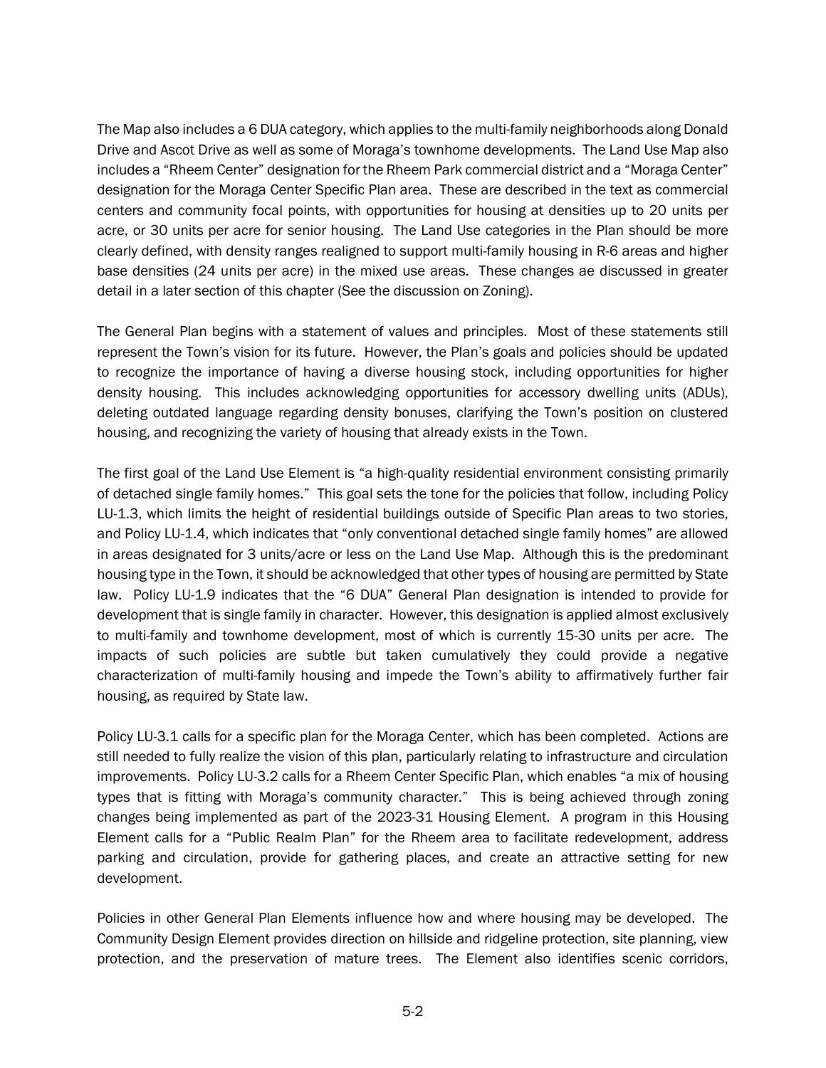The Map also includes a 6 DUA category, which applies to the multi-family neighborhoods along Donald Drive and Ascot Drive as well as some of Moraga's townhome developments. The Land Use Map also includes a "Rheem Center" designation for the Rheem Park commercial district and a "Moraga Center" designation for the Moraga Center Specific Plan area. These are described in the text as commercial centers and community focal points, with opportunities for housing at densities up to 20 units per acre, or 30 units per acre for senior housing. The Land Use categories in the Plan should be more clearly defined, with density ranges realigned to support multi-family housing in R-6 areas and higher base densities (24 units per acre) in the mixed use areas. These changes ae discussed in greater detail in a later section of this chapter (See the discussion on Zoning).

The General Plan begins with a statement of values and principles. Most of these statements still represent the Town's vision for its future. However, the Plan's goals and policies should be updated to recognize the importance of having a diverse housing stock, including opportunities for higher density housing. This includes acknowledging opportunities for accessory dwelling units (ADUs), deleting outdated language regarding density bonuses, clarifying the Town's position on clustered housing, and recognizing the variety of housing that already exists in the Town.

The first goal of the Land Use Element is "a high-quality residential environment consisting primarily of detached single family homes." This goal sets the tone for the policies that follow, including Policy LU-1.3, which limits the height of residential buildings outside of Specific Plan areas to two stories, and Policy LU-1.4, which indicates that "only conventional detached single family homes" are allowed in areas designated for 3 units/acre or less on the Land Use Map. Although this is the predominant housing type in the Town, it should be acknowledged that other types of housing are permitted by State law. Policy LU-1.9 indicates that the "6 DUA" General Plan designation is intended to provide for development that is single family in character. However, this designation is applied almost exclusively to multi-family and townhome development, most of which is currently 15-30 units per acre. The impacts of such policies are subtle but taken cumulatively they could provide a negative characterization of multi-family housing and impede the Town's ability to affirmatively further fair housing, as required by State law.

Policy LU-3.1 calls for a specific plan for the Moraga Center, which has been completed. Actions are still needed to fully realize the vision of this plan, particularly relating to infrastructure and circulation improvements. Policy LU-3.2 calls for a Rheem Center Specific Plan, which enables "a mix of housing types that is fitting with Moraga's community character." This is being achieved through zoning changes being implemented as part of the 2023-31 Housing Element. A program in this Housing Element calls for a "Public Realm Plan" for the Rheem area to facilitate redevelopment, address parking and circulation, provide for gathering places, and create an attractive setting for new development.

Policies in other General Plan Elements influence how and where housing may be developed. The Community Design Element provides direction on hillside and ridgeline protection, site planning, view protection, and the preservation of mature trees. The Element also identifies scenic corridors,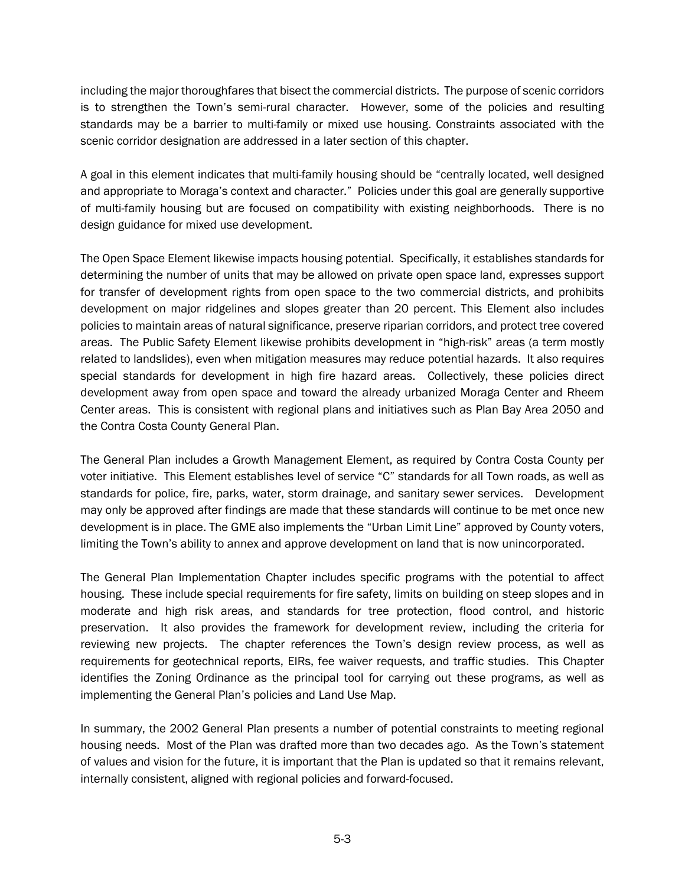including the major thoroughfares that bisect the commercial districts. The purpose of scenic corridors is to strengthen the Town's semi-rural character. However, some of the policies and resulting standards may be a barrier to multi-family or mixed use housing. Constraints associated with the scenic corridor designation are addressed in a later section of this chapter.

A goal in this element indicates that multi-family housing should be "centrally located, well designed and appropriate to Moraga's context and character." Policies under this goal are generally supportive of multi-family housing but are focused on compatibility with existing neighborhoods. There is no design guidance for mixed use development.

The Open Space Element likewise impacts housing potential. Specifically, it establishes standards for determining the number of units that may be allowed on private open space land, expresses support for transfer of development rights from open space to the two commercial districts, and prohibits development on major ridgelines and slopes greater than 20 percent. This Element also includes policies to maintain areas of natural significance, preserve riparian corridors, and protect tree covered areas. The Public Safety Element likewise prohibits development in "high-risk" areas (a term mostly related to landslides), even when mitigation measures may reduce potential hazards. It also requires special standards for development in high fire hazard areas. Collectively, these policies direct development away from open space and toward the already urbanized Moraga Center and Rheem Center areas. This is consistent with regional plans and initiatives such as Plan Bay Area 2050 and the Contra Costa County General Plan.

The General Plan includes a Growth Management Element, as required by Contra Costa County per voter initiative. This Element establishes level of service "C" standards for all Town roads, as well as standards for police, fire, parks, water, storm drainage, and sanitary sewer services. Development may only be approved after findings are made that these standards will continue to be met once new development is in place. The GME also implements the "Urban Limit Line" approved by County voters, limiting the Town's ability to annex and approve development on land that is now unincorporated.

The General Plan Implementation Chapter includes specific programs with the potential to affect housing. These include special requirements for fire safety, limits on building on steep slopes and in moderate and high risk areas, and standards for tree protection, flood control, and historic preservation. It also provides the framework for development review, including the criteria for reviewing new projects. The chapter references the Town's design review process, as well as requirements for geotechnical reports, EIRs, fee waiver requests, and traffic studies. This Chapter identifies the Zoning Ordinance as the principal tool for carrying out these programs, as well as implementing the General Plan's policies and Land Use Map.

In summary, the 2002 General Plan presents a number of potential constraints to meeting regional housing needs. Most of the Plan was drafted more than two decades ago. As the Town's statement of values and vision for the future, it is important that the Plan is updated so that it remains relevant, internally consistent, aligned with regional policies and forward-focused.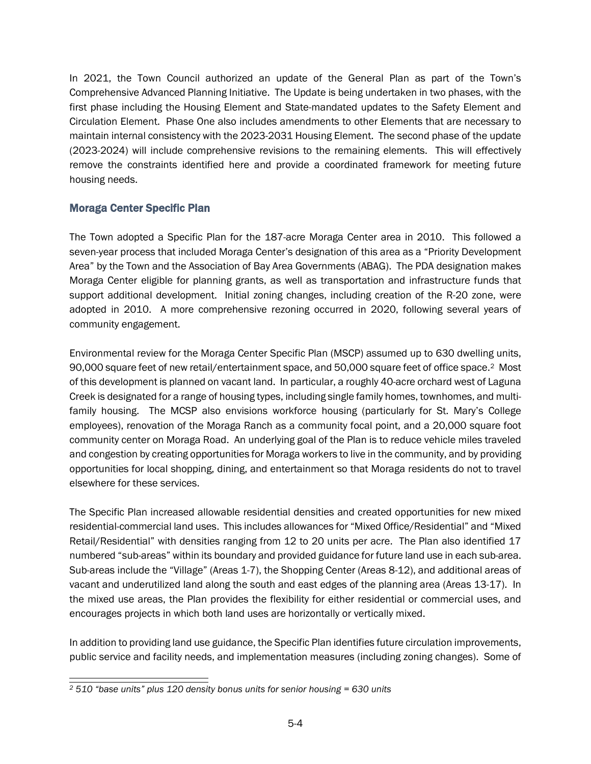In 2021, the Town Council authorized an update of the General Plan as part of the Town's Comprehensive Advanced Planning Initiative. The Update is being undertaken in two phases, with the first phase including the Housing Element and State-mandated updates to the Safety Element and Circulation Element. Phase One also includes amendments to other Elements that are necessary to maintain internal consistency with the 2023-2031 Housing Element. The second phase of the update (2023-2024) will include comprehensive revisions to the remaining elements. This will effectively remove the constraints identified here and provide a coordinated framework for meeting future housing needs.

### Moraga Center Specific Plan

The Town adopted a Specific Plan for the 187-acre Moraga Center area in 2010. This followed a seven-year process that included Moraga Center's designation of this area as a "Priority Development Area" by the Town and the Association of Bay Area Governments (ABAG). The PDA designation makes Moraga Center eligible for planning grants, as well as transportation and infrastructure funds that support additional development. Initial zoning changes, including creation of the R-20 zone, were adopted in 2010. A more comprehensive rezoning occurred in 2020, following several years of community engagement.

Environmental review for the Moraga Center Specific Plan (MSCP) assumed up to 630 dwelling units, 90,000 square feet of new retail/entertainment space, and 50,000 square feet of office space.[2] Most of this development is planned on vacant land. In particular, a roughly 40-acre orchard west of Laguna Creek is designated for a range of housing types, including single family homes, townhomes, and multi-family housing. The MCSP also envisions workforce housing (particularly for St. Mary's College employees), renovation of the Moraga Ranch as a community focal point, and a 20,000 square foot community center on Moraga Road. An underlying goal of the Plan is to reduce vehicle miles traveled and congestion by creating opportunities for Moraga workers to live in the community, and by providing opportunities for local shopping, dining, and entertainment so that Moraga residents do not to travel elsewhere for these services.

The Specific Plan increased allowable residential densities and created opportunities for new mixed residential-commercial land uses. This includes allowances for "Mixed Office/Residential" and "Mixed Retail/Residential" with densities ranging from 12 to 20 units per acre. The Plan also identified 17 numbered "sub-areas" within its boundary and provided guidance for future land use in each sub-area. Sub-areas include the "Village" (Areas 1-7), the Shopping Center (Areas 8-12), and additional areas of vacant and underutilized land along the south and east edges of the planning area (Areas 13-17). In the mixed use areas, the Plan provides the flexibility for either residential or commercial uses, and encourages projects in which both land uses are horizontally or vertically mixed.

In addition to providing land use guidance, the Specific Plan identifies future circulation improvements, public service and facility needs, and implementation measures (including zoning changes). Some of

---

*[2] 510 "base units" plus 120 density bonus units for senior housing = 630 units*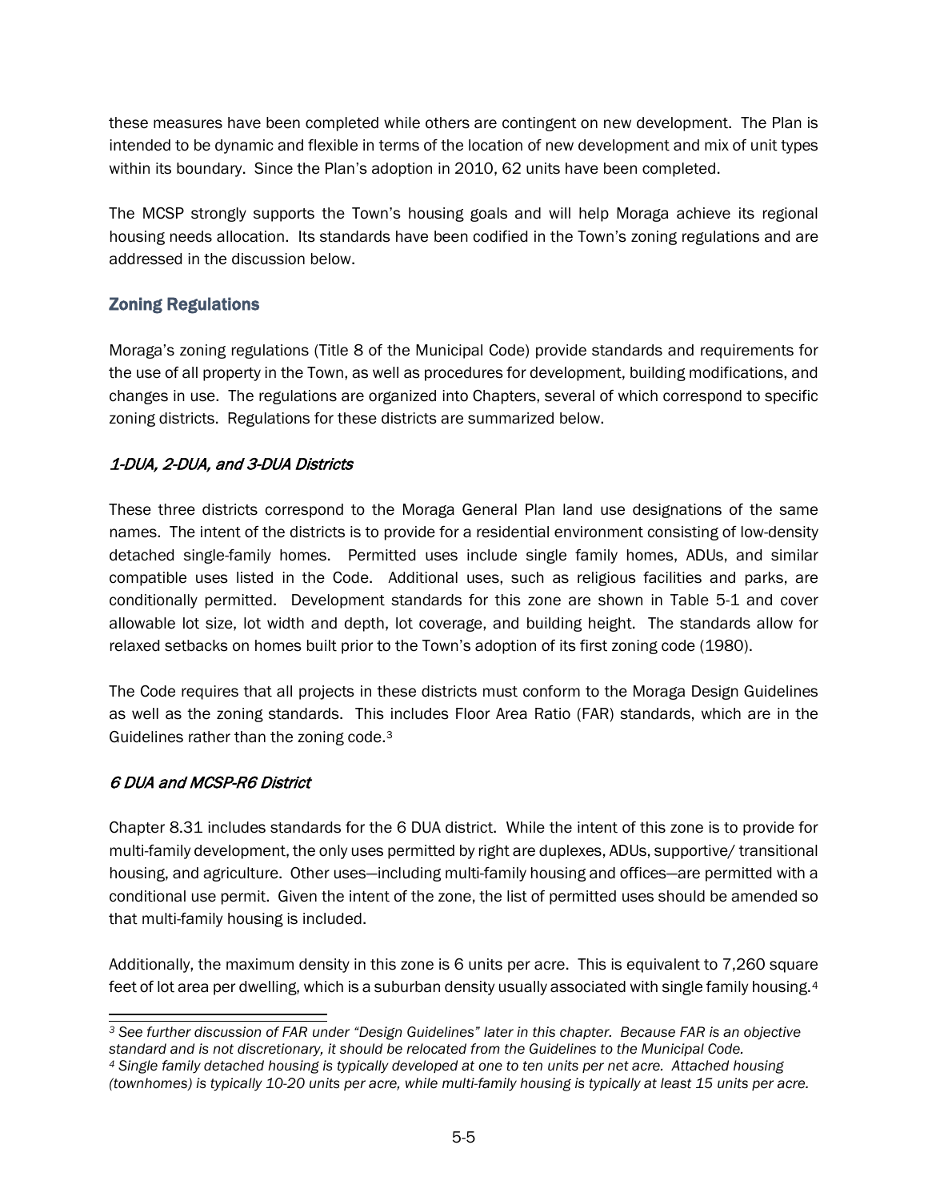these measures have been completed while others are contingent on new development. The Plan is intended to be dynamic and flexible in terms of the location of new development and mix of unit types within its boundary. Since the Plan's adoption in 2010, 62 units have been completed.

The MCSP strongly supports the Town's housing goals and will help Moraga achieve its regional housing needs allocation. Its standards have been codified in the Town's zoning regulations and are addressed in the discussion below.

## Zoning Regulations

Moraga's zoning regulations (Title 8 of the Municipal Code) provide standards and requirements for the use of all property in the Town, as well as procedures for development, building modifications, and changes in use. The regulations are organized into Chapters, several of which correspond to specific zoning districts. Regulations for these districts are summarized below.

### *1-DUA, 2-DUA, and 3-DUA Districts*

These three districts correspond to the Moraga General Plan land use designations of the same names. The intent of the districts is to provide for a residential environment consisting of low-density detached single-family homes. Permitted uses include single family homes, ADUs, and similar compatible uses listed in the Code. Additional uses, such as religious facilities and parks, are conditionally permitted. Development standards for this zone are shown in Table 5-1 and cover allowable lot size, lot width and depth, lot coverage, and building height. The standards allow for relaxed setbacks on homes built prior to the Town's adoption of its first zoning code (1980).

The Code requires that all projects in these districts must conform to the Moraga Design Guidelines as well as the zoning standards. This includes Floor Area Ratio (FAR) standards, which are in the Guidelines rather than the zoning code.[3]

### *6 DUA and MCSP-R6 District*

Chapter 8.31 includes standards for the 6 DUA district. While the intent of this zone is to provide for multi-family development, the only uses permitted by right are duplexes, ADUs, supportive/ transitional housing, and agriculture. Other uses—including multi-family housing and offices—are permitted with a conditional use permit. Given the intent of the zone, the list of permitted uses should be amended so that multi-family housing is included.

Additionally, the maximum density in this zone is 6 units per acre. This is equivalent to 7,260 square feet of lot area per dwelling, which is a suburban density usually associated with single family housing.[4]

---

*[3] See further discussion of FAR under "Design Guidelines" later in this chapter. Because FAR is an objective standard and is not discretionary, it should be relocated from the Guidelines to the Municipal Code.*

*[4] Single family detached housing is typically developed at one to ten units per net acre. Attached housing (townhomes) is typically 10-20 units per acre, while multi-family housing is typically at least 15 units per acre.*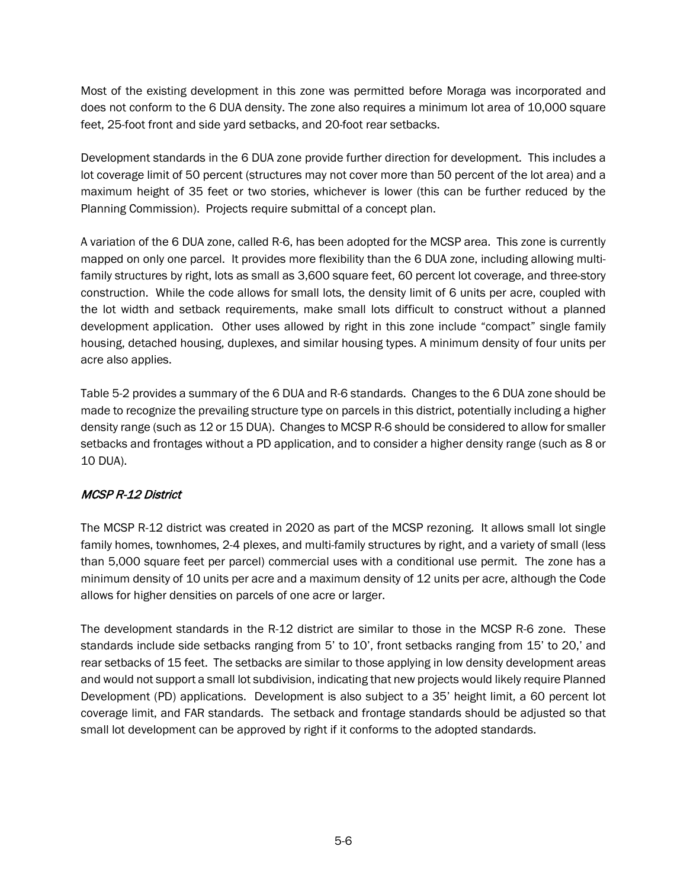Most of the existing development in this zone was permitted before Moraga was incorporated and does not conform to the 6 DUA density. The zone also requires a minimum lot area of 10,000 square feet, 25-foot front and side yard setbacks, and 20-foot rear setbacks.

Development standards in the 6 DUA zone provide further direction for development. This includes a lot coverage limit of 50 percent (structures may not cover more than 50 percent of the lot area) and a maximum height of 35 feet or two stories, whichever is lower (this can be further reduced by the Planning Commission). Projects require submittal of a concept plan.

A variation of the 6 DUA zone, called R-6, has been adopted for the MCSP area. This zone is currently mapped on only one parcel. It provides more flexibility than the 6 DUA zone, including allowing multi-family structures by right, lots as small as 3,600 square feet, 60 percent lot coverage, and three-story construction. While the code allows for small lots, the density limit of 6 units per acre, coupled with the lot width and setback requirements, make small lots difficult to construct without a planned development application. Other uses allowed by right in this zone include "compact" single family housing, detached housing, duplexes, and similar housing types. A minimum density of four units per acre also applies.

Table 5-2 provides a summary of the 6 DUA and R-6 standards. Changes to the 6 DUA zone should be made to recognize the prevailing structure type on parcels in this district, potentially including a higher density range (such as 12 or 15 DUA). Changes to MCSP R-6 should be considered to allow for smaller setbacks and frontages without a PD application, and to consider a higher density range (such as 8 or 10 DUA).

### *MCSP R-12 District*

The MCSP R-12 district was created in 2020 as part of the MCSP rezoning. It allows small lot single family homes, townhomes, 2-4 plexes, and multi-family structures by right, and a variety of small (less than 5,000 square feet per parcel) commercial uses with a conditional use permit. The zone has a minimum density of 10 units per acre and a maximum density of 12 units per acre, although the Code allows for higher densities on parcels of one acre or larger.

The development standards in the R-12 district are similar to those in the MCSP R-6 zone. These standards include side setbacks ranging from 5' to 10', front setbacks ranging from 15' to 20,' and rear setbacks of 15 feet. The setbacks are similar to those applying in low density development areas and would not support a small lot subdivision, indicating that new projects would likely require Planned Development (PD) applications. Development is also subject to a 35' height limit, a 60 percent lot coverage limit, and FAR standards. The setback and frontage standards should be adjusted so that small lot development can be approved by right if it conforms to the adopted standards.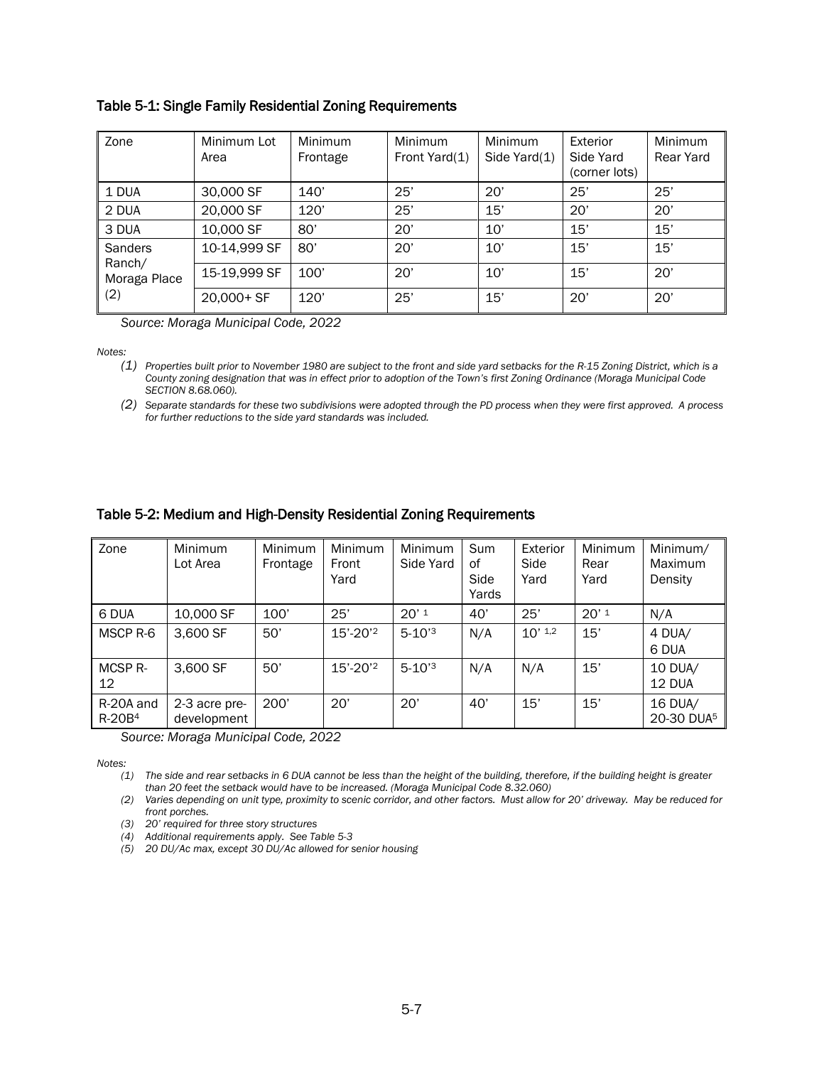### Table 5-1: Single Family Residential Zoning Requirements

| Zone | Minimum Lot Area | Minimum Frontage | Minimum Front Yard(1) | Minimum Side Yard(1) | Exterior Side Yard (corner lots) | Minimum Rear Yard |
|---|---|---|---|---|---|---|
| 1 DUA | 30,000 SF | 140' | 25' | 20' | 25' | 25' |
| 2 DUA | 20,000 SF | 120' | 25' | 15' | 20' | 20' |
| 3 DUA | 10,000 SF | 80' | 20' | 10' | 15' | 15' |
| Sanders Ranch/ Moraga Place (2) | 10-14,999 SF | 80' | 20' | 10' | 15' | 15' |
| | 15-19,999 SF | 100' | 20' | 10' | 15' | 20' |
| | 20,000+ SF | 120' | 25' | 15' | 20' | 20' |

*Source: Moraga Municipal Code, 2022*

*Notes:*

*(1) Properties built prior to November 1980 are subject to the front and side yard setbacks for the R-15 Zoning District, which is a County zoning designation that was in effect prior to adoption of the Town's first Zoning Ordinance (Moraga Municipal Code SECTION 8.68.060).*

*(2) Separate standards for these two subdivisions were adopted through the PD process when they were first approved. A process for further reductions to the side yard standards was included.*

### Table 5-2: Medium and High-Density Residential Zoning Requirements

| Zone | Minimum Lot Area | Minimum Frontage | Minimum Front Yard | Minimum Side Yard | Sum of Side Yards | Exterior Side Yard | Minimum Rear Yard | Minimum/ Maximum Density |
|---|---|---|---|---|---|---|---|---|
| 6 DUA | 10,000 SF | 100' | 25' | 20' [1] | 40' | 25' | 20' [1] | N/A |
| MSCP R-6 | 3,600 SF | 50' | 15'-20' [2] | 5-10' [3] | N/A | 10' [1,2] | 15' | 4 DUA/ 6 DUA |
| MCSP R-12 | 3,600 SF | 50' | 15'-20' [2] | 5-10' [3] | N/A | N/A | 15' | 10 DUA/ 12 DUA |
| R-20A and R-20B [4] | 2-3 acre pre-development | 200' | 20' | 20' | 40' | 15' | 15' | 16 DUA/ 20-30 DUA [5] |

*Source: Moraga Municipal Code, 2022*

*Notes:*

*(1) The side and rear setbacks in 6 DUA cannot be less than the height of the building, therefore, if the building height is greater than 20 feet the setback would have to be increased. (Moraga Municipal Code 8.32.060)*

*(2) Varies depending on unit type, proximity to scenic corridor, and other factors. Must allow for 20' driveway. May be reduced for front porches.*

*(3) 20' required for three story structures*

*(4) Additional requirements apply. See Table 5-3*

*(5) 20 DU/Ac max, except 30 DU/Ac allowed for senior housing*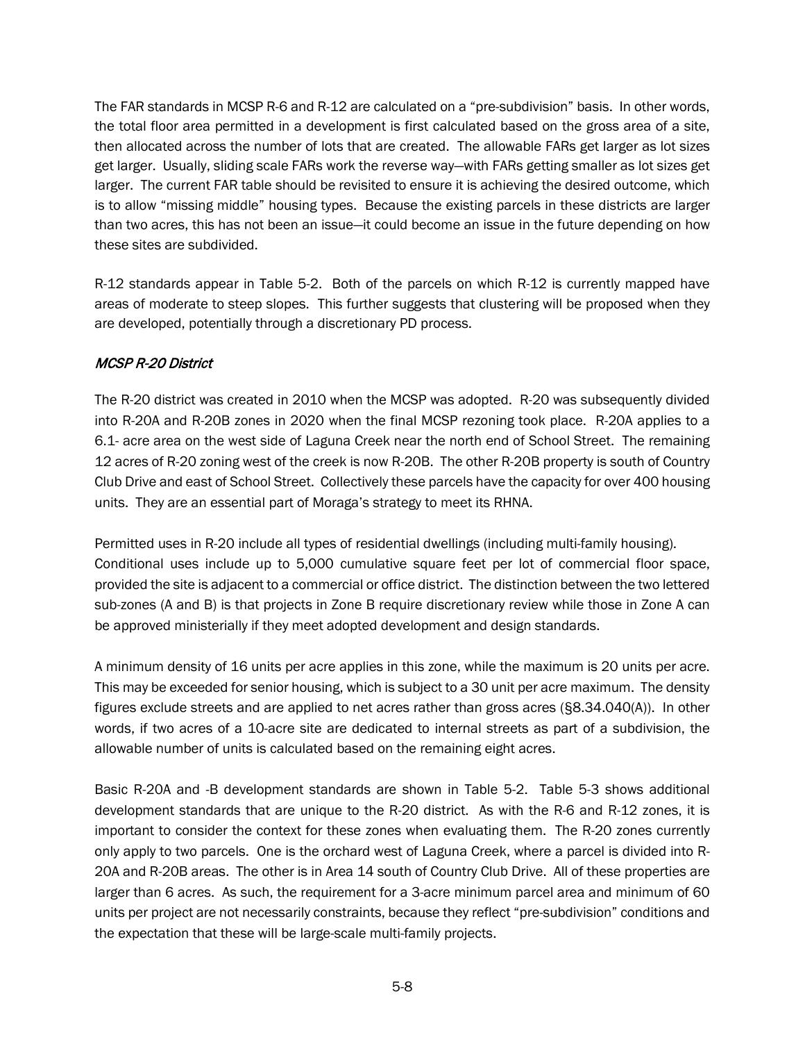The FAR standards in MCSP R-6 and R-12 are calculated on a "pre-subdivision" basis. In other words, the total floor area permitted in a development is first calculated based on the gross area of a site, then allocated across the number of lots that are created. The allowable FARs get larger as lot sizes get larger. Usually, sliding scale FARs work the reverse way—with FARs getting smaller as lot sizes get larger. The current FAR table should be revisited to ensure it is achieving the desired outcome, which is to allow "missing middle" housing types. Because the existing parcels in these districts are larger than two acres, this has not been an issue—it could become an issue in the future depending on how these sites are subdivided.

R-12 standards appear in Table 5-2. Both of the parcels on which R-12 is currently mapped have areas of moderate to steep slopes. This further suggests that clustering will be proposed when they are developed, potentially through a discretionary PD process.

### *MCSP R-20 District*

The R-20 district was created in 2010 when the MCSP was adopted. R-20 was subsequently divided into R-20A and R-20B zones in 2020 when the final MCSP rezoning took place. R-20A applies to a 6.1- acre area on the west side of Laguna Creek near the north end of School Street. The remaining 12 acres of R-20 zoning west of the creek is now R-20B. The other R-20B property is south of Country Club Drive and east of School Street. Collectively these parcels have the capacity for over 400 housing units. They are an essential part of Moraga's strategy to meet its RHNA.

Permitted uses in R-20 include all types of residential dwellings (including multi-family housing). Conditional uses include up to 5,000 cumulative square feet per lot of commercial floor space, provided the site is adjacent to a commercial or office district. The distinction between the two lettered sub-zones (A and B) is that projects in Zone B require discretionary review while those in Zone A can be approved ministerially if they meet adopted development and design standards.

A minimum density of 16 units per acre applies in this zone, while the maximum is 20 units per acre. This may be exceeded for senior housing, which is subject to a 30 unit per acre maximum. The density figures exclude streets and are applied to net acres rather than gross acres (§8.34.040(A)). In other words, if two acres of a 10-acre site are dedicated to internal streets as part of a subdivision, the allowable number of units is calculated based on the remaining eight acres.

Basic R-20A and -B development standards are shown in Table 5-2. Table 5-3 shows additional development standards that are unique to the R-20 district. As with the R-6 and R-12 zones, it is important to consider the context for these zones when evaluating them. The R-20 zones currently only apply to two parcels. One is the orchard west of Laguna Creek, where a parcel is divided into R-20A and R-20B areas. The other is in Area 14 south of Country Club Drive. All of these properties are larger than 6 acres. As such, the requirement for a 3-acre minimum parcel area and minimum of 60 units per project are not necessarily constraints, because they reflect "pre-subdivision" conditions and the expectation that these will be large-scale multi-family projects.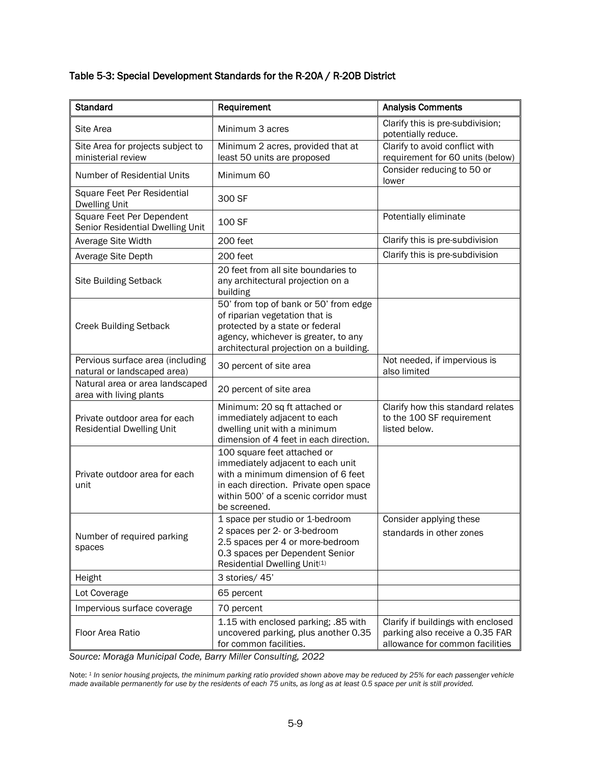### Table 5-3: Special Development Standards for the R-20A / R-20B District

| Standard | Requirement | Analysis Comments |
|---|---|---|
| Site Area | Minimum 3 acres | Clarify this is pre-subdivision; potentially reduce. |
| Site Area for projects subject to ministerial review | Minimum 2 acres, provided that at least 50 units are proposed | Clarify to avoid conflict with requirement for 60 units (below) |
| Number of Residential Units | Minimum 60 | Consider reducing to 50 or lower |
| Square Feet Per Residential Dwelling Unit | 300 SF | |
| Square Feet Per Dependent Senior Residential Dwelling Unit | 100 SF | Potentially eliminate |
| Average Site Width | 200 feet | Clarify this is pre-subdivision |
| Average Site Depth | 200 feet | Clarify this is pre-subdivision |
| Site Building Setback | 20 feet from all site boundaries to any architectural projection on a building | |
| Creek Building Setback | 50' from top of bank or 50' from edge of riparian vegetation that is protected by a state or federal agency, whichever is greater, to any architectural projection on a building. | |
| Pervious surface area (including natural or landscaped area) | 30 percent of site area | Not needed, if impervious is also limited |
| Natural area or area landscaped area with living plants | 20 percent of site area | |
| Private outdoor area for each Residential Dwelling Unit | Minimum: 20 sq ft attached or immediately adjacent to each dwelling unit with a minimum dimension of 4 feet in each direction. | Clarify how this standard relates to the 100 SF requirement listed below. |
| Private outdoor area for each unit | 100 square feet attached or immediately adjacent to each unit with a minimum dimension of 6 feet in each direction. Private open space within 500' of a scenic corridor must be screened. | |
| Number of required parking spaces | 1 space per studio or 1-bedroom<br>2 spaces per 2- or 3-bedroom<br>2.5 spaces per 4 or more-bedroom<br>0.3 spaces per Dependent Senior Residential Dwelling Unit[1] | Consider applying these standards in other zones |
| Height | 3 stories/ 45' | |
| Lot Coverage | 65 percent | |
| Impervious surface coverage | 70 percent | |
| Floor Area Ratio | 1.15 with enclosed parking; .85 with uncovered parking, plus another 0.35 for common facilities. | Clarify if buildings with enclosed parking also receive a 0.35 FAR allowance for common facilities |

*Source: Moraga Municipal Code, Barry Miller Consulting, 2022*

Note: [1] *In senior housing projects, the minimum parking ratio provided shown above may be reduced by 25% for each passenger vehicle made available permanently for use by the residents of each 75 units, as long as at least 0.5 space per unit is still provided.*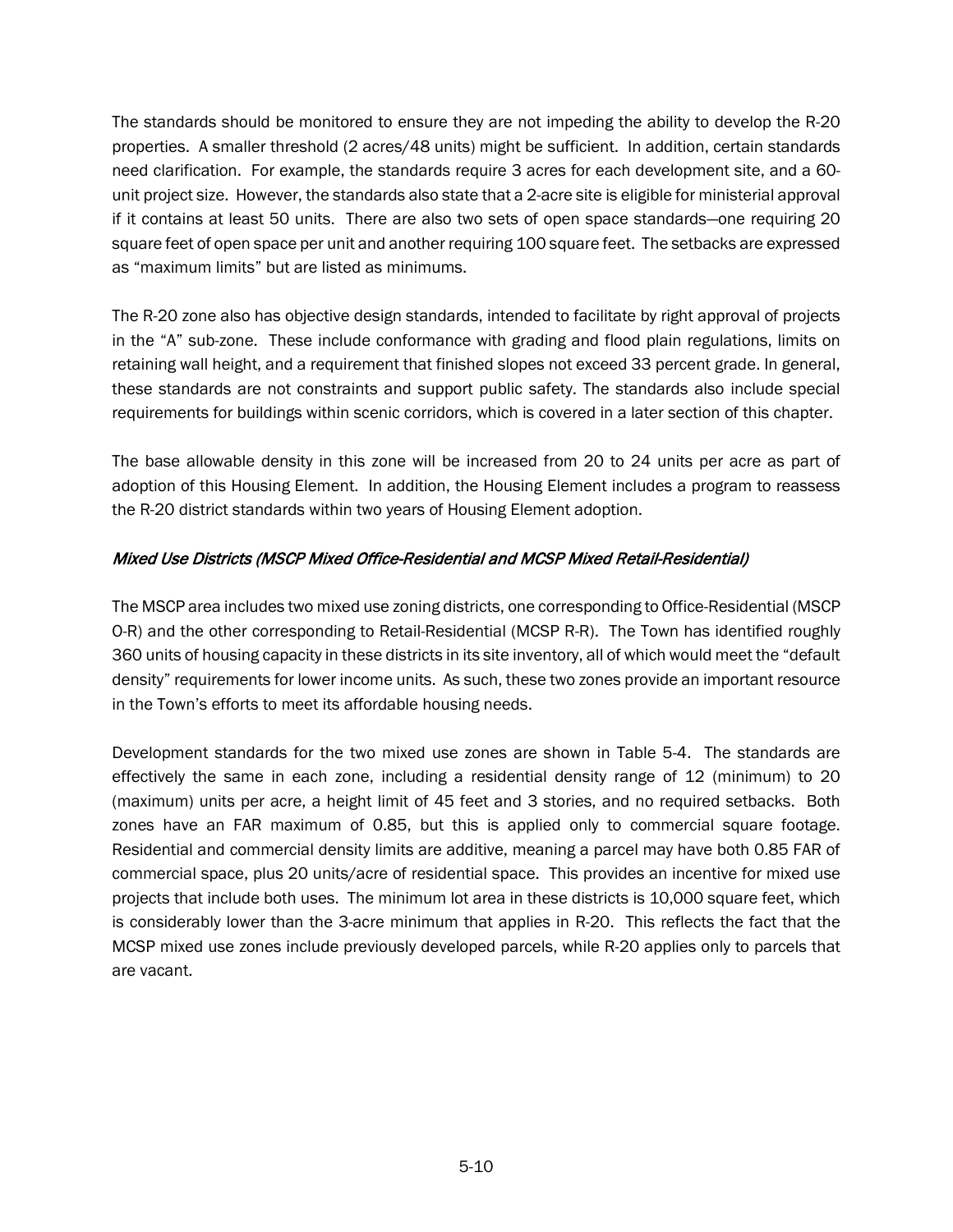The standards should be monitored to ensure they are not impeding the ability to develop the R-20 properties. A smaller threshold (2 acres/48 units) might be sufficient. In addition, certain standards need clarification. For example, the standards require 3 acres for each development site, and a 60-unit project size. However, the standards also state that a 2-acre site is eligible for ministerial approval if it contains at least 50 units. There are also two sets of open space standards—one requiring 20 square feet of open space per unit and another requiring 100 square feet. The setbacks are expressed as "maximum limits" but are listed as minimums.

The R-20 zone also has objective design standards, intended to facilitate by right approval of projects in the "A" sub-zone. These include conformance with grading and flood plain regulations, limits on retaining wall height, and a requirement that finished slopes not exceed 33 percent grade. In general, these standards are not constraints and support public safety. The standards also include special requirements for buildings within scenic corridors, which is covered in a later section of this chapter.

The base allowable density in this zone will be increased from 20 to 24 units per acre as part of adoption of this Housing Element. In addition, the Housing Element includes a program to reassess the R-20 district standards within two years of Housing Element adoption.

*Mixed Use Districts (MSCP Mixed Office-Residential and MCSP Mixed Retail-Residential)*

The MSCP area includes two mixed use zoning districts, one corresponding to Office-Residential (MSCP O-R) and the other corresponding to Retail-Residential (MCSP R-R). The Town has identified roughly 360 units of housing capacity in these districts in its site inventory, all of which would meet the "default density" requirements for lower income units. As such, these two zones provide an important resource in the Town's efforts to meet its affordable housing needs.

Development standards for the two mixed use zones are shown in Table 5-4. The standards are effectively the same in each zone, including a residential density range of 12 (minimum) to 20 (maximum) units per acre, a height limit of 45 feet and 3 stories, and no required setbacks. Both zones have an FAR maximum of 0.85, but this is applied only to commercial square footage. Residential and commercial density limits are additive, meaning a parcel may have both 0.85 FAR of commercial space, plus 20 units/acre of residential space. This provides an incentive for mixed use projects that include both uses. The minimum lot area in these districts is 10,000 square feet, which is considerably lower than the 3-acre minimum that applies in R-20. This reflects the fact that the MCSP mixed use zones include previously developed parcels, while R-20 applies only to parcels that are vacant.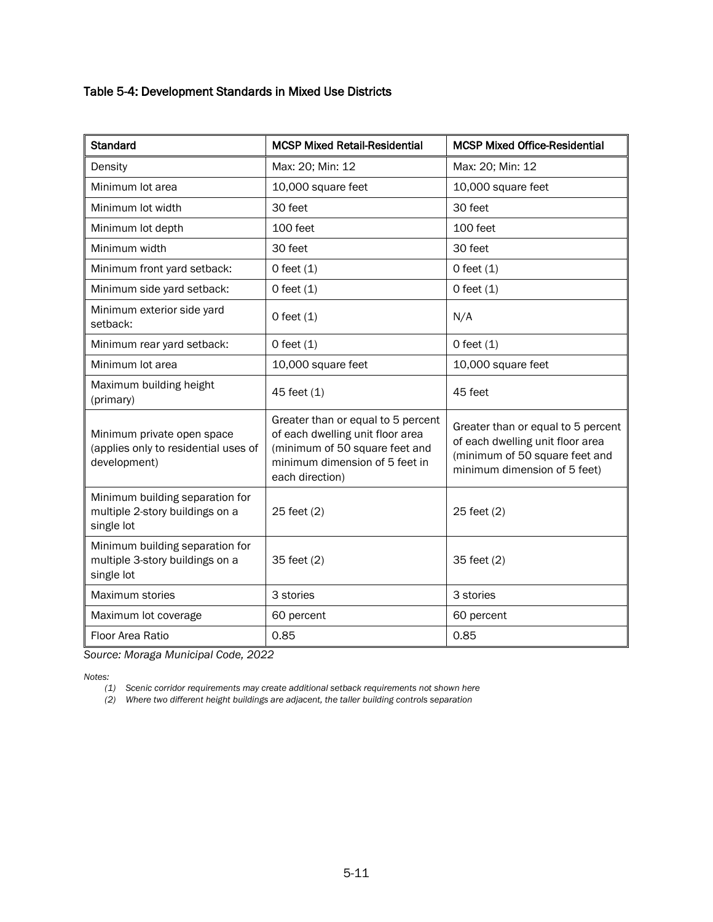### Table 5-4: Development Standards in Mixed Use Districts

| Standard | MCSP Mixed Retail-Residential | MCSP Mixed Office-Residential |
|---|---|---|
| Density | Max: 20; Min: 12 | Max: 20; Min: 12 |
| Minimum lot area | 10,000 square feet | 10,000 square feet |
| Minimum lot width | 30 feet | 30 feet |
| Minimum lot depth | 100 feet | 100 feet |
| Minimum width | 30 feet | 30 feet |
| Minimum front yard setback: | 0 feet (1) | 0 feet (1) |
| Minimum side yard setback: | 0 feet (1) | 0 feet (1) |
| Minimum exterior side yard setback: | 0 feet (1) | N/A |
| Minimum rear yard setback: | 0 feet (1) | 0 feet (1) |
| Minimum lot area | 10,000 square feet | 10,000 square feet |
| Maximum building height (primary) | 45 feet (1) | 45 feet |
| Minimum private open space (applies only to residential uses of development) | Greater than or equal to 5 percent of each dwelling unit floor area (minimum of 50 square feet and minimum dimension of 5 feet in each direction) | Greater than or equal to 5 percent of each dwelling unit floor area (minimum of 50 square feet and minimum dimension of 5 feet) |
| Minimum building separation for multiple 2-story buildings on a single lot | 25 feet (2) | 25 feet (2) |
| Minimum building separation for multiple 3-story buildings on a single lot | 35 feet (2) | 35 feet (2) |
| Maximum stories | 3 stories | 3 stories |
| Maximum lot coverage | 60 percent | 60 percent |
| Floor Area Ratio | 0.85 | 0.85 |

*Source: Moraga Municipal Code, 2022*

*Notes:*

*(1) Scenic corridor requirements may create additional setback requirements not shown here*

*(2) Where two different height buildings are adjacent, the taller building controls separation*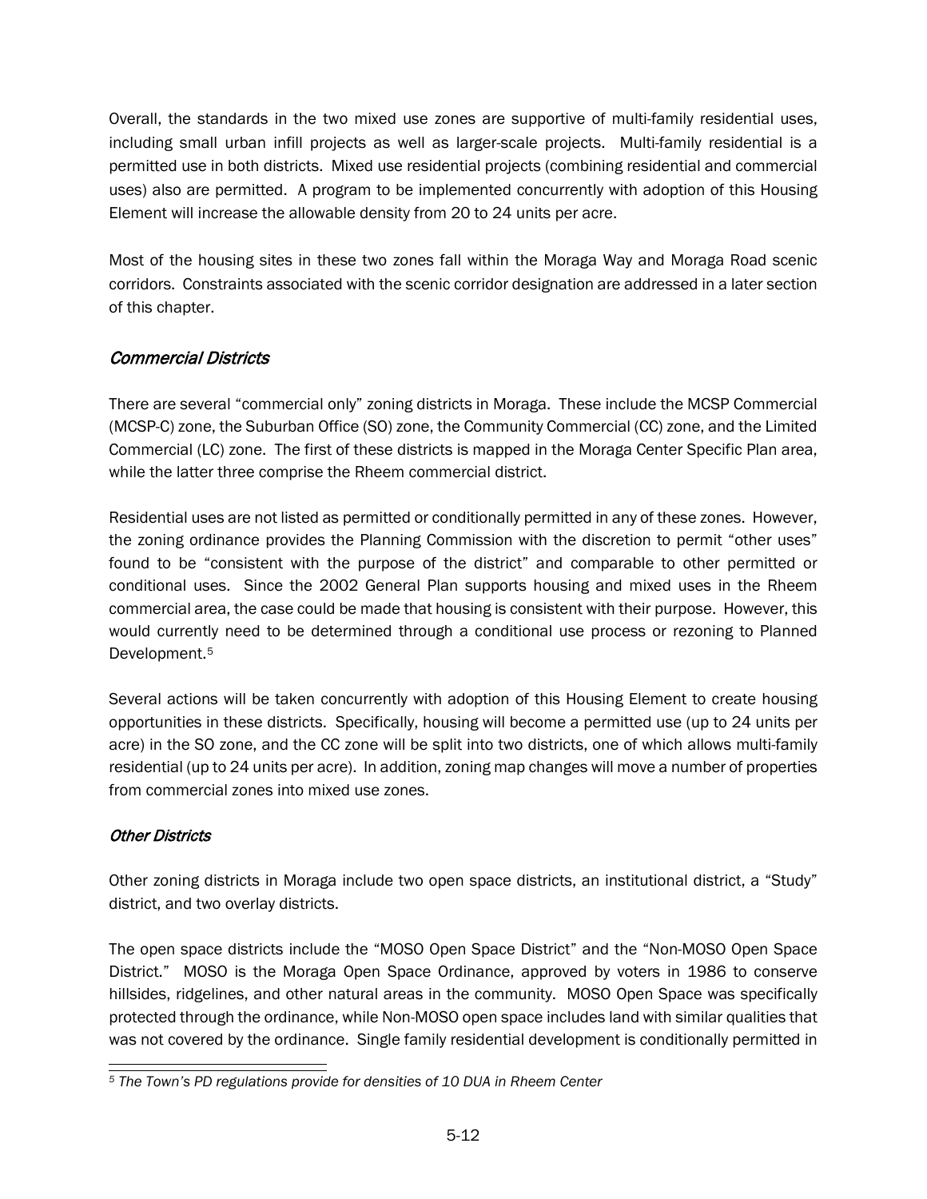Overall, the standards in the two mixed use zones are supportive of multi-family residential uses, including small urban infill projects as well as larger-scale projects. Multi-family residential is a permitted use in both districts. Mixed use residential projects (combining residential and commercial uses) also are permitted. A program to be implemented concurrently with adoption of this Housing Element will increase the allowable density from 20 to 24 units per acre.

Most of the housing sites in these two zones fall within the Moraga Way and Moraga Road scenic corridors. Constraints associated with the scenic corridor designation are addressed in a later section of this chapter.

### *Commercial Districts*

There are several "commercial only" zoning districts in Moraga. These include the MCSP Commercial (MCSP-C) zone, the Suburban Office (SO) zone, the Community Commercial (CC) zone, and the Limited Commercial (LC) zone. The first of these districts is mapped in the Moraga Center Specific Plan area, while the latter three comprise the Rheem commercial district.

Residential uses are not listed as permitted or conditionally permitted in any of these zones. However, the zoning ordinance provides the Planning Commission with the discretion to permit "other uses" found to be "consistent with the purpose of the district" and comparable to other permitted or conditional uses. Since the 2002 General Plan supports housing and mixed uses in the Rheem commercial area, the case could be made that housing is consistent with their purpose. However, this would currently need to be determined through a conditional use process or rezoning to Planned Development.[5]

Several actions will be taken concurrently with adoption of this Housing Element to create housing opportunities in these districts. Specifically, housing will become a permitted use (up to 24 units per acre) in the SO zone, and the CC zone will be split into two districts, one of which allows multi-family residential (up to 24 units per acre). In addition, zoning map changes will move a number of properties from commercial zones into mixed use zones.

### *Other Districts*

Other zoning districts in Moraga include two open space districts, an institutional district, a "Study" district, and two overlay districts.

The open space districts include the "MOSO Open Space District" and the "Non-MOSO Open Space District." MOSO is the Moraga Open Space Ordinance, approved by voters in 1986 to conserve hillsides, ridgelines, and other natural areas in the community. MOSO Open Space was specifically protected through the ordinance, while Non-MOSO open space includes land with similar qualities that was not covered by the ordinance. Single family residential development is conditionally permitted in

---

*[5] The Town's PD regulations provide for densities of 10 DUA in Rheem Center*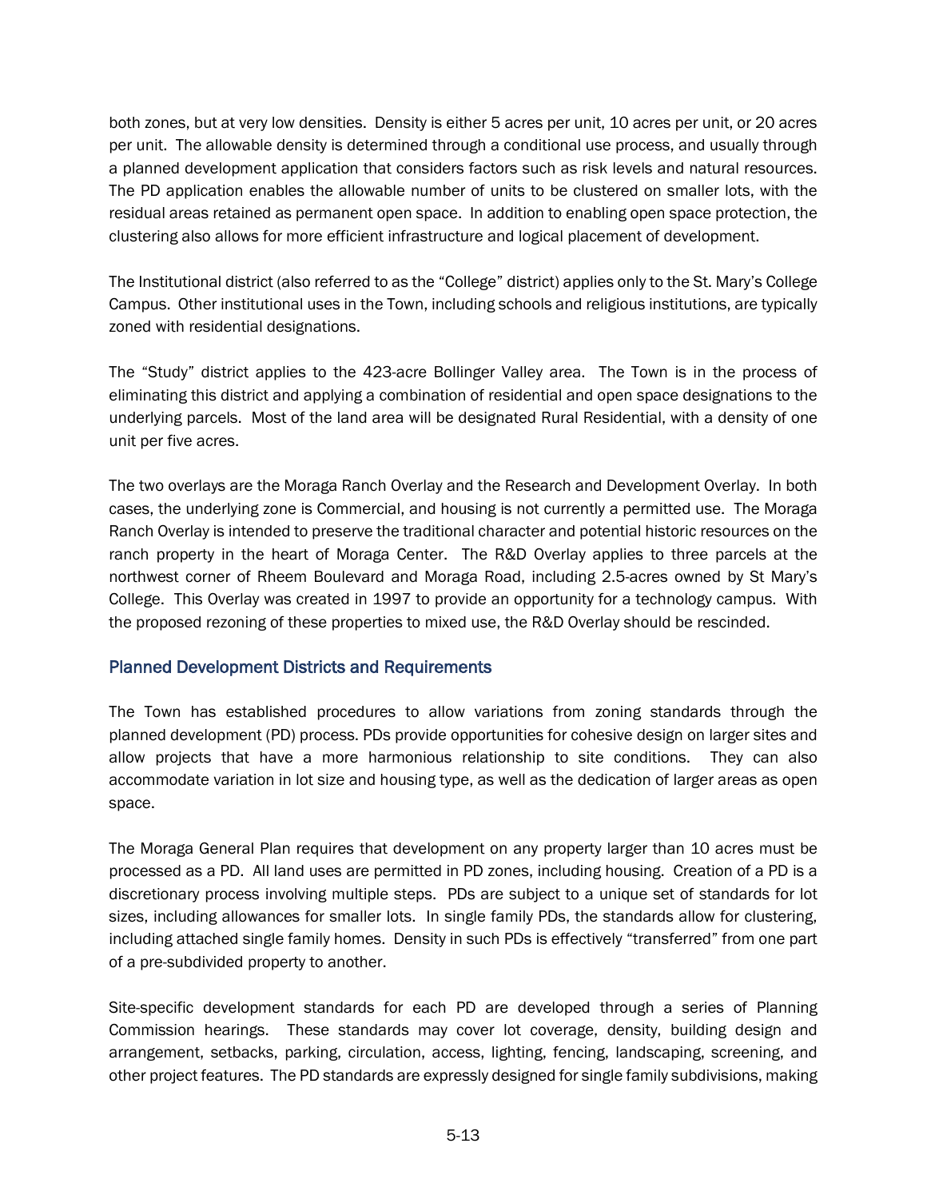both zones, but at very low densities. Density is either 5 acres per unit, 10 acres per unit, or 20 acres per unit. The allowable density is determined through a conditional use process, and usually through a planned development application that considers factors such as risk levels and natural resources. The PD application enables the allowable number of units to be clustered on smaller lots, with the residual areas retained as permanent open space. In addition to enabling open space protection, the clustering also allows for more efficient infrastructure and logical placement of development.

The Institutional district (also referred to as the "College" district) applies only to the St. Mary's College Campus. Other institutional uses in the Town, including schools and religious institutions, are typically zoned with residential designations.

The "Study" district applies to the 423-acre Bollinger Valley area. The Town is in the process of eliminating this district and applying a combination of residential and open space designations to the underlying parcels. Most of the land area will be designated Rural Residential, with a density of one unit per five acres.

The two overlays are the Moraga Ranch Overlay and the Research and Development Overlay. In both cases, the underlying zone is Commercial, and housing is not currently a permitted use. The Moraga Ranch Overlay is intended to preserve the traditional character and potential historic resources on the ranch property in the heart of Moraga Center. The R&D Overlay applies to three parcels at the northwest corner of Rheem Boulevard and Moraga Road, including 2.5-acres owned by St Mary's College. This Overlay was created in 1997 to provide an opportunity for a technology campus. With the proposed rezoning of these properties to mixed use, the R&D Overlay should be rescinded.

### Planned Development Districts and Requirements

The Town has established procedures to allow variations from zoning standards through the planned development (PD) process. PDs provide opportunities for cohesive design on larger sites and allow projects that have a more harmonious relationship to site conditions. They can also accommodate variation in lot size and housing type, as well as the dedication of larger areas as open space.

The Moraga General Plan requires that development on any property larger than 10 acres must be processed as a PD. All land uses are permitted in PD zones, including housing. Creation of a PD is a discretionary process involving multiple steps. PDs are subject to a unique set of standards for lot sizes, including allowances for smaller lots. In single family PDs, the standards allow for clustering, including attached single family homes. Density in such PDs is effectively "transferred" from one part of a pre-subdivided property to another.

Site-specific development standards for each PD are developed through a series of Planning Commission hearings. These standards may cover lot coverage, density, building design and arrangement, setbacks, parking, circulation, access, lighting, fencing, landscaping, screening, and other project features. The PD standards are expressly designed for single family subdivisions, making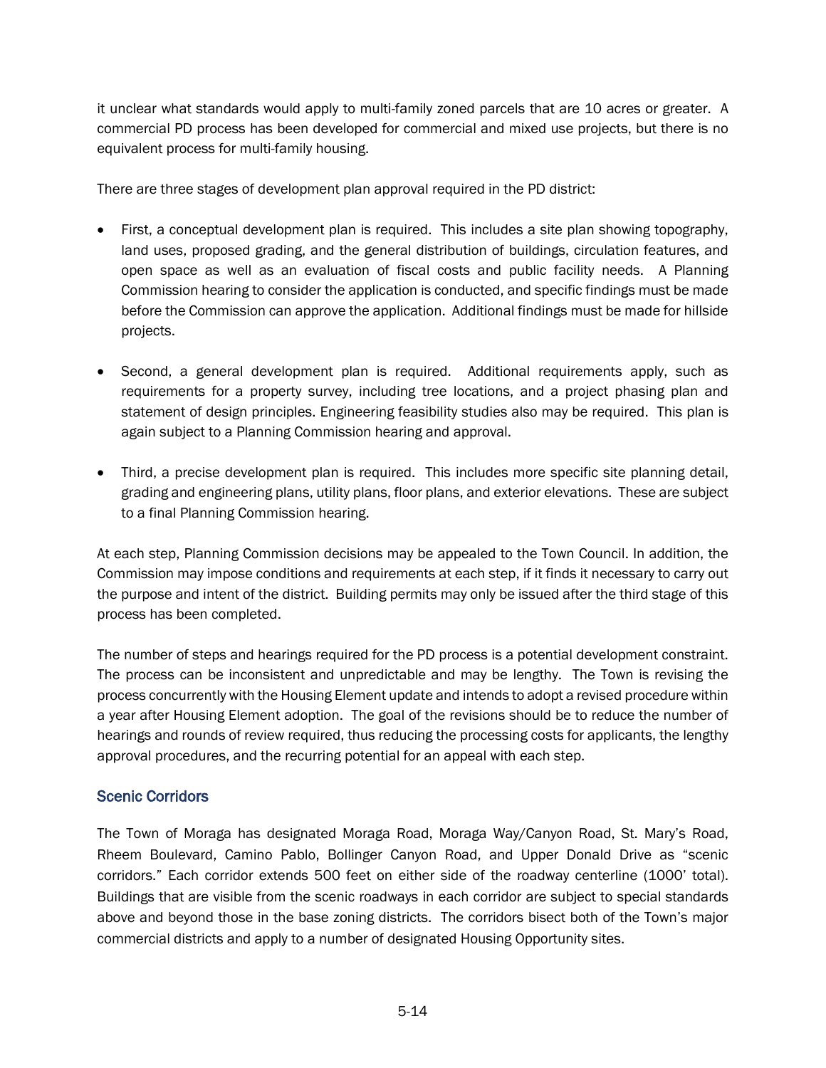it unclear what standards would apply to multi-family zoned parcels that are 10 acres or greater. A commercial PD process has been developed for commercial and mixed use projects, but there is no equivalent process for multi-family housing.

There are three stages of development plan approval required in the PD district:

- First, a conceptual development plan is required. This includes a site plan showing topography, land uses, proposed grading, and the general distribution of buildings, circulation features, and open space as well as an evaluation of fiscal costs and public facility needs. A Planning Commission hearing to consider the application is conducted, and specific findings must be made before the Commission can approve the application. Additional findings must be made for hillside projects.

- Second, a general development plan is required. Additional requirements apply, such as requirements for a property survey, including tree locations, and a project phasing plan and statement of design principles. Engineering feasibility studies also may be required. This plan is again subject to a Planning Commission hearing and approval.

- Third, a precise development plan is required. This includes more specific site planning detail, grading and engineering plans, utility plans, floor plans, and exterior elevations. These are subject to a final Planning Commission hearing.

At each step, Planning Commission decisions may be appealed to the Town Council. In addition, the Commission may impose conditions and requirements at each step, if it finds it necessary to carry out the purpose and intent of the district. Building permits may only be issued after the third stage of this process has been completed.

The number of steps and hearings required for the PD process is a potential development constraint. The process can be inconsistent and unpredictable and may be lengthy. The Town is revising the process concurrently with the Housing Element update and intends to adopt a revised procedure within a year after Housing Element adoption. The goal of the revisions should be to reduce the number of hearings and rounds of review required, thus reducing the processing costs for applicants, the lengthy approval procedures, and the recurring potential for an appeal with each step.

### Scenic Corridors

The Town of Moraga has designated Moraga Road, Moraga Way/Canyon Road, St. Mary's Road, Rheem Boulevard, Camino Pablo, Bollinger Canyon Road, and Upper Donald Drive as "scenic corridors." Each corridor extends 500 feet on either side of the roadway centerline (1000' total). Buildings that are visible from the scenic roadways in each corridor are subject to special standards above and beyond those in the base zoning districts. The corridors bisect both of the Town's major commercial districts and apply to a number of designated Housing Opportunity sites.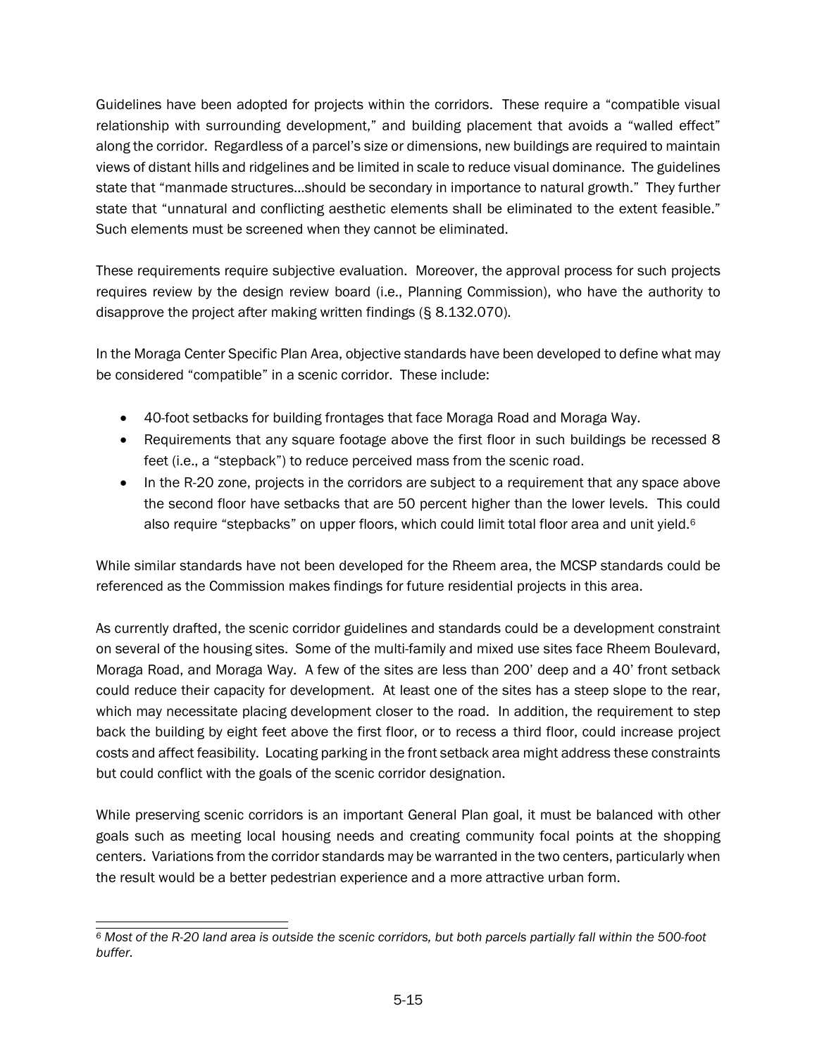Guidelines have been adopted for projects within the corridors. These require a "compatible visual relationship with surrounding development," and building placement that avoids a "walled effect" along the corridor. Regardless of a parcel's size or dimensions, new buildings are required to maintain views of distant hills and ridgelines and be limited in scale to reduce visual dominance. The guidelines state that "manmade structures…should be secondary in importance to natural growth." They further state that "unnatural and conflicting aesthetic elements shall be eliminated to the extent feasible." Such elements must be screened when they cannot be eliminated.

These requirements require subjective evaluation. Moreover, the approval process for such projects requires review by the design review board (i.e., Planning Commission), who have the authority to disapprove the project after making written findings (§ 8.132.070).

In the Moraga Center Specific Plan Area, objective standards have been developed to define what may be considered "compatible" in a scenic corridor. These include:

- 40-foot setbacks for building frontages that face Moraga Road and Moraga Way.
- Requirements that any square footage above the first floor in such buildings be recessed 8 feet (i.e., a "stepback") to reduce perceived mass from the scenic road.
- In the R-20 zone, projects in the corridors are subject to a requirement that any space above the second floor have setbacks that are 50 percent higher than the lower levels. This could also require "stepbacks" on upper floors, which could limit total floor area and unit yield.[6]

While similar standards have not been developed for the Rheem area, the MCSP standards could be referenced as the Commission makes findings for future residential projects in this area.

As currently drafted, the scenic corridor guidelines and standards could be a development constraint on several of the housing sites. Some of the multi-family and mixed use sites face Rheem Boulevard, Moraga Road, and Moraga Way. A few of the sites are less than 200' deep and a 40' front setback could reduce their capacity for development. At least one of the sites has a steep slope to the rear, which may necessitate placing development closer to the road. In addition, the requirement to step back the building by eight feet above the first floor, or to recess a third floor, could increase project costs and affect feasibility. Locating parking in the front setback area might address these constraints but could conflict with the goals of the scenic corridor designation.

While preserving scenic corridors is an important General Plan goal, it must be balanced with other goals such as meeting local housing needs and creating community focal points at the shopping centers. Variations from the corridor standards may be warranted in the two centers, particularly when the result would be a better pedestrian experience and a more attractive urban form.

---

*[6] Most of the R-20 land area is outside the scenic corridors, but both parcels partially fall within the 500-foot buffer.*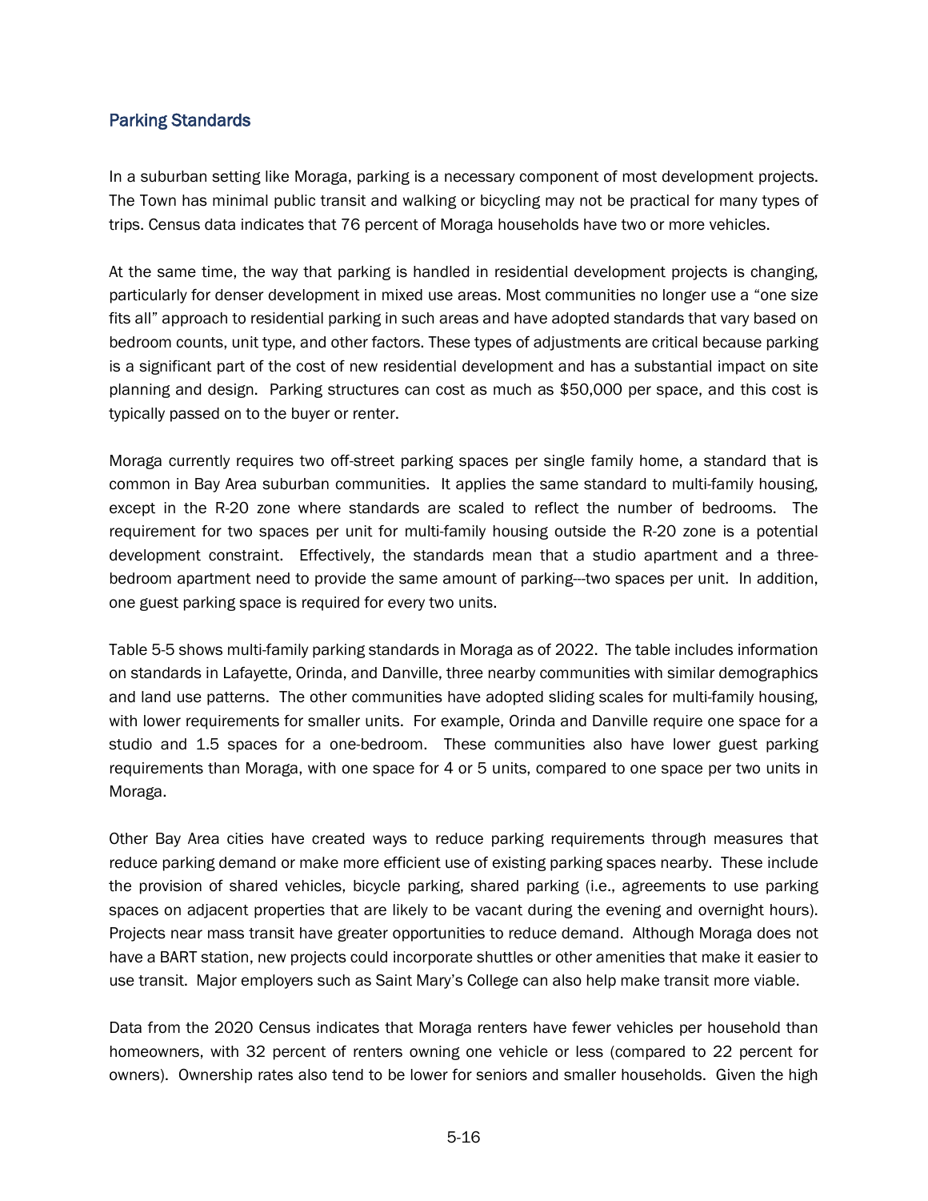## Parking Standards

In a suburban setting like Moraga, parking is a necessary component of most development projects. The Town has minimal public transit and walking or bicycling may not be practical for many types of trips. Census data indicates that 76 percent of Moraga households have two or more vehicles.

At the same time, the way that parking is handled in residential development projects is changing, particularly for denser development in mixed use areas. Most communities no longer use a "one size fits all" approach to residential parking in such areas and have adopted standards that vary based on bedroom counts, unit type, and other factors. These types of adjustments are critical because parking is a significant part of the cost of new residential development and has a substantial impact on site planning and design. Parking structures can cost as much as $50,000 per space, and this cost is typically passed on to the buyer or renter.

Moraga currently requires two off-street parking spaces per single family home, a standard that is common in Bay Area suburban communities. It applies the same standard to multi-family housing, except in the R-20 zone where standards are scaled to reflect the number of bedrooms. The requirement for two spaces per unit for multi-family housing outside the R-20 zone is a potential development constraint. Effectively, the standards mean that a studio apartment and a three-bedroom apartment need to provide the same amount of parking---two spaces per unit. In addition, one guest parking space is required for every two units.

Table 5-5 shows multi-family parking standards in Moraga as of 2022. The table includes information on standards in Lafayette, Orinda, and Danville, three nearby communities with similar demographics and land use patterns. The other communities have adopted sliding scales for multi-family housing, with lower requirements for smaller units. For example, Orinda and Danville require one space for a studio and 1.5 spaces for a one-bedroom. These communities also have lower guest parking requirements than Moraga, with one space for 4 or 5 units, compared to one space per two units in Moraga.

Other Bay Area cities have created ways to reduce parking requirements through measures that reduce parking demand or make more efficient use of existing parking spaces nearby. These include the provision of shared vehicles, bicycle parking, shared parking (i.e., agreements to use parking spaces on adjacent properties that are likely to be vacant during the evening and overnight hours). Projects near mass transit have greater opportunities to reduce demand. Although Moraga does not have a BART station, new projects could incorporate shuttles or other amenities that make it easier to use transit. Major employers such as Saint Mary's College can also help make transit more viable.

Data from the 2020 Census indicates that Moraga renters have fewer vehicles per household than homeowners, with 32 percent of renters owning one vehicle or less (compared to 22 percent for owners). Ownership rates also tend to be lower for seniors and smaller households. Given the high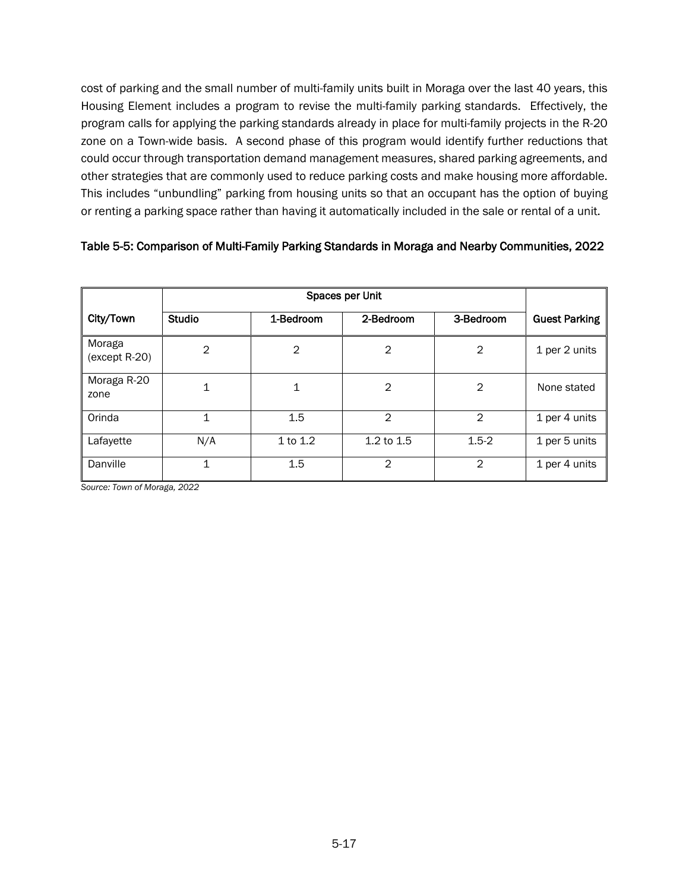cost of parking and the small number of multi-family units built in Moraga over the last 40 years, this Housing Element includes a program to revise the multi-family parking standards. Effectively, the program calls for applying the parking standards already in place for multi-family projects in the R-20 zone on a Town-wide basis. A second phase of this program would identify further reductions that could occur through transportation demand management measures, shared parking agreements, and other strategies that are commonly used to reduce parking costs and make housing more affordable. This includes "unbundling" parking from housing units so that an occupant has the option of buying or renting a parking space rather than having it automatically included in the sale or rental of a unit.

**Table 5-5: Comparison of Multi-Family Parking Standards in Moraga and Nearby Communities, 2022**

| | Spaces per Unit | | | | |
|---|---|---|---|---|---|
| **City/Town** | **Studio** | **1-Bedroom** | **2-Bedroom** | **3-Bedroom** | **Guest Parking** |
| Moraga (except R-20) | 2 | 2 | 2 | 2 | 1 per 2 units |
| Moraga R-20 zone | 1 | 1 | 2 | 2 | None stated |
| Orinda | 1 | 1.5 | 2 | 2 | 1 per 4 units |
| Lafayette | N/A | 1 to 1.2 | 1.2 to 1.5 | 1.5-2 | 1 per 5 units |
| Danville | 1 | 1.5 | 2 | 2 | 1 per 4 units |

*Source: Town of Moraga, 2022*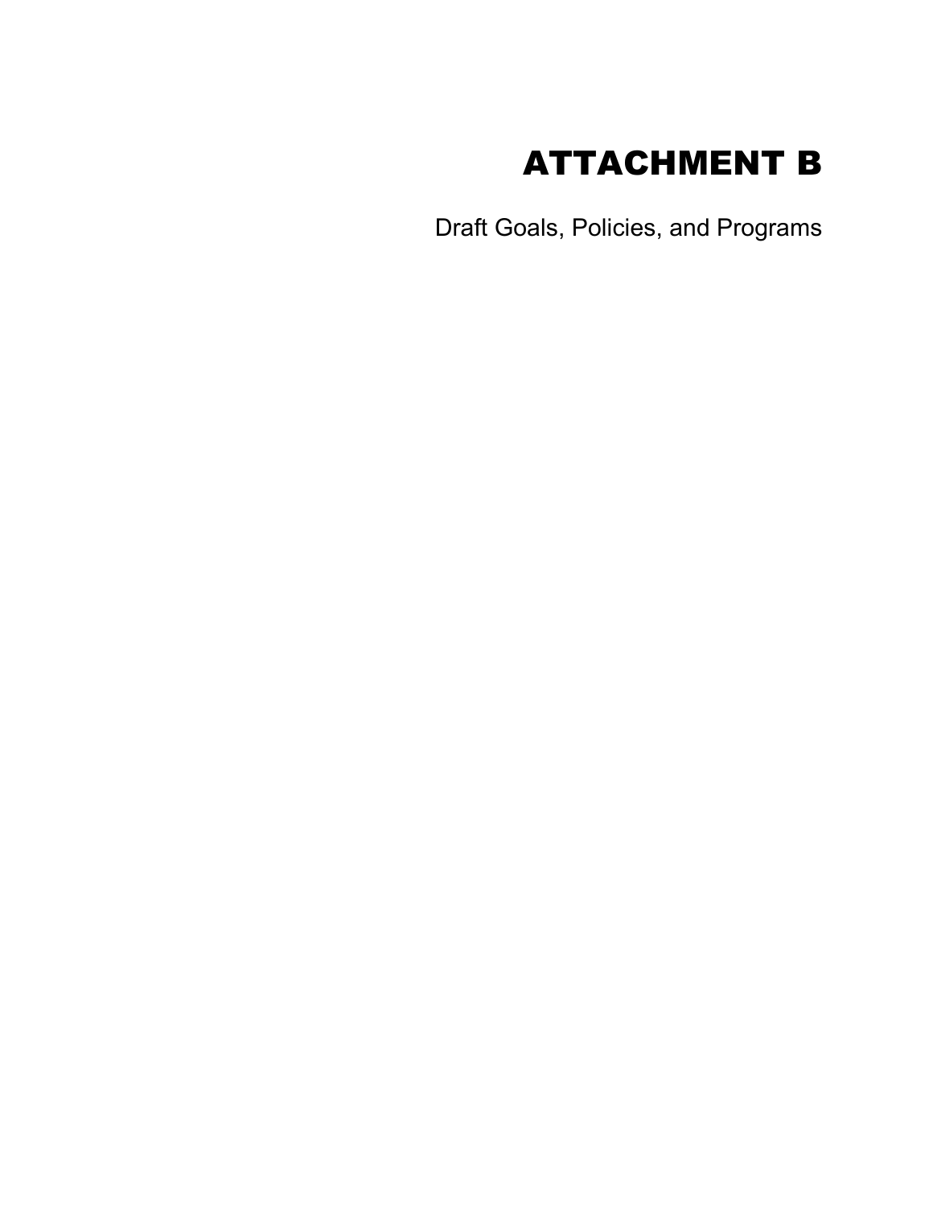# ATTACHMENT B

Draft Goals, Policies, and Programs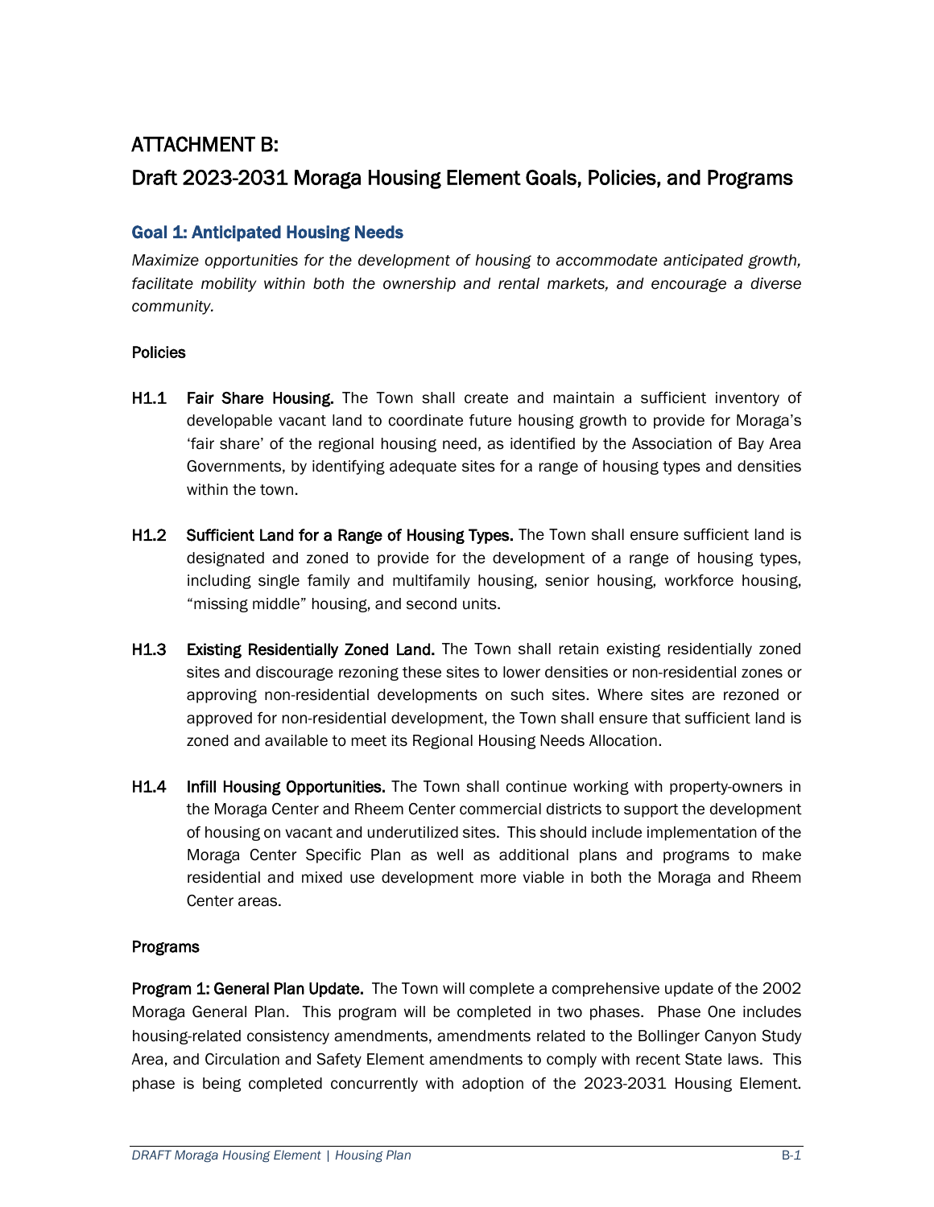# ATTACHMENT B:

# Draft 2023-2031 Moraga Housing Element Goals, Policies, and Programs

## Goal 1: Anticipated Housing Needs

*Maximize opportunities for the development of housing to accommodate anticipated growth, facilitate mobility within both the ownership and rental markets, and encourage a diverse community.*

### Policies

**H1.1 Fair Share Housing.** The Town shall create and maintain a sufficient inventory of developable vacant land to coordinate future housing growth to provide for Moraga's 'fair share' of the regional housing need, as identified by the Association of Bay Area Governments, by identifying adequate sites for a range of housing types and densities within the town.

**H1.2 Sufficient Land for a Range of Housing Types.** The Town shall ensure sufficient land is designated and zoned to provide for the development of a range of housing types, including single family and multifamily housing, senior housing, workforce housing, "missing middle" housing, and second units.

**H1.3 Existing Residentially Zoned Land.** The Town shall retain existing residentially zoned sites and discourage rezoning these sites to lower densities or non-residential zones or approving non-residential developments on such sites. Where sites are rezoned or approved for non-residential development, the Town shall ensure that sufficient land is zoned and available to meet its Regional Housing Needs Allocation.

**H1.4 Infill Housing Opportunities.** The Town shall continue working with property-owners in the Moraga Center and Rheem Center commercial districts to support the development of housing on vacant and underutilized sites. This should include implementation of the Moraga Center Specific Plan as well as additional plans and programs to make residential and mixed use development more viable in both the Moraga and Rheem Center areas.

### Programs

**Program 1: General Plan Update.** The Town will complete a comprehensive update of the 2002 Moraga General Plan. This program will be completed in two phases. Phase One includes housing-related consistency amendments, amendments related to the Bollinger Canyon Study Area, and Circulation and Safety Element amendments to comply with recent State laws. This phase is being completed concurrently with adoption of the 2023-2031 Housing Element.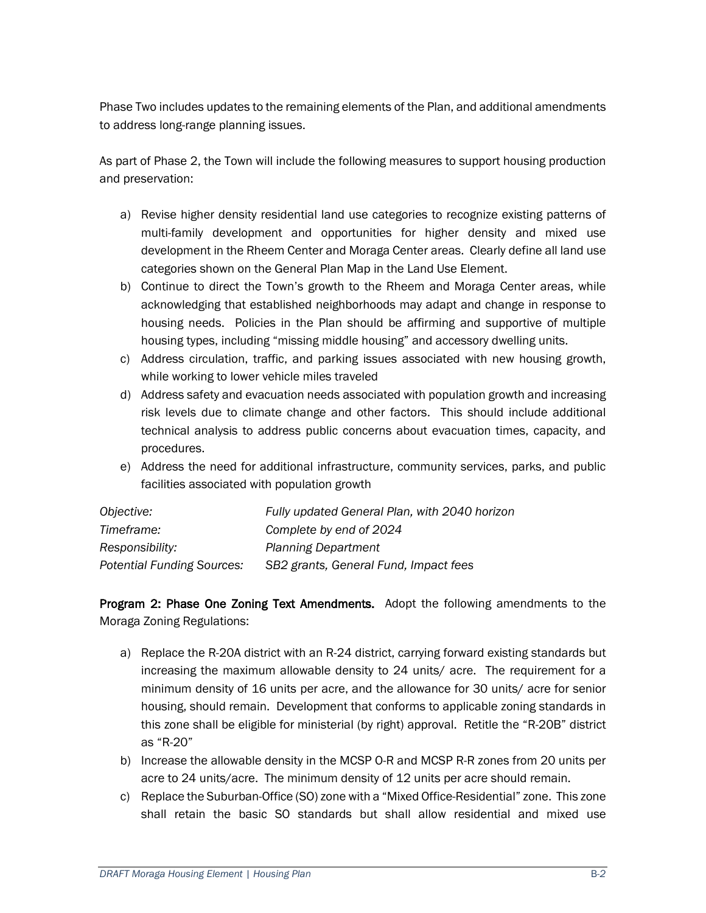Phase Two includes updates to the remaining elements of the Plan, and additional amendments to address long-range planning issues.

As part of Phase 2, the Town will include the following measures to support housing production and preservation:

a) Revise higher density residential land use categories to recognize existing patterns of multi-family development and opportunities for higher density and mixed use development in the Rheem Center and Moraga Center areas. Clearly define all land use categories shown on the General Plan Map in the Land Use Element.
b) Continue to direct the Town's growth to the Rheem and Moraga Center areas, while acknowledging that established neighborhoods may adapt and change in response to housing needs. Policies in the Plan should be affirming and supportive of multiple housing types, including "missing middle housing" and accessory dwelling units.
c) Address circulation, traffic, and parking issues associated with new housing growth, while working to lower vehicle miles traveled
d) Address safety and evacuation needs associated with population growth and increasing risk levels due to climate change and other factors. This should include additional technical analysis to address public concerns about evacuation times, capacity, and procedures.
e) Address the need for additional infrastructure, community services, parks, and public facilities associated with population growth

| | |
|---|---|
| *Objective:* | *Fully updated General Plan, with 2040 horizon* |
| *Timeframe:* | *Complete by end of 2024* |
| *Responsibility:* | *Planning Department* |
| *Potential Funding Sources:* | *SB2 grants, General Fund, Impact fees* |

**Program 2: Phase One Zoning Text Amendments.** Adopt the following amendments to the Moraga Zoning Regulations:

a) Replace the R-20A district with an R-24 district, carrying forward existing standards but increasing the maximum allowable density to 24 units/ acre. The requirement for a minimum density of 16 units per acre, and the allowance for 30 units/ acre for senior housing, should remain. Development that conforms to applicable zoning standards in this zone shall be eligible for ministerial (by right) approval. Retitle the "R-20B" district as "R-20"
b) Increase the allowable density in the MCSP O-R and MCSP R-R zones from 20 units per acre to 24 units/acre. The minimum density of 12 units per acre should remain.
c) Replace the Suburban-Office (SO) zone with a "Mixed Office-Residential" zone. This zone shall retain the basic SO standards but shall allow residential and mixed use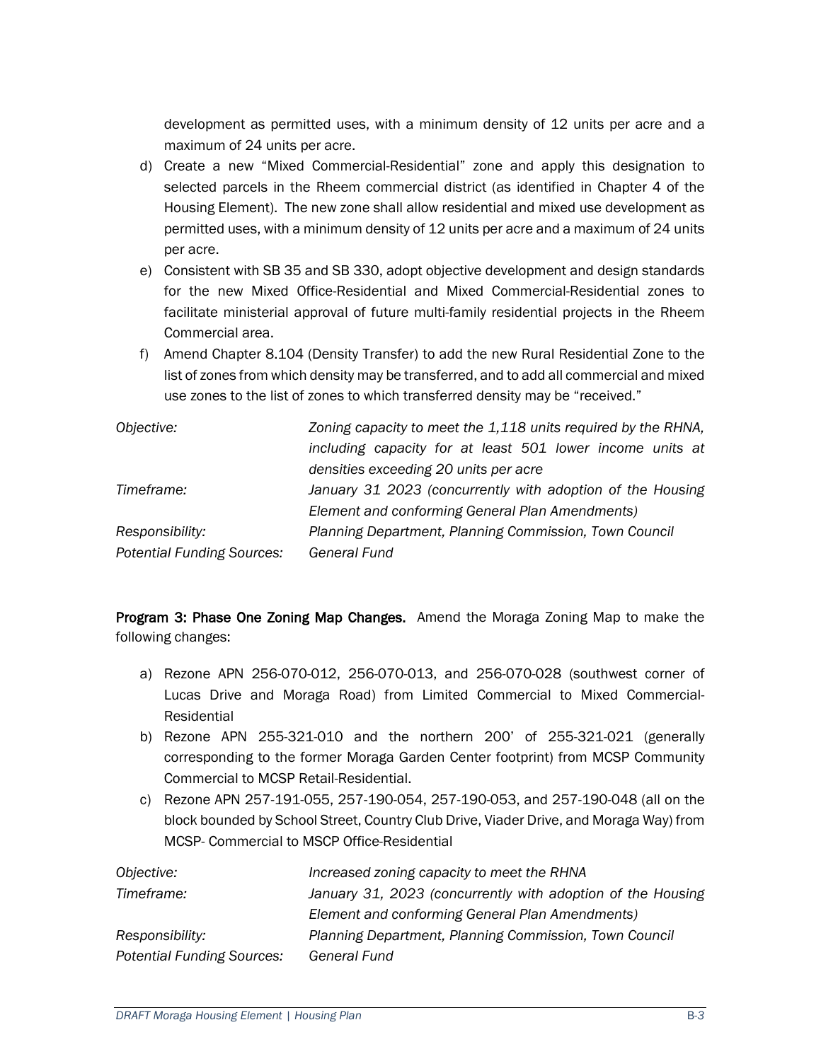development as permitted uses, with a minimum density of 12 units per acre and a maximum of 24 units per acre.

d) Create a new "Mixed Commercial-Residential" zone and apply this designation to selected parcels in the Rheem commercial district (as identified in Chapter 4 of the Housing Element). The new zone shall allow residential and mixed use development as permitted uses, with a minimum density of 12 units per acre and a maximum of 24 units per acre.

e) Consistent with SB 35 and SB 330, adopt objective development and design standards for the new Mixed Office-Residential and Mixed Commercial-Residential zones to facilitate ministerial approval of future multi-family residential projects in the Rheem Commercial area.

f) Amend Chapter 8.104 (Density Transfer) to add the new Rural Residential Zone to the list of zones from which density may be transferred, and to add all commercial and mixed use zones to the list of zones to which transferred density may be "received."

| | |
|---|---|
| *Objective:* | *Zoning capacity to meet the 1,118 units required by the RHNA, including capacity for at least 501 lower income units at densities exceeding 20 units per acre* |
| *Timeframe:* | *January 31 2023 (concurrently with adoption of the Housing Element and conforming General Plan Amendments)* |
| *Responsibility:* | *Planning Department, Planning Commission, Town Council* |
| *Potential Funding Sources:* | *General Fund* |

**Program 3: Phase One Zoning Map Changes.** Amend the Moraga Zoning Map to make the following changes:

a) Rezone APN 256-070-012, 256-070-013, and 256-070-028 (southwest corner of Lucas Drive and Moraga Road) from Limited Commercial to Mixed Commercial-Residential

b) Rezone APN 255-321-010 and the northern 200' of 255-321-021 (generally corresponding to the former Moraga Garden Center footprint) from MCSP Community Commercial to MCSP Retail-Residential.

c) Rezone APN 257-191-055, 257-190-054, 257-190-053, and 257-190-048 (all on the block bounded by School Street, Country Club Drive, Viader Drive, and Moraga Way) from MCSP- Commercial to MSCP Office-Residential

| | |
|---|---|
| *Objective:* | *Increased zoning capacity to meet the RHNA* |
| *Timeframe:* | *January 31, 2023 (concurrently with adoption of the Housing Element and conforming General Plan Amendments)* |
| *Responsibility:* | *Planning Department, Planning Commission, Town Council* |
| *Potential Funding Sources:* | *General Fund* |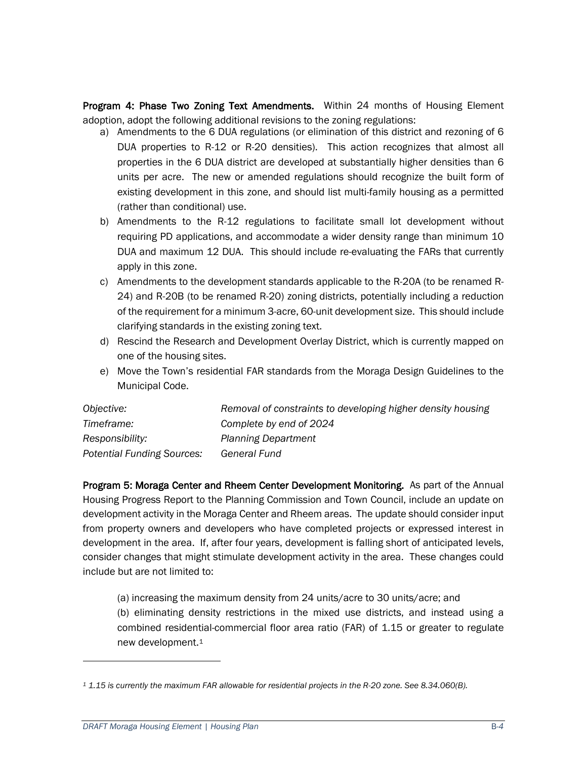**Program 4: Phase Two Zoning Text Amendments.** Within 24 months of Housing Element adoption, adopt the following additional revisions to the zoning regulations:

a) Amendments to the 6 DUA regulations (or elimination of this district and rezoning of 6 DUA properties to R-12 or R-20 densities). This action recognizes that almost all properties in the 6 DUA district are developed at substantially higher densities than 6 units per acre. The new or amended regulations should recognize the built form of existing development in this zone, and should list multi-family housing as a permitted (rather than conditional) use.

b) Amendments to the R-12 regulations to facilitate small lot development without requiring PD applications, and accommodate a wider density range than minimum 10 DUA and maximum 12 DUA. This should include re-evaluating the FARs that currently apply in this zone.

c) Amendments to the development standards applicable to the R-20A (to be renamed R-24) and R-20B (to be renamed R-20) zoning districts, potentially including a reduction of the requirement for a minimum 3-acre, 60-unit development size. This should include clarifying standards in the existing zoning text.

d) Rescind the Research and Development Overlay District, which is currently mapped on one of the housing sites.

e) Move the Town's residential FAR standards from the Moraga Design Guidelines to the Municipal Code.

| | |
|---|---|
| *Objective:* | *Removal of constraints to developing higher density housing* |
| *Timeframe:* | *Complete by end of 2024* |
| *Responsibility:* | *Planning Department* |
| *Potential Funding Sources:* | *General Fund* |

**Program 5: Moraga Center and Rheem Center Development Monitoring.** As part of the Annual Housing Progress Report to the Planning Commission and Town Council, include an update on development activity in the Moraga Center and Rheem areas. The update should consider input from property owners and developers who have completed projects or expressed interest in development in the area. If, after four years, development is falling short of anticipated levels, consider changes that might stimulate development activity in the area. These changes could include but are not limited to:

(a) increasing the maximum density from 24 units/acre to 30 units/acre; and

(b) eliminating density restrictions in the mixed use districts, and instead using a combined residential-commercial floor area ratio (FAR) of 1.15 or greater to regulate new development.[1]

---

[1] *1.15 is currently the maximum FAR allowable for residential projects in the R-20 zone. See 8.34.060(B).*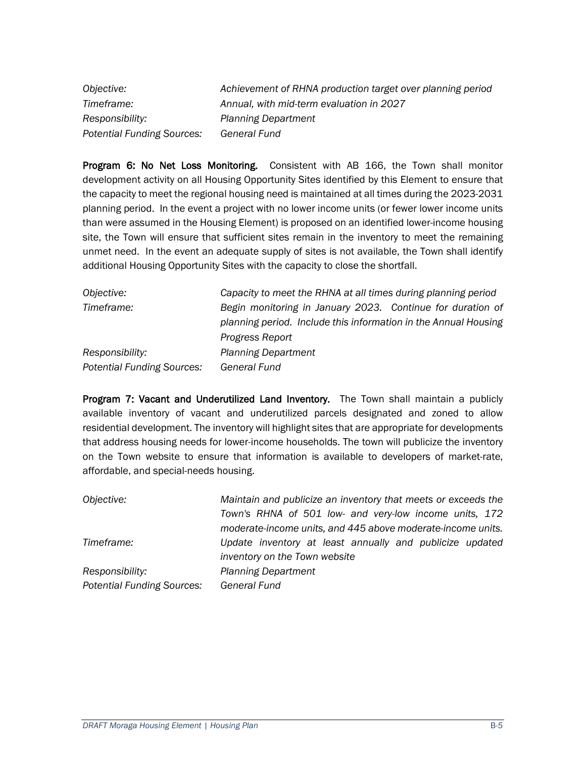| | |
|---|---|
| *Objective:* | *Achievement of RHNA production target over planning period* |
| *Timeframe:* | *Annual, with mid-term evaluation in 2027* |
| *Responsibility:* | *Planning Department* |
| *Potential Funding Sources:* | *General Fund* |

**Program 6: No Net Loss Monitoring.** Consistent with AB 166, the Town shall monitor development activity on all Housing Opportunity Sites identified by this Element to ensure that the capacity to meet the regional housing need is maintained at all times during the 2023-2031 planning period. In the event a project with no lower income units (or fewer lower income units than were assumed in the Housing Element) is proposed on an identified lower-income housing site, the Town will ensure that sufficient sites remain in the inventory to meet the remaining unmet need. In the event an adequate supply of sites is not available, the Town shall identify additional Housing Opportunity Sites with the capacity to close the shortfall.

| | |
|---|---|
| *Objective:* | *Capacity to meet the RHNA at all times during planning period* |
| *Timeframe:* | *Begin monitoring in January 2023. Continue for duration of planning period. Include this information in the Annual Housing Progress Report* |
| *Responsibility:* | *Planning Department* |
| *Potential Funding Sources:* | *General Fund* |

**Program 7: Vacant and Underutilized Land Inventory.** The Town shall maintain a publicly available inventory of vacant and underutilized parcels designated and zoned to allow residential development. The inventory will highlight sites that are appropriate for developments that address housing needs for lower-income households. The town will publicize the inventory on the Town website to ensure that information is available to developers of market-rate, affordable, and special-needs housing.

| | |
|---|---|
| *Objective:* | *Maintain and publicize an inventory that meets or exceeds the Town's RHNA of 501 low- and very-low income units, 172 moderate-income units, and 445 above moderate-income units.* |
| *Timeframe:* | *Update inventory at least annually and publicize updated inventory on the Town website* |
| *Responsibility:* | *Planning Department* |
| *Potential Funding Sources:* | *General Fund* |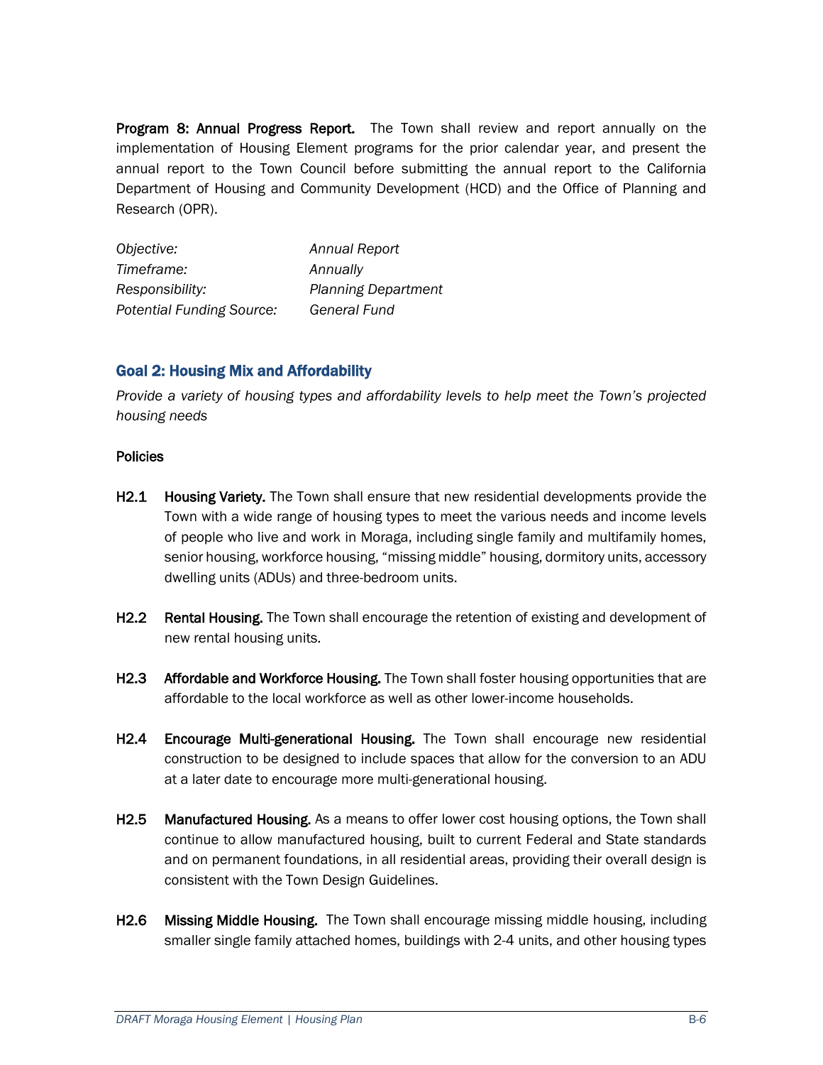**Program 8: Annual Progress Report.** The Town shall review and report annually on the implementation of Housing Element programs for the prior calendar year, and present the annual report to the Town Council before submitting the annual report to the California Department of Housing and Community Development (HCD) and the Office of Planning and Research (OPR).

| | |
|---|---|
| *Objective:* | *Annual Report* |
| *Timeframe:* | *Annually* |
| *Responsibility:* | *Planning Department* |
| *Potential Funding Source:* | *General Fund* |

## Goal 2: Housing Mix and Affordability

*Provide a variety of housing types and affordability levels to help meet the Town's projected housing needs*

### Policies

**H2.1** **Housing Variety.** The Town shall ensure that new residential developments provide the Town with a wide range of housing types to meet the various needs and income levels of people who live and work in Moraga, including single family and multifamily homes, senior housing, workforce housing, "missing middle" housing, dormitory units, accessory dwelling units (ADUs) and three-bedroom units.

**H2.2** **Rental Housing.** The Town shall encourage the retention of existing and development of new rental housing units.

**H2.3** **Affordable and Workforce Housing.** The Town shall foster housing opportunities that are affordable to the local workforce as well as other lower-income households.

**H2.4** **Encourage Multi-generational Housing.** The Town shall encourage new residential construction to be designed to include spaces that allow for the conversion to an ADU at a later date to encourage more multi-generational housing.

**H2.5** **Manufactured Housing.** As a means to offer lower cost housing options, the Town shall continue to allow manufactured housing, built to current Federal and State standards and on permanent foundations, in all residential areas, providing their overall design is consistent with the Town Design Guidelines.

**H2.6** **Missing Middle Housing.** The Town shall encourage missing middle housing, including smaller single family attached homes, buildings with 2-4 units, and other housing types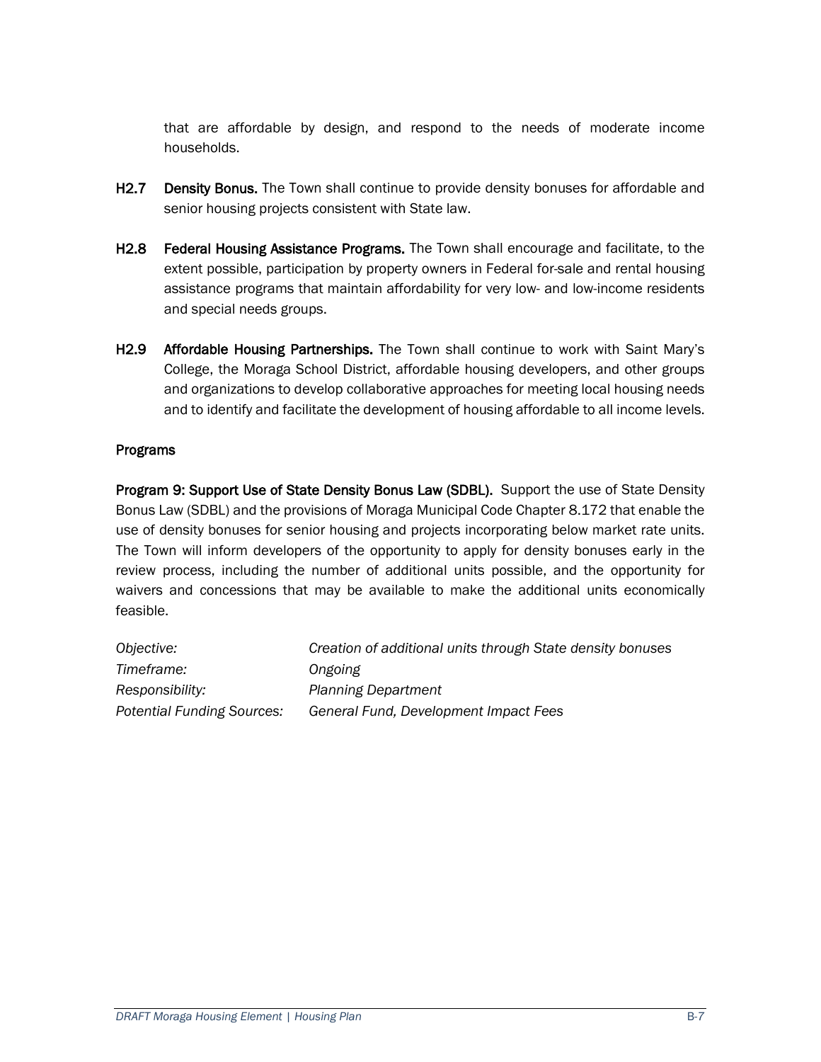that are affordable by design, and respond to the needs of moderate income households.

**H2.7 Density Bonus.** The Town shall continue to provide density bonuses for affordable and senior housing projects consistent with State law.

**H2.8 Federal Housing Assistance Programs.** The Town shall encourage and facilitate, to the extent possible, participation by property owners in Federal for-sale and rental housing assistance programs that maintain affordability for very low- and low-income residents and special needs groups.

**H2.9 Affordable Housing Partnerships.** The Town shall continue to work with Saint Mary's College, the Moraga School District, affordable housing developers, and other groups and organizations to develop collaborative approaches for meeting local housing needs and to identify and facilitate the development of housing affordable to all income levels.

### Programs

**Program 9: Support Use of State Density Bonus Law (SDBL).** Support the use of State Density Bonus Law (SDBL) and the provisions of Moraga Municipal Code Chapter 8.172 that enable the use of density bonuses for senior housing and projects incorporating below market rate units. The Town will inform developers of the opportunity to apply for density bonuses early in the review process, including the number of additional units possible, and the opportunity for waivers and concessions that may be available to make the additional units economically feasible.

| | |
|---|---|
| *Objective:* | *Creation of additional units through State density bonuses* |
| *Timeframe:* | *Ongoing* |
| *Responsibility:* | *Planning Department* |
| *Potential Funding Sources:* | *General Fund, Development Impact Fees* |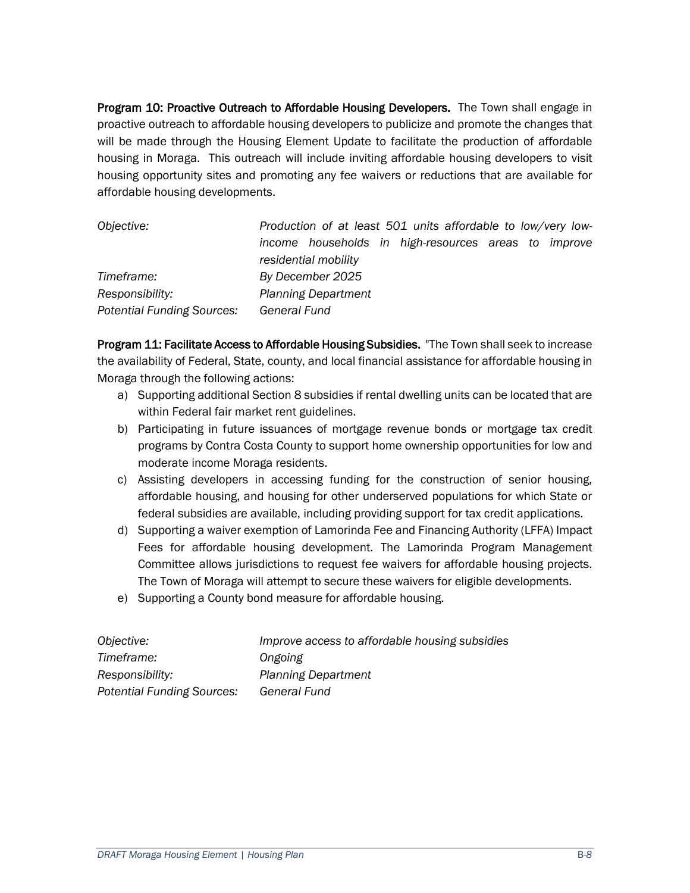**Program 10: Proactive Outreach to Affordable Housing Developers.** The Town shall engage in proactive outreach to affordable housing developers to publicize and promote the changes that will be made through the Housing Element Update to facilitate the production of affordable housing in Moraga. This outreach will include inviting affordable housing developers to visit housing opportunity sites and promoting any fee waivers or reductions that are available for affordable housing developments.

| | |
|---|---|
| *Objective:* | *Production of at least 501 units affordable to low/very low-income households in high-resources areas to improve residential mobility* |
| *Timeframe:* | *By December 2025* |
| *Responsibility:* | *Planning Department* |
| *Potential Funding Sources:* | *General Fund* |

**Program 11: Facilitate Access to Affordable Housing Subsidies.** "The Town shall seek to increase the availability of Federal, State, county, and local financial assistance for affordable housing in Moraga through the following actions:

a) Supporting additional Section 8 subsidies if rental dwelling units can be located that are within Federal fair market rent guidelines.
b) Participating in future issuances of mortgage revenue bonds or mortgage tax credit programs by Contra Costa County to support home ownership opportunities for low and moderate income Moraga residents.
c) Assisting developers in accessing funding for the construction of senior housing, affordable housing, and housing for other underserved populations for which State or federal subsidies are available, including providing support for tax credit applications.
d) Supporting a waiver exemption of Lamorinda Fee and Financing Authority (LFFA) Impact Fees for affordable housing development. The Lamorinda Program Management Committee allows jurisdictions to request fee waivers for affordable housing projects. The Town of Moraga will attempt to secure these waivers for eligible developments.
e) Supporting a County bond measure for affordable housing.

| | |
|---|---|
| *Objective:* | *Improve access to affordable housing subsidies* |
| *Timeframe:* | *Ongoing* |
| *Responsibility:* | *Planning Department* |
| *Potential Funding Sources:* | *General Fund* |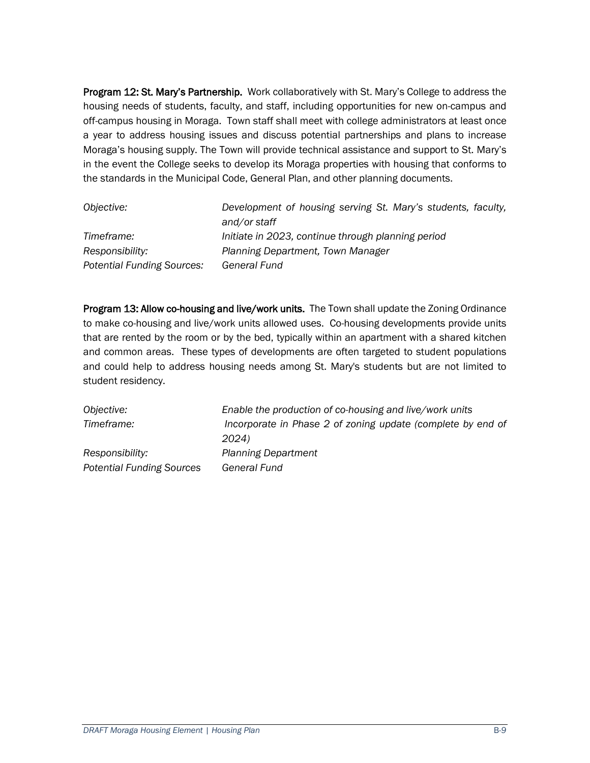**Program 12: St. Mary's Partnership.** Work collaboratively with St. Mary's College to address the housing needs of students, faculty, and staff, including opportunities for new on-campus and off-campus housing in Moraga. Town staff shall meet with college administrators at least once a year to address housing issues and discuss potential partnerships and plans to increase Moraga's housing supply. The Town will provide technical assistance and support to St. Mary's in the event the College seeks to develop its Moraga properties with housing that conforms to the standards in the Municipal Code, General Plan, and other planning documents.

| | |
|---|---|
| *Objective:* | *Development of housing serving St. Mary's students, faculty, and/or staff* |
| *Timeframe:* | *Initiate in 2023, continue through planning period* |
| *Responsibility:* | *Planning Department, Town Manager* |
| *Potential Funding Sources:* | *General Fund* |

**Program 13: Allow co-housing and live/work units.** The Town shall update the Zoning Ordinance to make co-housing and live/work units allowed uses. Co-housing developments provide units that are rented by the room or by the bed, typically within an apartment with a shared kitchen and common areas. These types of developments are often targeted to student populations and could help to address housing needs among St. Mary's students but are not limited to student residency.

| | |
|---|---|
| *Objective:* | *Enable the production of co-housing and live/work units* |
| *Timeframe:* | *Incorporate in Phase 2 of zoning update (complete by end of 2024)* |
| *Responsibility:* | *Planning Department* |
| *Potential Funding Sources* | *General Fund* |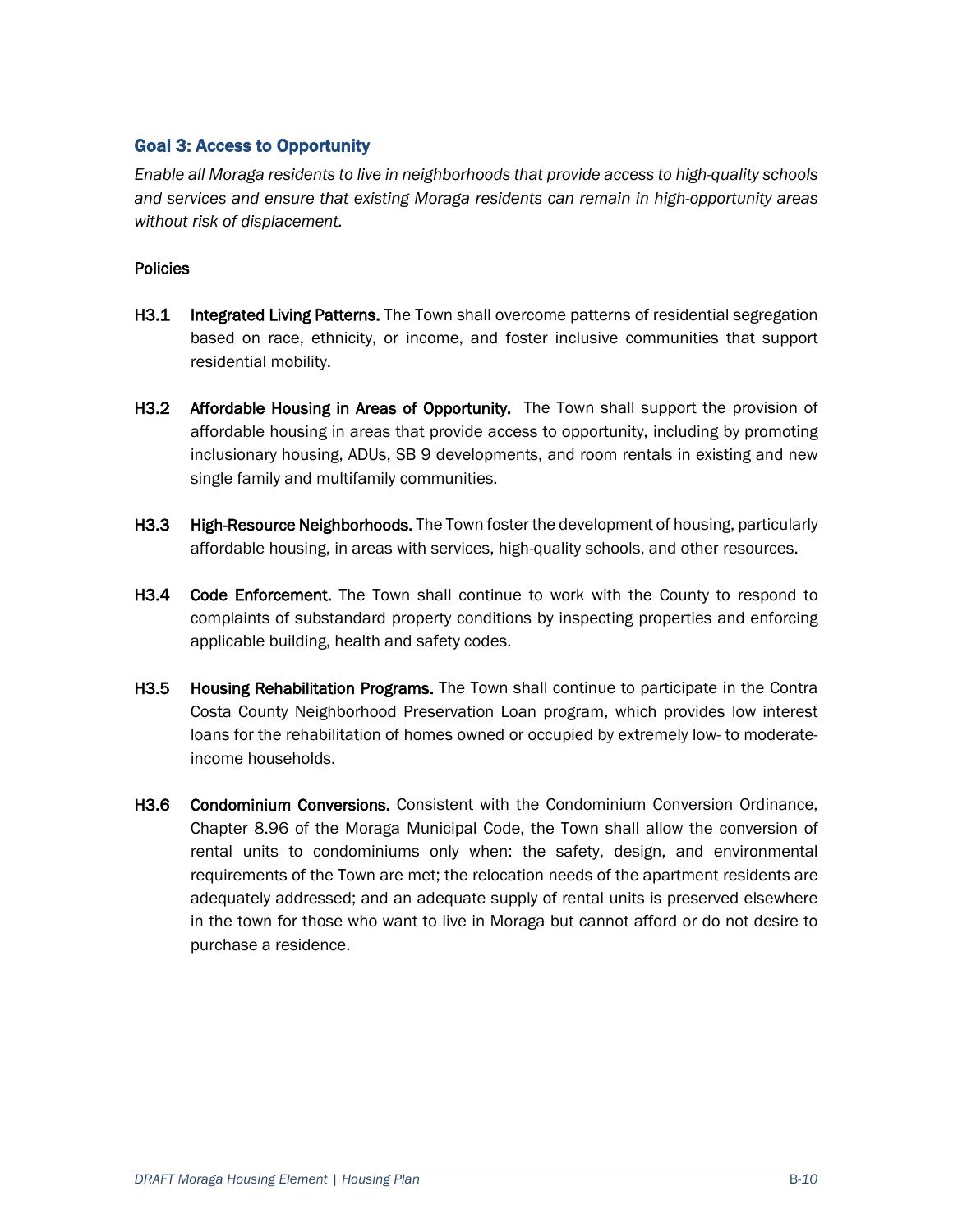## Goal 3: Access to Opportunity

*Enable all Moraga residents to live in neighborhoods that provide access to high-quality schools and services and ensure that existing Moraga residents can remain in high-opportunity areas without risk of displacement.*

### Policies

**H3.1 Integrated Living Patterns.** The Town shall overcome patterns of residential segregation based on race, ethnicity, or income, and foster inclusive communities that support residential mobility.

**H3.2 Affordable Housing in Areas of Opportunity.** The Town shall support the provision of affordable housing in areas that provide access to opportunity, including by promoting inclusionary housing, ADUs, SB 9 developments, and room rentals in existing and new single family and multifamily communities.

**H3.3 High-Resource Neighborhoods.** The Town foster the development of housing, particularly affordable housing, in areas with services, high-quality schools, and other resources.

**H3.4 Code Enforcement.** The Town shall continue to work with the County to respond to complaints of substandard property conditions by inspecting properties and enforcing applicable building, health and safety codes.

**H3.5 Housing Rehabilitation Programs.** The Town shall continue to participate in the Contra Costa County Neighborhood Preservation Loan program, which provides low interest loans for the rehabilitation of homes owned or occupied by extremely low- to moderate-income households.

**H3.6 Condominium Conversions.** Consistent with the Condominium Conversion Ordinance, Chapter 8.96 of the Moraga Municipal Code, the Town shall allow the conversion of rental units to condominiums only when: the safety, design, and environmental requirements of the Town are met; the relocation needs of the apartment residents are adequately addressed; and an adequate supply of rental units is preserved elsewhere in the town for those who want to live in Moraga but cannot afford or do not desire to purchase a residence.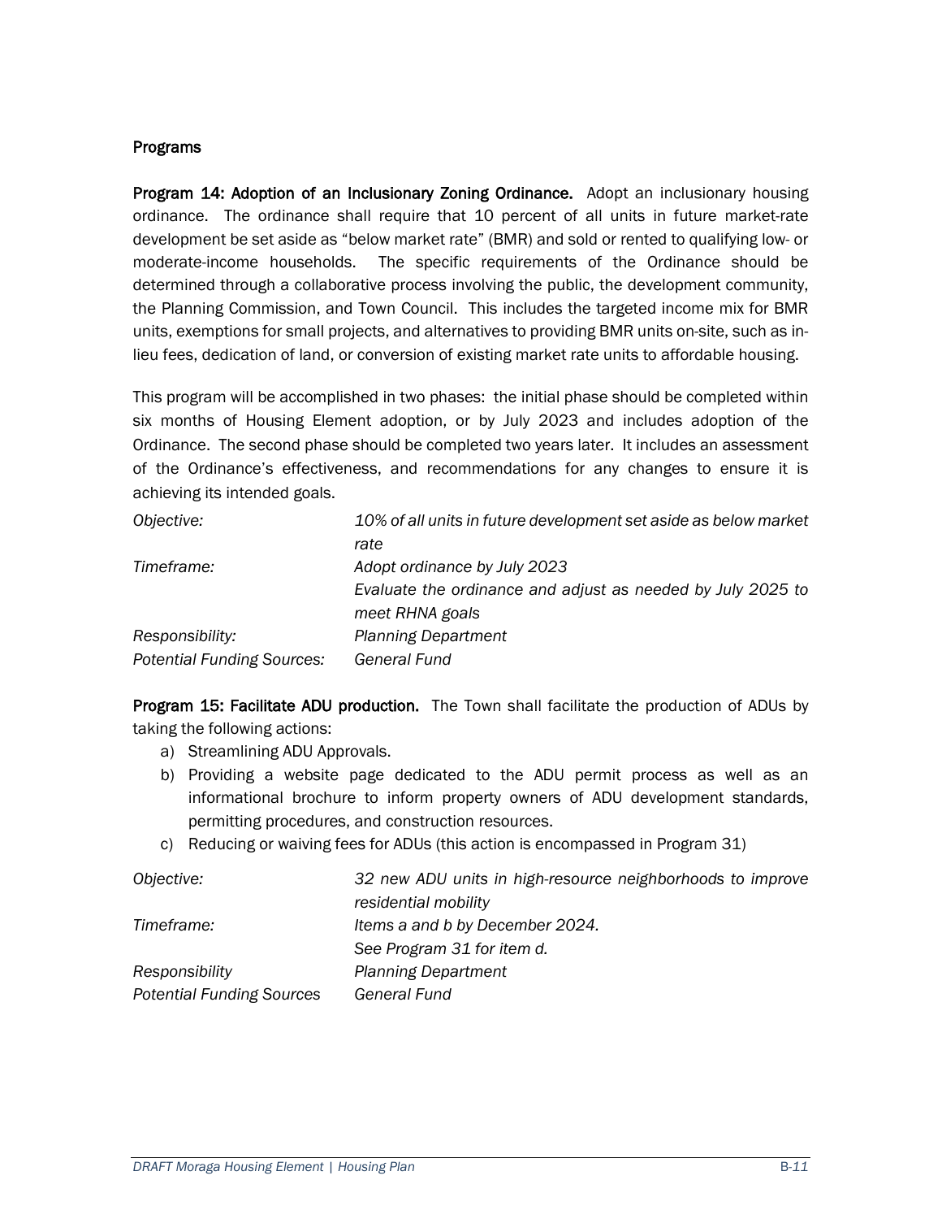### Programs

**Program 14: Adoption of an Inclusionary Zoning Ordinance.** Adopt an inclusionary housing ordinance. The ordinance shall require that 10 percent of all units in future market-rate development be set aside as "below market rate" (BMR) and sold or rented to qualifying low- or moderate-income households. The specific requirements of the Ordinance should be determined through a collaborative process involving the public, the development community, the Planning Commission, and Town Council. This includes the targeted income mix for BMR units, exemptions for small projects, and alternatives to providing BMR units on-site, such as in-lieu fees, dedication of land, or conversion of existing market rate units to affordable housing.

This program will be accomplished in two phases: the initial phase should be completed within six months of Housing Element adoption, or by July 2023 and includes adoption of the Ordinance. The second phase should be completed two years later. It includes an assessment of the Ordinance's effectiveness, and recommendations for any changes to ensure it is achieving its intended goals.

| | |
|---|---|
| *Objective:* | *10% of all units in future development set aside as below market rate* |
| *Timeframe:* | *Adopt ordinance by July 2023*<br>*Evaluate the ordinance and adjust as needed by July 2025 to meet RHNA goals* |
| *Responsibility:* | *Planning Department* |
| *Potential Funding Sources:* | *General Fund* |

**Program 15: Facilitate ADU production.** The Town shall facilitate the production of ADUs by taking the following actions:

a) Streamlining ADU Approvals.
b) Providing a website page dedicated to the ADU permit process as well as an informational brochure to inform property owners of ADU development standards, permitting procedures, and construction resources.
c) Reducing or waiving fees for ADUs (this action is encompassed in Program 31)

| | |
|---|---|
| *Objective:* | *32 new ADU units in high-resource neighborhoods to improve residential mobility* |
| *Timeframe:* | *Items a and b by December 2024.*<br>*See Program 31 for item d.* |
| *Responsibility* | *Planning Department* |
| *Potential Funding Sources* | *General Fund* |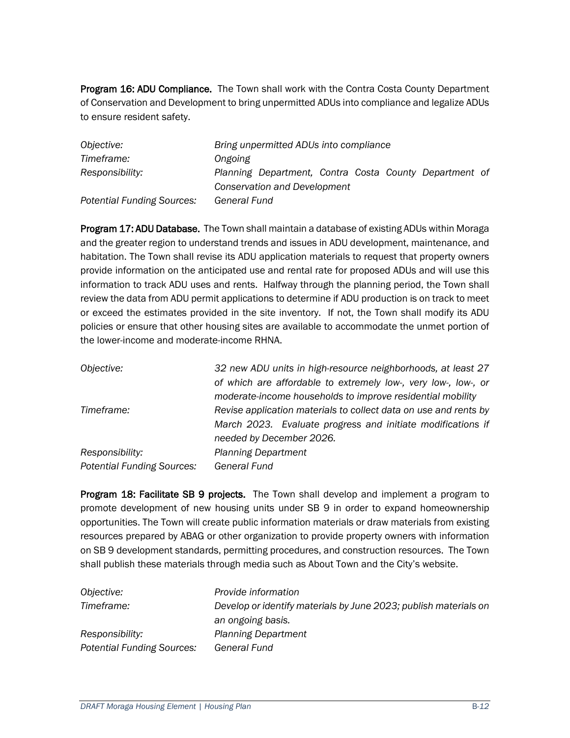**Program 16: ADU Compliance.** The Town shall work with the Contra Costa County Department of Conservation and Development to bring unpermitted ADUs into compliance and legalize ADUs to ensure resident safety.

| | |
|---|---|
| *Objective:* | *Bring unpermitted ADUs into compliance* |
| *Timeframe:* | *Ongoing* |
| *Responsibility:* | *Planning Department, Contra Costa County Department of Conservation and Development* |
| *Potential Funding Sources:* | *General Fund* |

**Program 17: ADU Database.** The Town shall maintain a database of existing ADUs within Moraga and the greater region to understand trends and issues in ADU development, maintenance, and habitation. The Town shall revise its ADU application materials to request that property owners provide information on the anticipated use and rental rate for proposed ADUs and will use this information to track ADU uses and rents. Halfway through the planning period, the Town shall review the data from ADU permit applications to determine if ADU production is on track to meet or exceed the estimates provided in the site inventory. If not, the Town shall modify its ADU policies or ensure that other housing sites are available to accommodate the unmet portion of the lower-income and moderate-income RHNA.

| | |
|---|---|
| *Objective:* | *32 new ADU units in high-resource neighborhoods, at least 27 of which are affordable to extremely low-, very low-, low-, or moderate-income households to improve residential mobility* |
| *Timeframe:* | *Revise application materials to collect data on use and rents by March 2023. Evaluate progress and initiate modifications if needed by December 2026.* |
| *Responsibility:* | *Planning Department* |
| *Potential Funding Sources:* | *General Fund* |

**Program 18: Facilitate SB 9 projects.** The Town shall develop and implement a program to promote development of new housing units under SB 9 in order to expand homeownership opportunities. The Town will create public information materials or draw materials from existing resources prepared by ABAG or other organization to provide property owners with information on SB 9 development standards, permitting procedures, and construction resources. The Town shall publish these materials through media such as About Town and the City's website.

| | |
|---|---|
| *Objective:* | *Provide information* |
| *Timeframe:* | *Develop or identify materials by June 2023; publish materials on an ongoing basis.* |
| *Responsibility:* | *Planning Department* |
| *Potential Funding Sources:* | *General Fund* |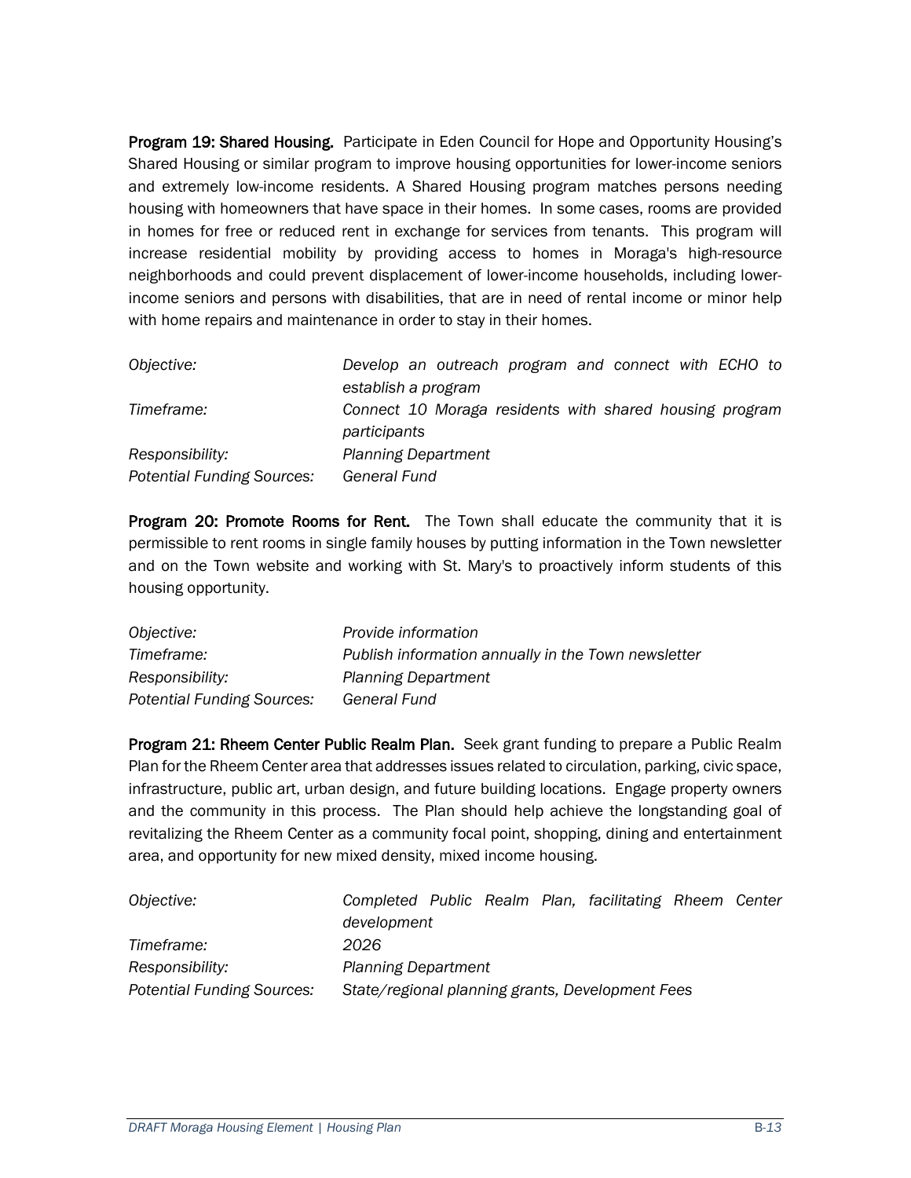**Program 19: Shared Housing.** Participate in Eden Council for Hope and Opportunity Housing's Shared Housing or similar program to improve housing opportunities for lower-income seniors and extremely low-income residents. A Shared Housing program matches persons needing housing with homeowners that have space in their homes. In some cases, rooms are provided in homes for free or reduced rent in exchange for services from tenants. This program will increase residential mobility by providing access to homes in Moraga's high-resource neighborhoods and could prevent displacement of lower-income households, including lower-income seniors and persons with disabilities, that are in need of rental income or minor help with home repairs and maintenance in order to stay in their homes.

| | |
|---|---|
| *Objective:* | *Develop an outreach program and connect with ECHO to establish a program* |
| *Timeframe:* | *Connect 10 Moraga residents with shared housing program participants* |
| *Responsibility:* | *Planning Department* |
| *Potential Funding Sources:* | *General Fund* |

**Program 20: Promote Rooms for Rent.** The Town shall educate the community that it is permissible to rent rooms in single family houses by putting information in the Town newsletter and on the Town website and working with St. Mary's to proactively inform students of this housing opportunity.

| | |
|---|---|
| *Objective:* | *Provide information* |
| *Timeframe:* | *Publish information annually in the Town newsletter* |
| *Responsibility:* | *Planning Department* |
| *Potential Funding Sources:* | *General Fund* |

**Program 21: Rheem Center Public Realm Plan.** Seek grant funding to prepare a Public Realm Plan for the Rheem Center area that addresses issues related to circulation, parking, civic space, infrastructure, public art, urban design, and future building locations. Engage property owners and the community in this process. The Plan should help achieve the longstanding goal of revitalizing the Rheem Center as a community focal point, shopping, dining and entertainment area, and opportunity for new mixed density, mixed income housing.

| | |
|---|---|
| *Objective:* | *Completed Public Realm Plan, facilitating Rheem Center development* |
| *Timeframe:* | *2026* |
| *Responsibility:* | *Planning Department* |
| *Potential Funding Sources:* | *State/regional planning grants, Development Fees* |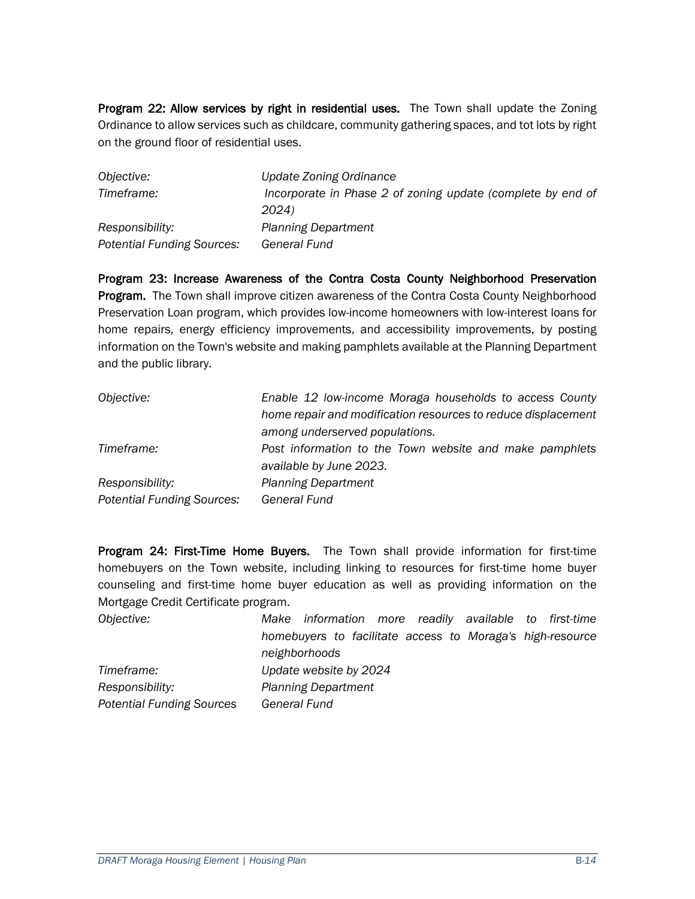**Program 22: Allow services by right in residential uses.** The Town shall update the Zoning Ordinance to allow services such as childcare, community gathering spaces, and tot lots by right on the ground floor of residential uses.

| | |
|---|---|
| *Objective:* | *Update Zoning Ordinance* |
| *Timeframe:* | *Incorporate in Phase 2 of zoning update (complete by end of 2024)* |
| *Responsibility:* | *Planning Department* |
| *Potential Funding Sources:* | *General Fund* |

**Program 23: Increase Awareness of the Contra Costa County Neighborhood Preservation Program.** The Town shall improve citizen awareness of the Contra Costa County Neighborhood Preservation Loan program, which provides low-income homeowners with low-interest loans for home repairs, energy efficiency improvements, and accessibility improvements, by posting information on the Town's website and making pamphlets available at the Planning Department and the public library.

| | |
|---|---|
| *Objective:* | *Enable 12 low-income Moraga households to access County home repair and modification resources to reduce displacement among underserved populations.* |
| *Timeframe:* | *Post information to the Town website and make pamphlets available by June 2023.* |
| *Responsibility:* | *Planning Department* |
| *Potential Funding Sources:* | *General Fund* |

**Program 24: First-Time Home Buyers.** The Town shall provide information for first-time homebuyers on the Town website, including linking to resources for first-time home buyer counseling and first-time home buyer education as well as providing information on the Mortgage Credit Certificate program.

| | |
|---|---|
| *Objective:* | *Make information more readily available to first-time homebuyers to facilitate access to Moraga's high-resource neighborhoods* |
| *Timeframe:* | *Update website by 2024* |
| *Responsibility:* | *Planning Department* |
| *Potential Funding Sources* | *General Fund* |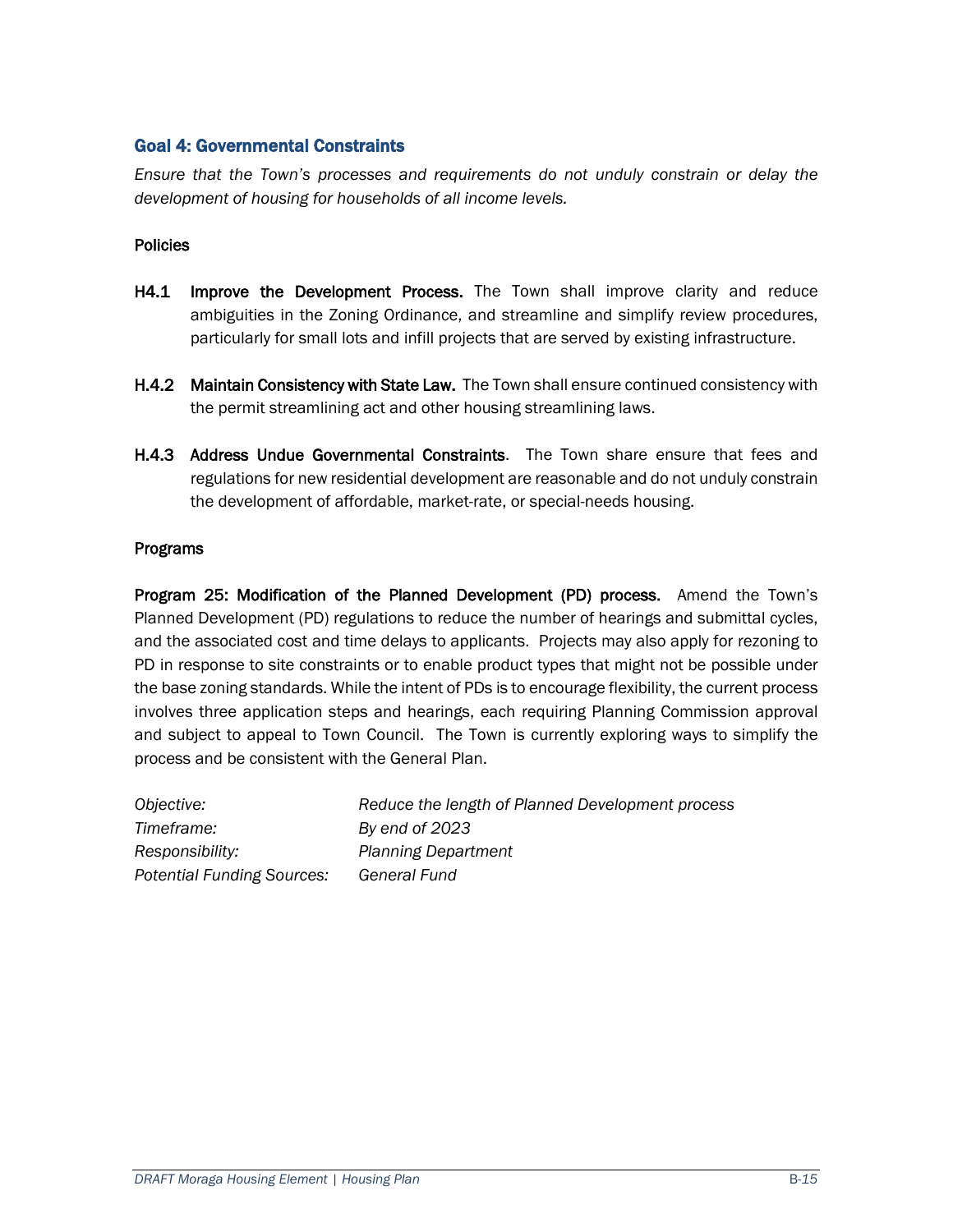## Goal 4: Governmental Constraints

*Ensure that the Town's processes and requirements do not unduly constrain or delay the development of housing for households of all income levels.*

### Policies

**H4.1 Improve the Development Process.** The Town shall improve clarity and reduce ambiguities in the Zoning Ordinance, and streamline and simplify review procedures, particularly for small lots and infill projects that are served by existing infrastructure.

**H.4.2 Maintain Consistency with State Law.** The Town shall ensure continued consistency with the permit streamlining act and other housing streamlining laws.

**H.4.3 Address Undue Governmental Constraints**. The Town share ensure that fees and regulations for new residential development are reasonable and do not unduly constrain the development of affordable, market-rate, or special-needs housing.

### Programs

**Program 25: Modification of the Planned Development (PD) process.** Amend the Town's Planned Development (PD) regulations to reduce the number of hearings and submittal cycles, and the associated cost and time delays to applicants. Projects may also apply for rezoning to PD in response to site constraints or to enable product types that might not be possible under the base zoning standards. While the intent of PDs is to encourage flexibility, the current process involves three application steps and hearings, each requiring Planning Commission approval and subject to appeal to Town Council. The Town is currently exploring ways to simplify the process and be consistent with the General Plan.

| | |
|---|---|
| *Objective:* | *Reduce the length of Planned Development process* |
| *Timeframe:* | *By end of 2023* |
| *Responsibility:* | *Planning Department* |
| *Potential Funding Sources:* | *General Fund* |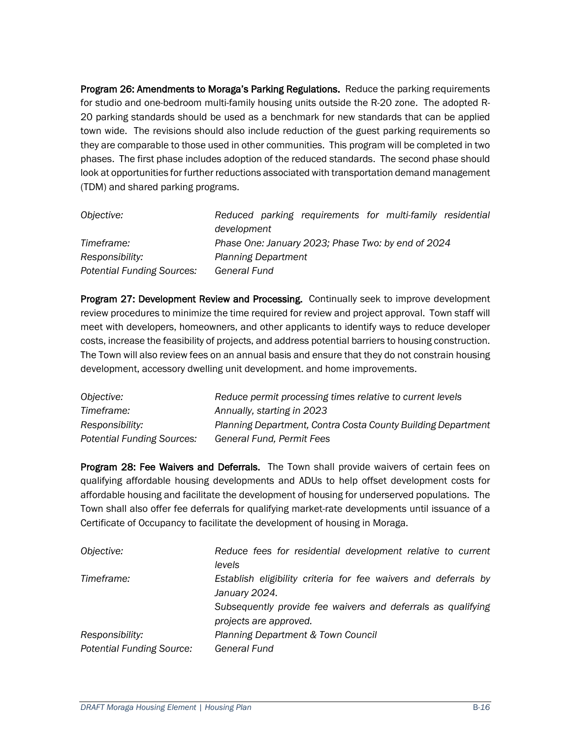**Program 26: Amendments to Moraga's Parking Regulations.** Reduce the parking requirements for studio and one-bedroom multi-family housing units outside the R-20 zone. The adopted R-20 parking standards should be used as a benchmark for new standards that can be applied town wide. The revisions should also include reduction of the guest parking requirements so they are comparable to those used in other communities. This program will be completed in two phases. The first phase includes adoption of the reduced standards. The second phase should look at opportunities for further reductions associated with transportation demand management (TDM) and shared parking programs.

| | |
|---|---|
| *Objective:* | *Reduced parking requirements for multi-family residential development* |
| *Timeframe:* | *Phase One: January 2023; Phase Two: by end of 2024* |
| *Responsibility:* | *Planning Department* |
| *Potential Funding Sources:* | *General Fund* |

**Program 27: Development Review and Processing.** Continually seek to improve development review procedures to minimize the time required for review and project approval. Town staff will meet with developers, homeowners, and other applicants to identify ways to reduce developer costs, increase the feasibility of projects, and address potential barriers to housing construction. The Town will also review fees on an annual basis and ensure that they do not constrain housing development, accessory dwelling unit development. and home improvements.

| | |
|---|---|
| *Objective:* | *Reduce permit processing times relative to current levels* |
| *Timeframe:* | *Annually, starting in 2023* |
| *Responsibility:* | *Planning Department, Contra Costa County Building Department* |
| *Potential Funding Sources:* | *General Fund, Permit Fees* |

**Program 28: Fee Waivers and Deferrals.** The Town shall provide waivers of certain fees on qualifying affordable housing developments and ADUs to help offset development costs for affordable housing and facilitate the development of housing for underserved populations. The Town shall also offer fee deferrals for qualifying market-rate developments until issuance of a Certificate of Occupancy to facilitate the development of housing in Moraga.

| | |
|---|---|
| *Objective:* | *Reduce fees for residential development relative to current levels* |
| *Timeframe:* | *Establish eligibility criteria for fee waivers and deferrals by January 2024.* <br> *Subsequently provide fee waivers and deferrals as qualifying projects are approved.* |
| *Responsibility:* | *Planning Department & Town Council* |
| *Potential Funding Source:* | *General Fund* |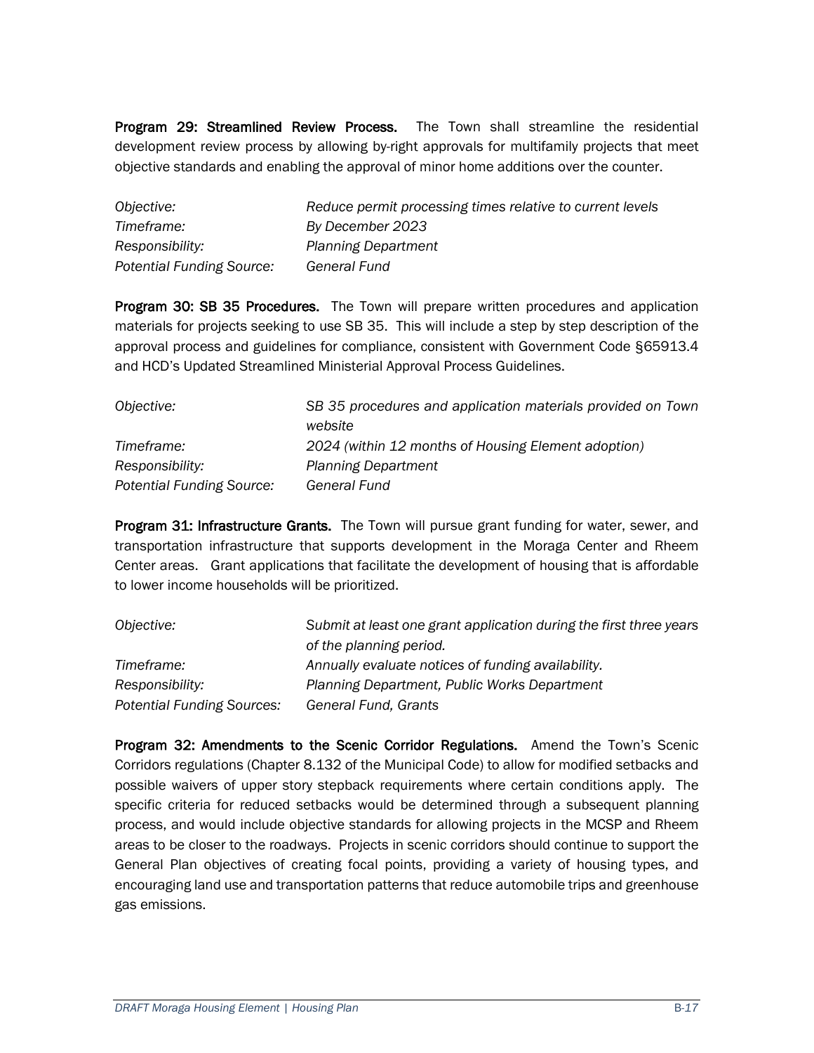**Program 29: Streamlined Review Process.** The Town shall streamline the residential development review process by allowing by-right approvals for multifamily projects that meet objective standards and enabling the approval of minor home additions over the counter.

| | |
|---|---|
| *Objective:* | *Reduce permit processing times relative to current levels* |
| *Timeframe:* | *By December 2023* |
| *Responsibility:* | *Planning Department* |
| *Potential Funding Source:* | *General Fund* |

**Program 30: SB 35 Procedures.** The Town will prepare written procedures and application materials for projects seeking to use SB 35. This will include a step by step description of the approval process and guidelines for compliance, consistent with Government Code §65913.4 and HCD's Updated Streamlined Ministerial Approval Process Guidelines.

| | |
|---|---|
| *Objective:* | *SB 35 procedures and application materials provided on Town website* |
| *Timeframe:* | *2024 (within 12 months of Housing Element adoption)* |
| *Responsibility:* | *Planning Department* |
| *Potential Funding Source:* | *General Fund* |

**Program 31: Infrastructure Grants.** The Town will pursue grant funding for water, sewer, and transportation infrastructure that supports development in the Moraga Center and Rheem Center areas. Grant applications that facilitate the development of housing that is affordable to lower income households will be prioritized.

| | |
|---|---|
| *Objective:* | *Submit at least one grant application during the first three years of the planning period.* |
| *Timeframe:* | *Annually evaluate notices of funding availability.* |
| *Responsibility:* | *Planning Department, Public Works Department* |
| *Potential Funding Sources:* | *General Fund, Grants* |

**Program 32: Amendments to the Scenic Corridor Regulations.** Amend the Town's Scenic Corridors regulations (Chapter 8.132 of the Municipal Code) to allow for modified setbacks and possible waivers of upper story stepback requirements where certain conditions apply. The specific criteria for reduced setbacks would be determined through a subsequent planning process, and would include objective standards for allowing projects in the MCSP and Rheem areas to be closer to the roadways. Projects in scenic corridors should continue to support the General Plan objectives of creating focal points, providing a variety of housing types, and encouraging land use and transportation patterns that reduce automobile trips and greenhouse gas emissions.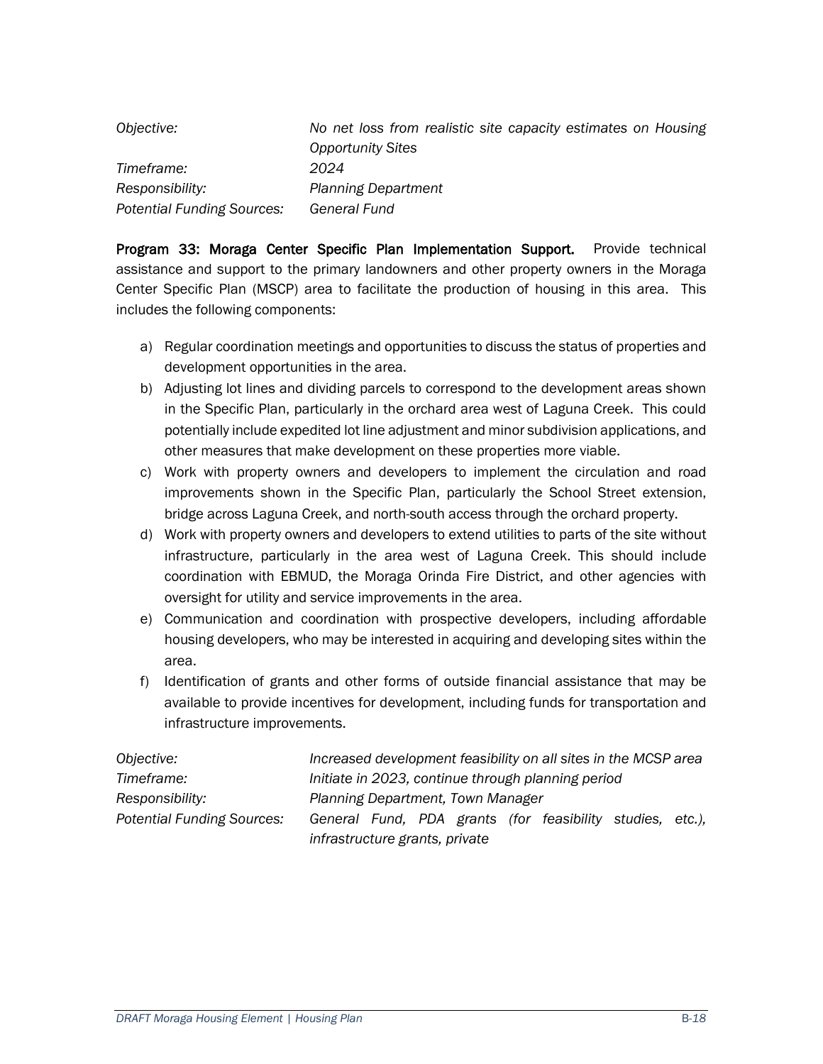| | |
|---|---|
| *Objective:* | *No net loss from realistic site capacity estimates on Housing Opportunity Sites* |
| *Timeframe:* | *2024* |
| *Responsibility:* | *Planning Department* |
| *Potential Funding Sources:* | *General Fund* |

**Program 33: Moraga Center Specific Plan Implementation Support.** Provide technical assistance and support to the primary landowners and other property owners in the Moraga Center Specific Plan (MSCP) area to facilitate the production of housing in this area. This includes the following components:

a) Regular coordination meetings and opportunities to discuss the status of properties and development opportunities in the area.
b) Adjusting lot lines and dividing parcels to correspond to the development areas shown in the Specific Plan, particularly in the orchard area west of Laguna Creek. This could potentially include expedited lot line adjustment and minor subdivision applications, and other measures that make development on these properties more viable.
c) Work with property owners and developers to implement the circulation and road improvements shown in the Specific Plan, particularly the School Street extension, bridge across Laguna Creek, and north-south access through the orchard property.
d) Work with property owners and developers to extend utilities to parts of the site without infrastructure, particularly in the area west of Laguna Creek. This should include coordination with EBMUD, the Moraga Orinda Fire District, and other agencies with oversight for utility and service improvements in the area.
e) Communication and coordination with prospective developers, including affordable housing developers, who may be interested in acquiring and developing sites within the area.
f) Identification of grants and other forms of outside financial assistance that may be available to provide incentives for development, including funds for transportation and infrastructure improvements.

| | |
|---|---|
| *Objective:* | *Increased development feasibility on all sites in the MCSP area* |
| *Timeframe:* | *Initiate in 2023, continue through planning period* |
| *Responsibility:* | *Planning Department, Town Manager* |
| *Potential Funding Sources:* | *General Fund, PDA grants (for feasibility studies, etc.), infrastructure grants, private* |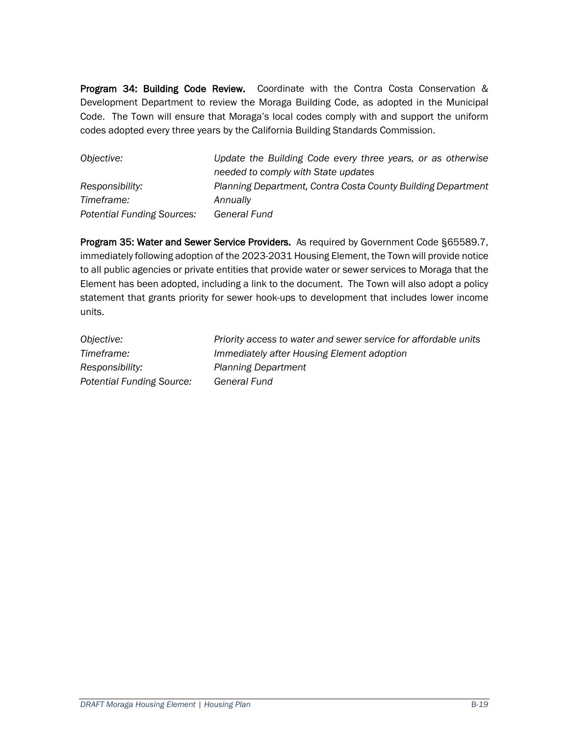**Program 34: Building Code Review.** Coordinate with the Contra Costa Conservation & Development Department to review the Moraga Building Code, as adopted in the Municipal Code. The Town will ensure that Moraga's local codes comply with and support the uniform codes adopted every three years by the California Building Standards Commission.

| | |
|---|---|
| *Objective:* | *Update the Building Code every three years, or as otherwise needed to comply with State updates* |
| *Responsibility:* | *Planning Department, Contra Costa County Building Department* |
| *Timeframe:* | *Annually* |
| *Potential Funding Sources:* | *General Fund* |

**Program 35: Water and Sewer Service Providers.** As required by Government Code §65589.7, immediately following adoption of the 2023-2031 Housing Element, the Town will provide notice to all public agencies or private entities that provide water or sewer services to Moraga that the Element has been adopted, including a link to the document. The Town will also adopt a policy statement that grants priority for sewer hook-ups to development that includes lower income units.

| | |
|---|---|
| *Objective:* | *Priority access to water and sewer service for affordable units* |
| *Timeframe:* | *Immediately after Housing Element adoption* |
| *Responsibility:* | *Planning Department* |
| *Potential Funding Source:* | *General Fund* |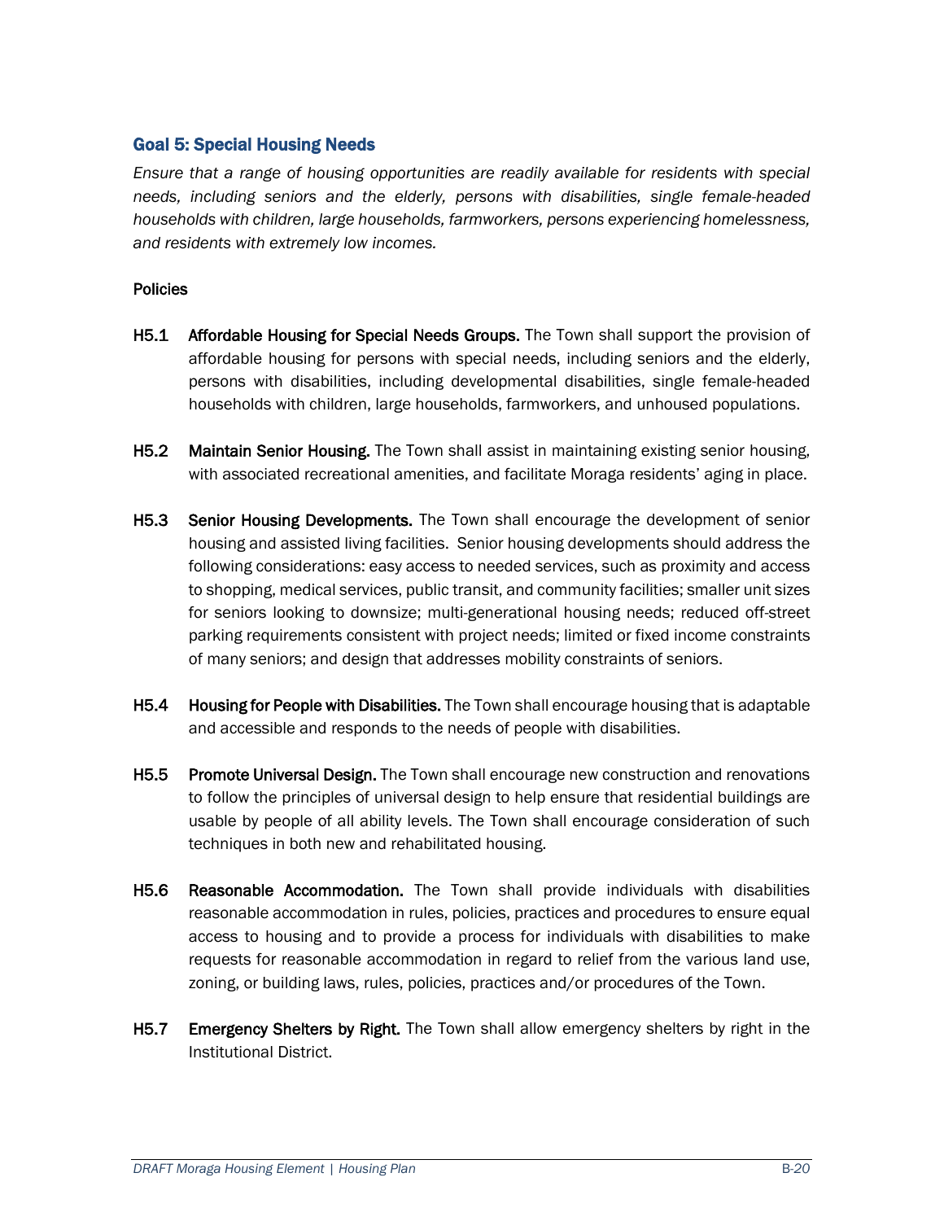## Goal 5: Special Housing Needs

*Ensure that a range of housing opportunities are readily available for residents with special needs, including seniors and the elderly, persons with disabilities, single female-headed households with children, large households, farmworkers, persons experiencing homelessness, and residents with extremely low incomes.*

### Policies

**H5.1 Affordable Housing for Special Needs Groups.** The Town shall support the provision of affordable housing for persons with special needs, including seniors and the elderly, persons with disabilities, including developmental disabilities, single female-headed households with children, large households, farmworkers, and unhoused populations.

**H5.2 Maintain Senior Housing.** The Town shall assist in maintaining existing senior housing, with associated recreational amenities, and facilitate Moraga residents' aging in place.

**H5.3 Senior Housing Developments.** The Town shall encourage the development of senior housing and assisted living facilities. Senior housing developments should address the following considerations: easy access to needed services, such as proximity and access to shopping, medical services, public transit, and community facilities; smaller unit sizes for seniors looking to downsize; multi-generational housing needs; reduced off-street parking requirements consistent with project needs; limited or fixed income constraints of many seniors; and design that addresses mobility constraints of seniors.

**H5.4 Housing for People with Disabilities.** The Town shall encourage housing that is adaptable and accessible and responds to the needs of people with disabilities.

**H5.5 Promote Universal Design.** The Town shall encourage new construction and renovations to follow the principles of universal design to help ensure that residential buildings are usable by people of all ability levels. The Town shall encourage consideration of such techniques in both new and rehabilitated housing.

**H5.6 Reasonable Accommodation.** The Town shall provide individuals with disabilities reasonable accommodation in rules, policies, practices and procedures to ensure equal access to housing and to provide a process for individuals with disabilities to make requests for reasonable accommodation in regard to relief from the various land use, zoning, or building laws, rules, policies, practices and/or procedures of the Town.

**H5.7 Emergency Shelters by Right.** The Town shall allow emergency shelters by right in the Institutional District.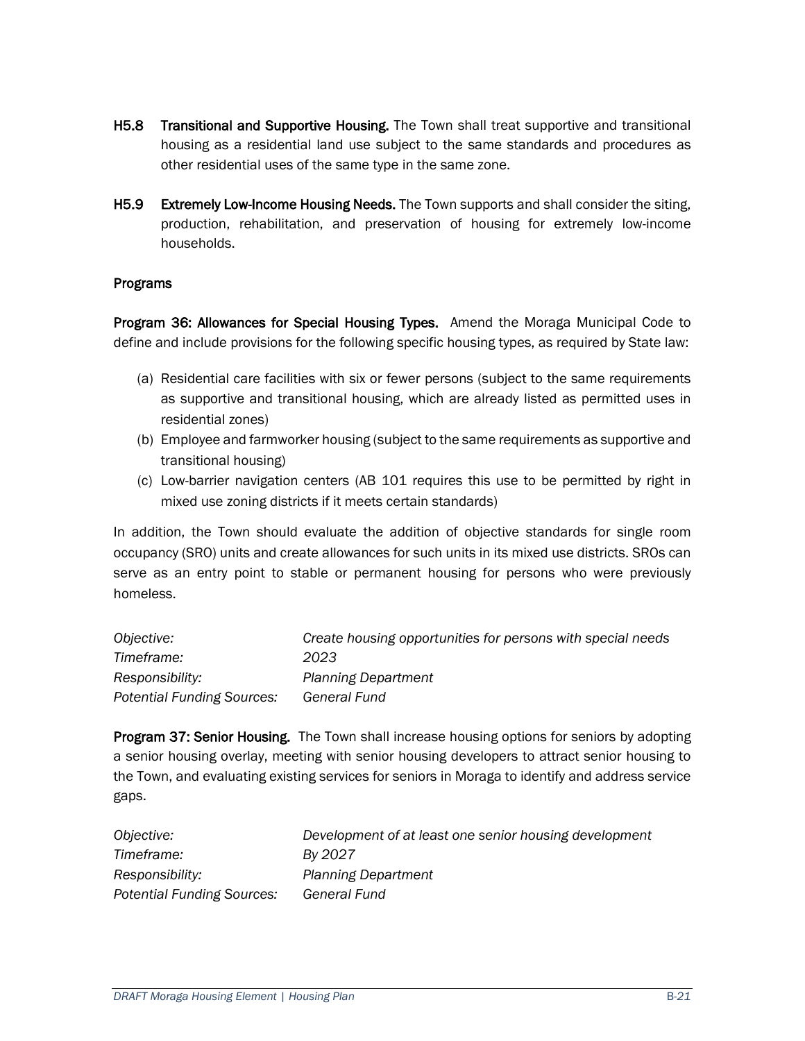**H5.8 Transitional and Supportive Housing.** The Town shall treat supportive and transitional housing as a residential land use subject to the same standards and procedures as other residential uses of the same type in the same zone.

**H5.9 Extremely Low-Income Housing Needs.** The Town supports and shall consider the siting, production, rehabilitation, and preservation of housing for extremely low-income households.

### Programs

**Program 36: Allowances for Special Housing Types.** Amend the Moraga Municipal Code to define and include provisions for the following specific housing types, as required by State law:

(a) Residential care facilities with six or fewer persons (subject to the same requirements as supportive and transitional housing, which are already listed as permitted uses in residential zones)
(b) Employee and farmworker housing (subject to the same requirements as supportive and transitional housing)
(c) Low-barrier navigation centers (AB 101 requires this use to be permitted by right in mixed use zoning districts if it meets certain standards)

In addition, the Town should evaluate the addition of objective standards for single room occupancy (SRO) units and create allowances for such units in its mixed use districts. SROs can serve as an entry point to stable or permanent housing for persons who were previously homeless.

*Objective:* *Create housing opportunities for persons with special needs*
*Timeframe:* *2023*
*Responsibility:* *Planning Department*
*Potential Funding Sources:* *General Fund*

**Program 37: Senior Housing.** The Town shall increase housing options for seniors by adopting a senior housing overlay, meeting with senior housing developers to attract senior housing to the Town, and evaluating existing services for seniors in Moraga to identify and address service gaps.

*Objective:* *Development of at least one senior housing development*
*Timeframe:* *By 2027*
*Responsibility:* *Planning Department*
*Potential Funding Sources:* *General Fund*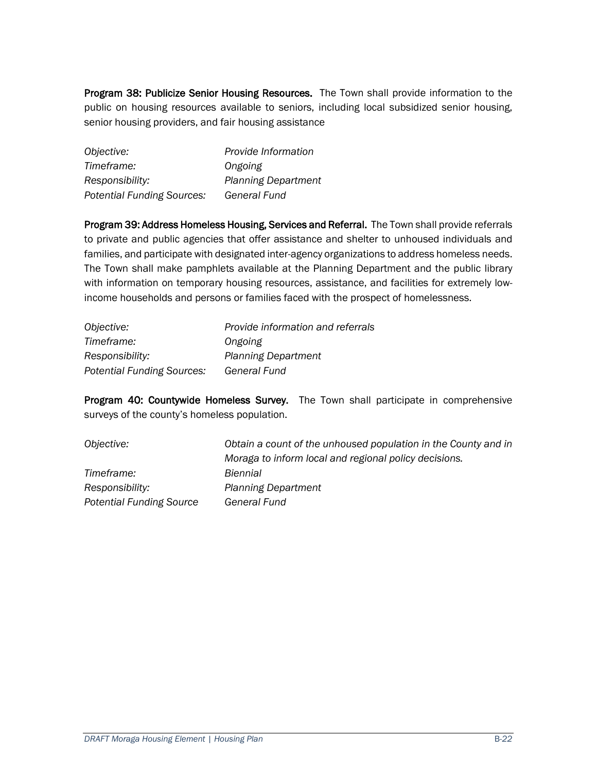**Program 38: Publicize Senior Housing Resources.** The Town shall provide information to the public on housing resources available to seniors, including local subsidized senior housing, senior housing providers, and fair housing assistance

| | |
|---|---|
| *Objective:* | *Provide Information* |
| *Timeframe:* | *Ongoing* |
| *Responsibility:* | *Planning Department* |
| *Potential Funding Sources:* | *General Fund* |

**Program 39: Address Homeless Housing, Services and Referral.** The Town shall provide referrals to private and public agencies that offer assistance and shelter to unhoused individuals and families, and participate with designated inter-agency organizations to address homeless needs. The Town shall make pamphlets available at the Planning Department and the public library with information on temporary housing resources, assistance, and facilities for extremely low-income households and persons or families faced with the prospect of homelessness.

| | |
|---|---|
| *Objective:* | *Provide information and referrals* |
| *Timeframe:* | *Ongoing* |
| *Responsibility:* | *Planning Department* |
| *Potential Funding Sources:* | *General Fund* |

**Program 40: Countywide Homeless Survey.** The Town shall participate in comprehensive surveys of the county's homeless population.

| | |
|---|---|
| *Objective:* | *Obtain a count of the unhoused population in the County and in Moraga to inform local and regional policy decisions.* |
| *Timeframe:* | *Biennial* |
| *Responsibility:* | *Planning Department* |
| *Potential Funding Source* | *General Fund* |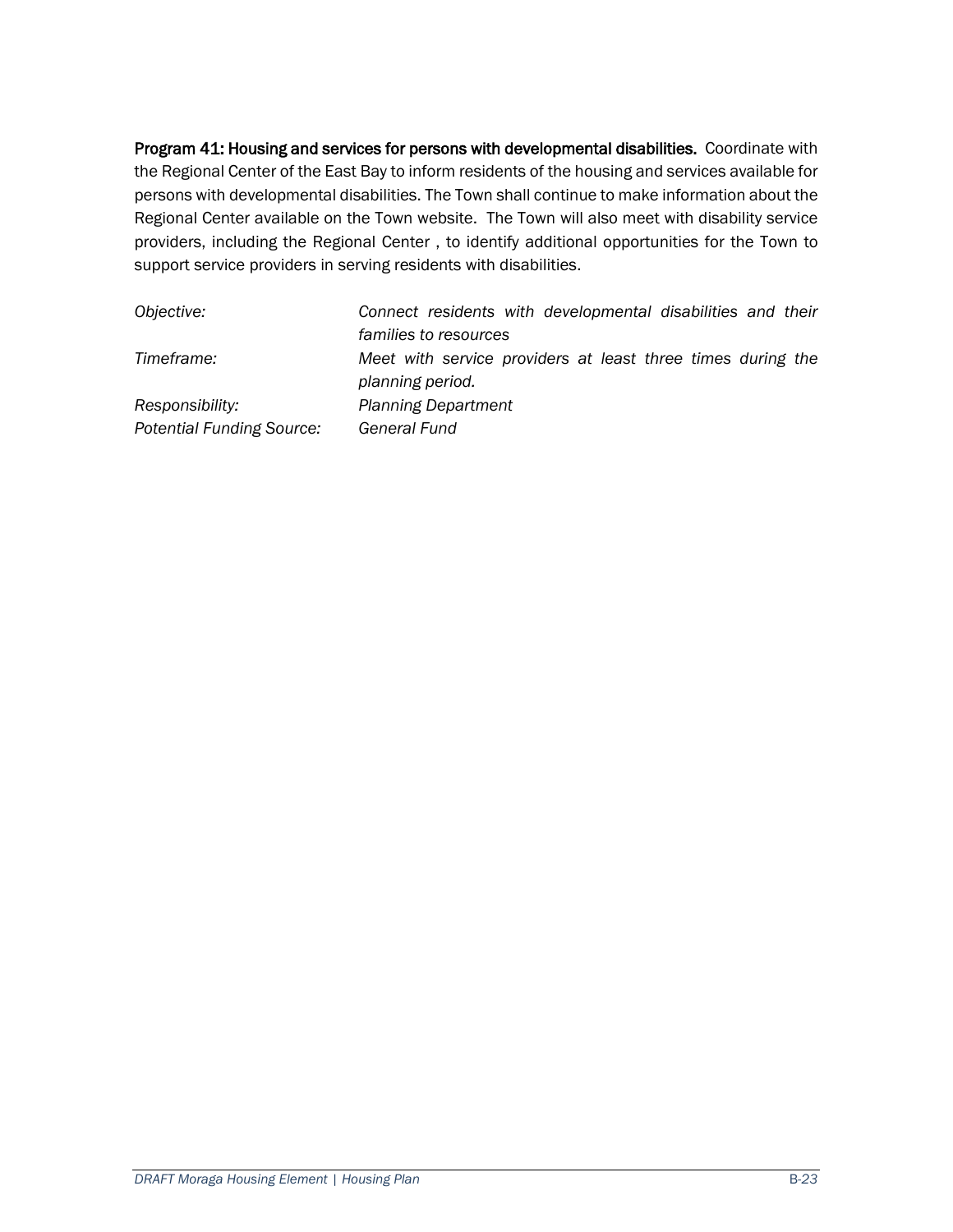**Program 41: Housing and services for persons with developmental disabilities.** Coordinate with the Regional Center of the East Bay to inform residents of the housing and services available for persons with developmental disabilities. The Town shall continue to make information about the Regional Center available on the Town website. The Town will also meet with disability service providers, including the Regional Center , to identify additional opportunities for the Town to support service providers in serving residents with disabilities.

| | |
|---|---|
| *Objective:* | *Connect residents with developmental disabilities and their families to resources* |
| *Timeframe:* | *Meet with service providers at least three times during the planning period.* |
| *Responsibility:* | *Planning Department* |
| *Potential Funding Source:* | *General Fund* |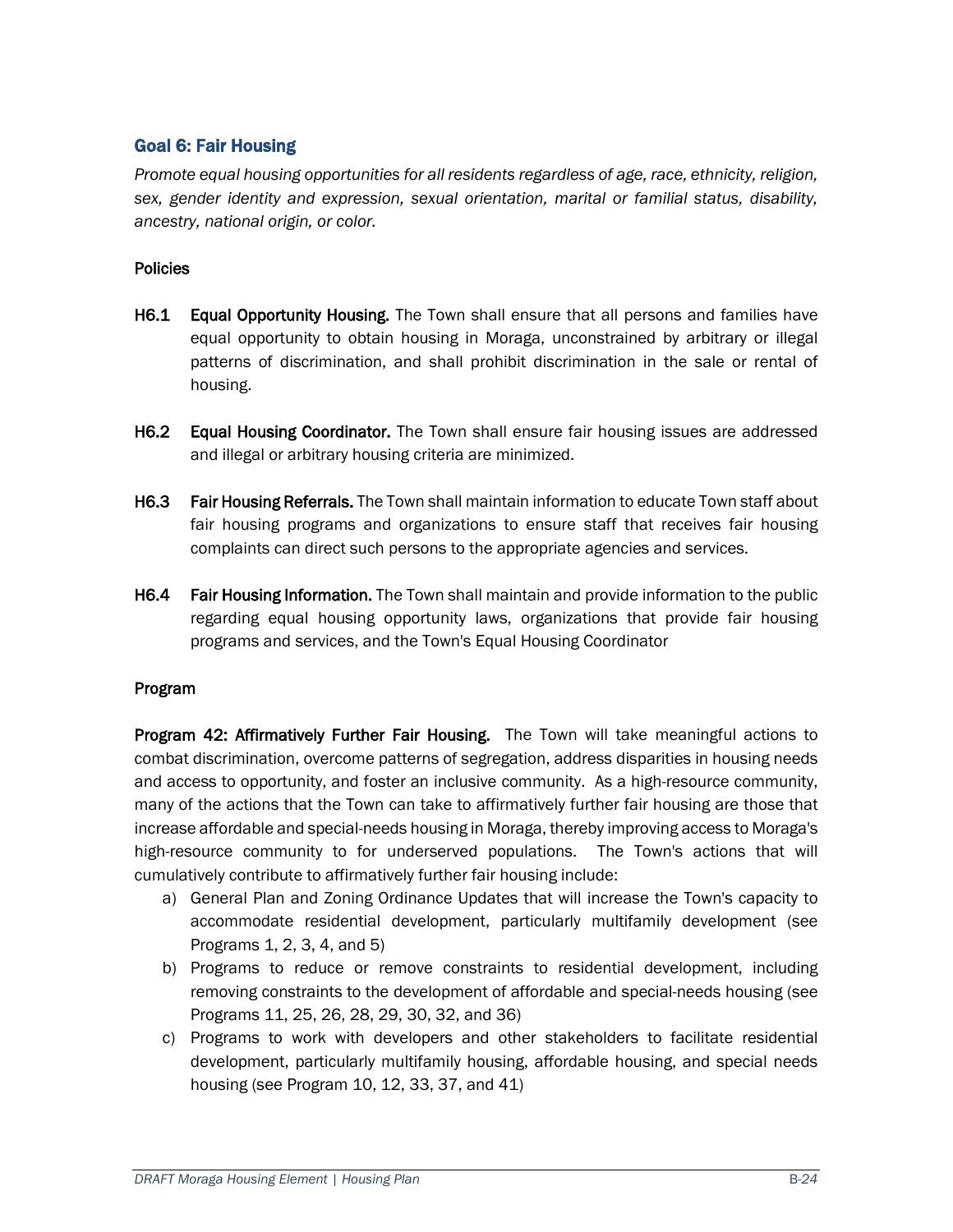## Goal 6: Fair Housing

*Promote equal housing opportunities for all residents regardless of age, race, ethnicity, religion, sex, gender identity and expression, sexual orientation, marital or familial status, disability, ancestry, national origin, or color.*

### Policies

**H6.1 Equal Opportunity Housing.** The Town shall ensure that all persons and families have equal opportunity to obtain housing in Moraga, unconstrained by arbitrary or illegal patterns of discrimination, and shall prohibit discrimination in the sale or rental of housing.

**H6.2 Equal Housing Coordinator.** The Town shall ensure fair housing issues are addressed and illegal or arbitrary housing criteria are minimized.

**H6.3 Fair Housing Referrals.** The Town shall maintain information to educate Town staff about fair housing programs and organizations to ensure staff that receives fair housing complaints can direct such persons to the appropriate agencies and services.

**H6.4 Fair Housing Information.** The Town shall maintain and provide information to the public regarding equal housing opportunity laws, organizations that provide fair housing programs and services, and the Town's Equal Housing Coordinator

### Program

**Program 42: Affirmatively Further Fair Housing.** The Town will take meaningful actions to combat discrimination, overcome patterns of segregation, address disparities in housing needs and access to opportunity, and foster an inclusive community. As a high-resource community, many of the actions that the Town can take to affirmatively further fair housing are those that increase affordable and special-needs housing in Moraga, thereby improving access to Moraga's high-resource community to for underserved populations. The Town's actions that will cumulatively contribute to affirmatively further fair housing include:

a) General Plan and Zoning Ordinance Updates that will increase the Town's capacity to accommodate residential development, particularly multifamily development (see Programs 1, 2, 3, 4, and 5)
b) Programs to reduce or remove constraints to residential development, including removing constraints to the development of affordable and special-needs housing (see Programs 11, 25, 26, 28, 29, 30, 32, and 36)
c) Programs to work with developers and other stakeholders to facilitate residential development, particularly multifamily housing, affordable housing, and special needs housing (see Program 10, 12, 33, 37, and 41)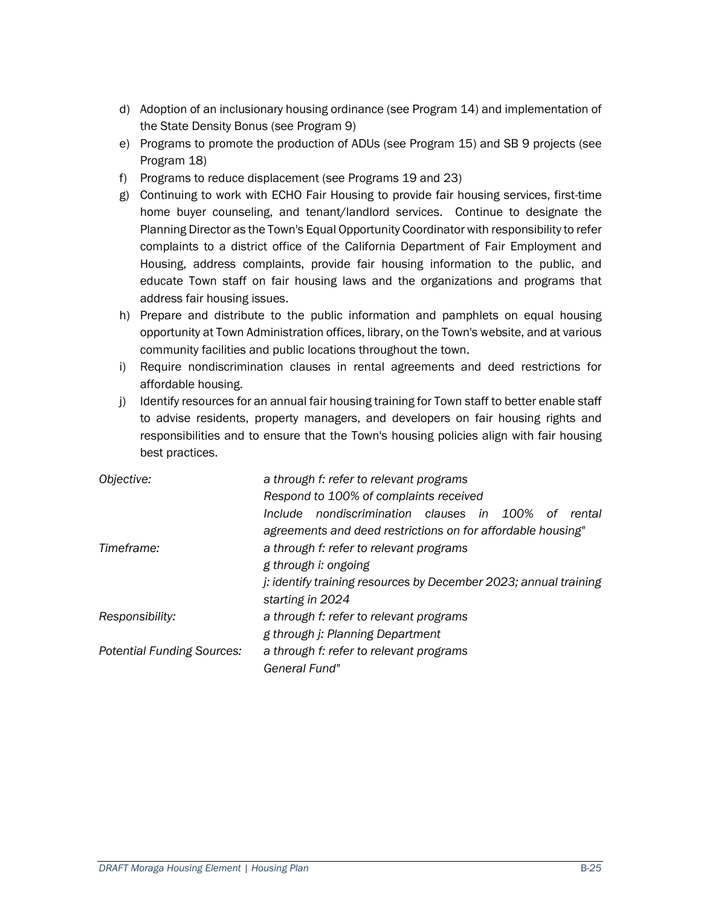d) Adoption of an inclusionary housing ordinance (see Program 14) and implementation of the State Density Bonus (see Program 9)
e) Programs to promote the production of ADUs (see Program 15) and SB 9 projects (see Program 18)
f) Programs to reduce displacement (see Programs 19 and 23)
g) Continuing to work with ECHO Fair Housing to provide fair housing services, first-time home buyer counseling, and tenant/landlord services. Continue to designate the Planning Director as the Town's Equal Opportunity Coordinator with responsibility to refer complaints to a district office of the California Department of Fair Employment and Housing, address complaints, provide fair housing information to the public, and educate Town staff on fair housing laws and the organizations and programs that address fair housing issues.
h) Prepare and distribute to the public information and pamphlets on equal housing opportunity at Town Administration offices, library, on the Town's website, and at various community facilities and public locations throughout the town.
i) Require nondiscrimination clauses in rental agreements and deed restrictions for affordable housing.
j) Identify resources for an annual fair housing training for Town staff to better enable staff to advise residents, property managers, and developers on fair housing rights and responsibilities and to ensure that the Town's housing policies align with fair housing best practices.

| | |
|---|---|
| *Objective:* | *a through f: refer to relevant programs*<br>*Respond to 100% of complaints received*<br>*Include nondiscrimination clauses in 100% of rental agreements and deed restrictions on for affordable housing"* |
| *Timeframe:* | *a through f: refer to relevant programs*<br>*g through i: ongoing*<br>*j: identify training resources by December 2023; annual training starting in 2024* |
| *Responsibility:* | *a through f: refer to relevant programs*<br>*g through j: Planning Department* |
| *Potential Funding Sources:* | *a through f: refer to relevant programs*<br>*General Fund"* |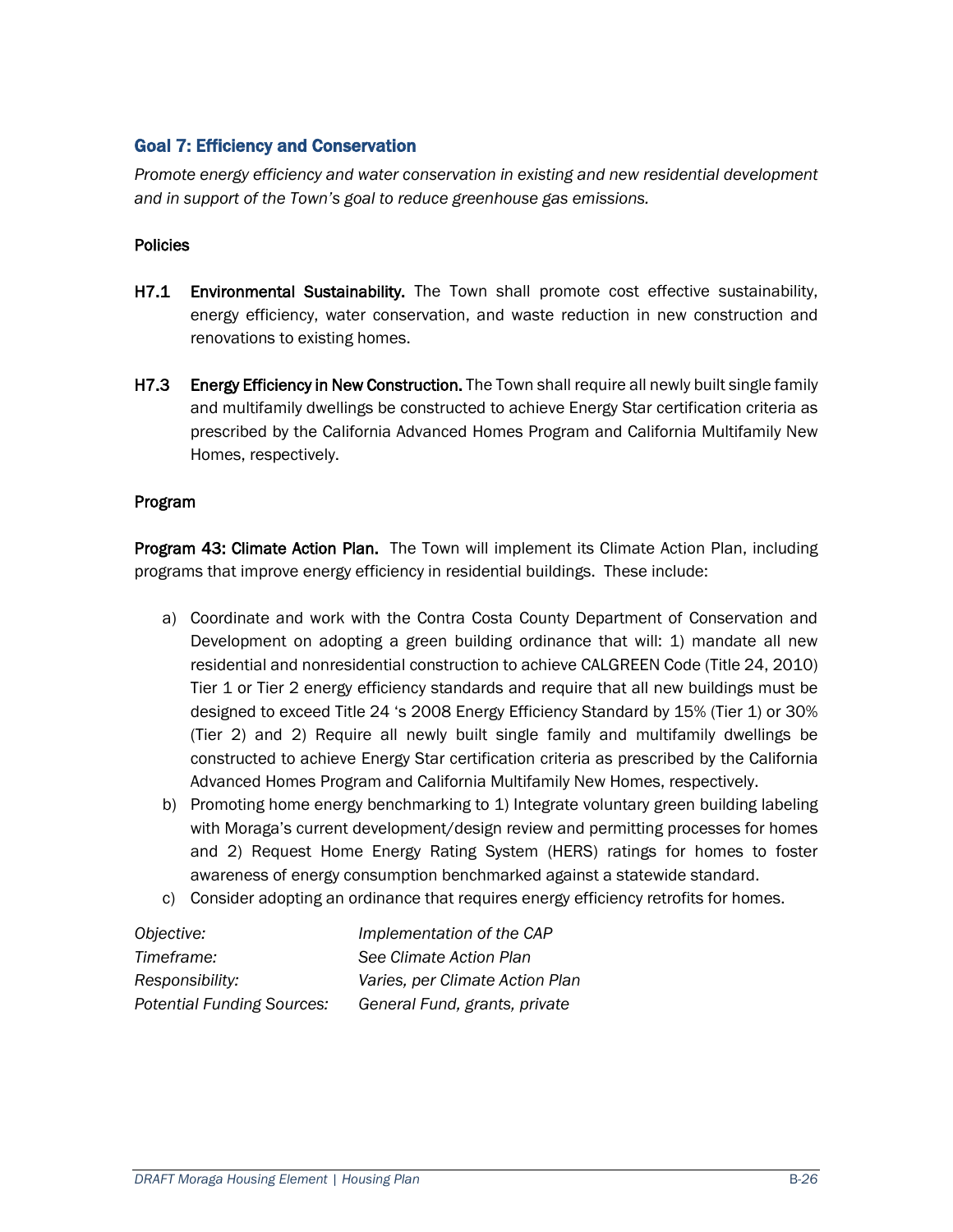## Goal 7: Efficiency and Conservation

*Promote energy efficiency and water conservation in existing and new residential development and in support of the Town's goal to reduce greenhouse gas emissions.*

### Policies

**H7.1 Environmental Sustainability.** The Town shall promote cost effective sustainability, energy efficiency, water conservation, and waste reduction in new construction and renovations to existing homes.

**H7.3 Energy Efficiency in New Construction.** The Town shall require all newly built single family and multifamily dwellings be constructed to achieve Energy Star certification criteria as prescribed by the California Advanced Homes Program and California Multifamily New Homes, respectively.

### Program

**Program 43: Climate Action Plan.** The Town will implement its Climate Action Plan, including programs that improve energy efficiency in residential buildings. These include:

a) Coordinate and work with the Contra Costa County Department of Conservation and Development on adopting a green building ordinance that will: 1) mandate all new residential and nonresidential construction to achieve CALGREEN Code (Title 24, 2010) Tier 1 or Tier 2 energy efficiency standards and require that all new buildings must be designed to exceed Title 24 's 2008 Energy Efficiency Standard by 15% (Tier 1) or 30% (Tier 2) and 2) Require all newly built single family and multifamily dwellings be constructed to achieve Energy Star certification criteria as prescribed by the California Advanced Homes Program and California Multifamily New Homes, respectively.
b) Promoting home energy benchmarking to 1) Integrate voluntary green building labeling with Moraga's current development/design review and permitting processes for homes and 2) Request Home Energy Rating System (HERS) ratings for homes to foster awareness of energy consumption benchmarked against a statewide standard.
c) Consider adopting an ordinance that requires energy efficiency retrofits for homes.

| | |
|---|---|
| *Objective:* | *Implementation of the CAP* |
| *Timeframe:* | *See Climate Action Plan* |
| *Responsibility:* | *Varies, per Climate Action Plan* |
| *Potential Funding Sources:* | *General Fund, grants, private* |